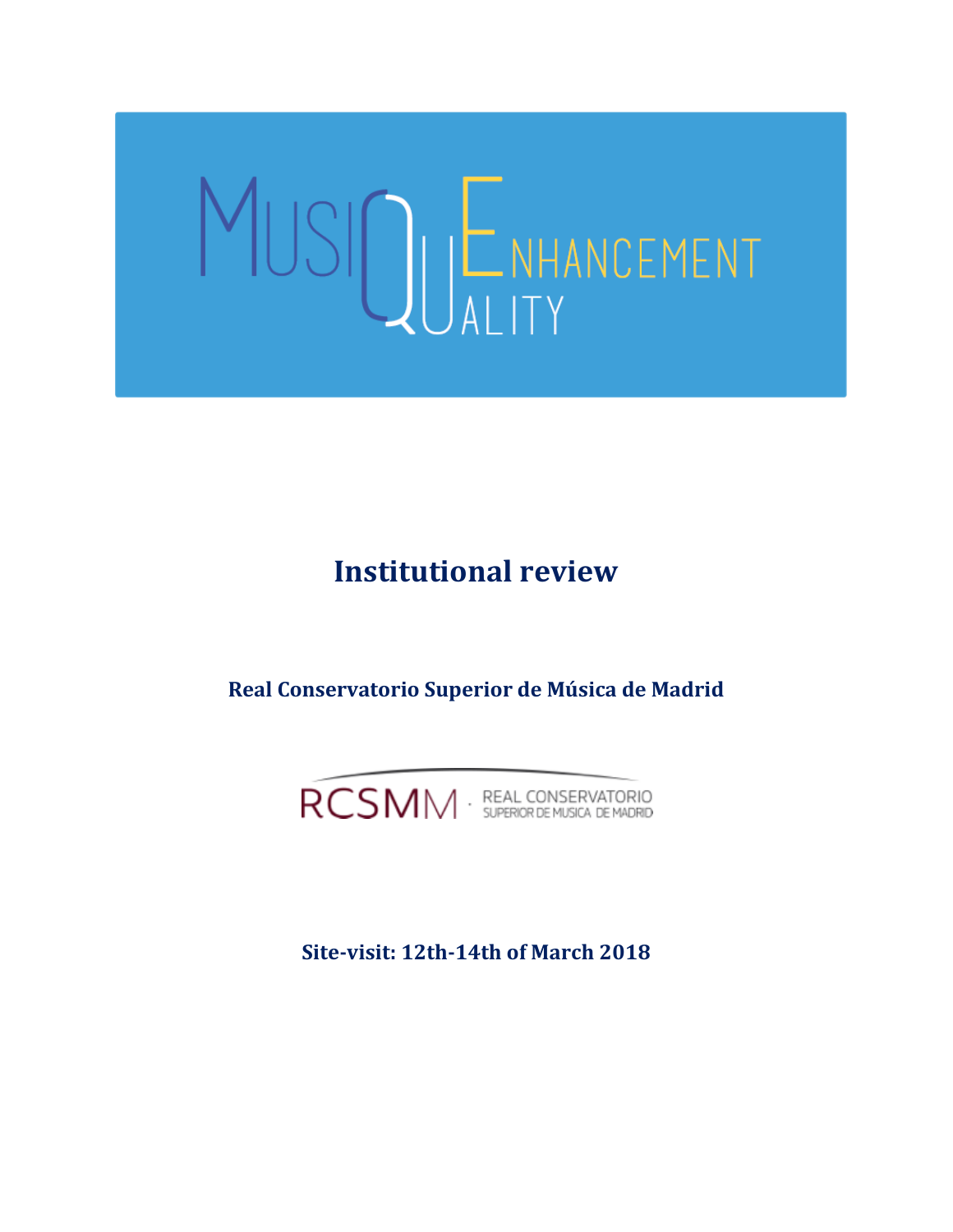# Institutional review

**Real Conservatorio Superior de Música de Madrid**

**Site-visit: 12th-14th of March 2018**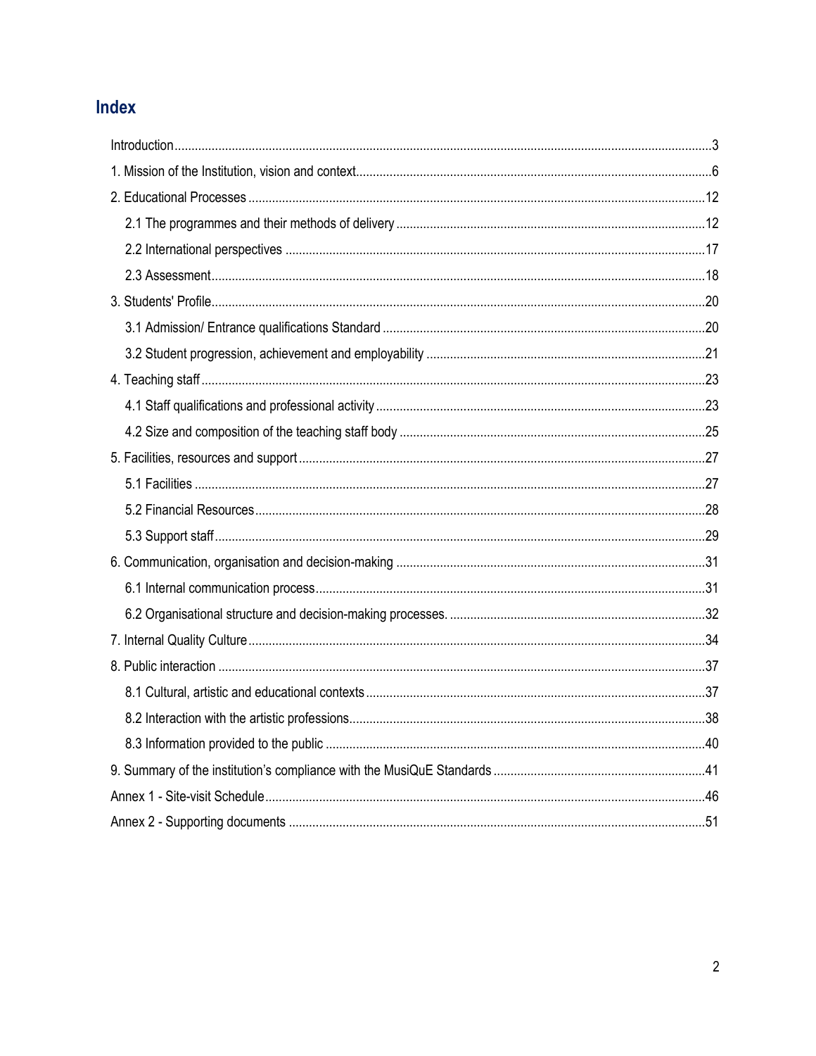## Index

Introduction...3

1. Mission of the Institution, vision and context...6

2. Educational Processes...12

   2.1 The programmes and their methods of delivery...12

   2.2 International perspectives...17

   2.3 Assessment...18

3. Students' Profile...20

   3.1 Admission/ Entrance qualifications Standard...20

   3.2 Student progression, achievement and employability...21

4. Teaching staff...23

   4.1 Staff qualifications and professional activity...23

   4.2 Size and composition of the teaching staff body...25

5. Facilities, resources and support...27

   5.1 Facilities...27

   5.2 Financial Resources...28

   5.3 Support staff...29

6. Communication, organisation and decision-making...31

   6.1 Internal communication process...31

   6.2 Organisational structure and decision-making processes. ...32

7. Internal Quality Culture...34

8. Public interaction...37

   8.1 Cultural, artistic and educational contexts...37

   8.2 Interaction with the artistic professions...38

   8.3 Information provided to the public...40

9. Summary of the institution's compliance with the MusiQuE Standards...41

Annex 1 - Site-visit Schedule...46

Annex 2 - Supporting documents...51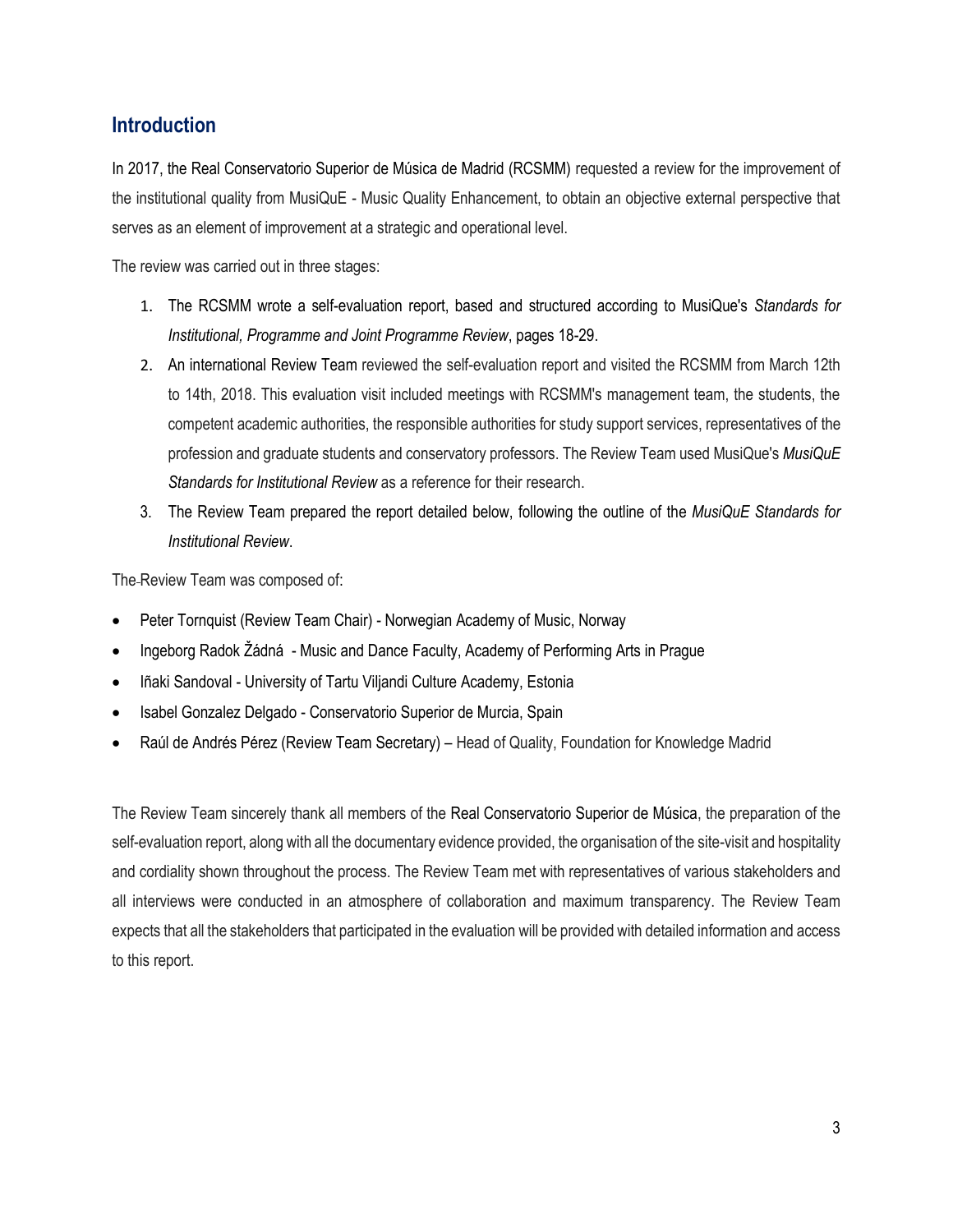## Introduction

In 2017, the Real Conservatorio Superior de Música de Madrid (RCSMM) requested a review for the improvement of the institutional quality from MusiQuE - Music Quality Enhancement, to obtain an objective external perspective that serves as an element of improvement at a strategic and operational level.

The review was carried out in three stages:

1. The RCSMM wrote a self-evaluation report, based and structured according to MusiQue's *Standards for Institutional, Programme and Joint Programme Review*, pages 18-29.
2. An international Review Team reviewed the self-evaluation report and visited the RCSMM from March 12th to 14th, 2018. This evaluation visit included meetings with RCSMM's management team, the students, the competent academic authorities, the responsible authorities for study support services, representatives of the profession and graduate students and conservatory professors. The Review Team used MusiQue's *MusiQuE Standards for Institutional Review* as a reference for their research.
3. The Review Team prepared the report detailed below, following the outline of the *MusiQuE Standards for Institutional Review*.

The Review Team was composed of:

- Peter Tornquist (Review Team Chair) - Norwegian Academy of Music, Norway
- Ingeborg Radok Žádná - Music and Dance Faculty, Academy of Performing Arts in Prague
- Iñaki Sandoval - University of Tartu Viljandi Culture Academy, Estonia
- Isabel Gonzalez Delgado - Conservatorio Superior de Murcia, Spain
- Raúl de Andrés Pérez (Review Team Secretary) – Head of Quality, Foundation for Knowledge Madrid

The Review Team sincerely thank all members of the Real Conservatorio Superior de Música, the preparation of the self-evaluation report, along with all the documentary evidence provided, the organisation of the site-visit and hospitality and cordiality shown throughout the process. The Review Team met with representatives of various stakeholders and all interviews were conducted in an atmosphere of collaboration and maximum transparency. The Review Team expects that all the stakeholders that participated in the evaluation will be provided with detailed information and access to this report.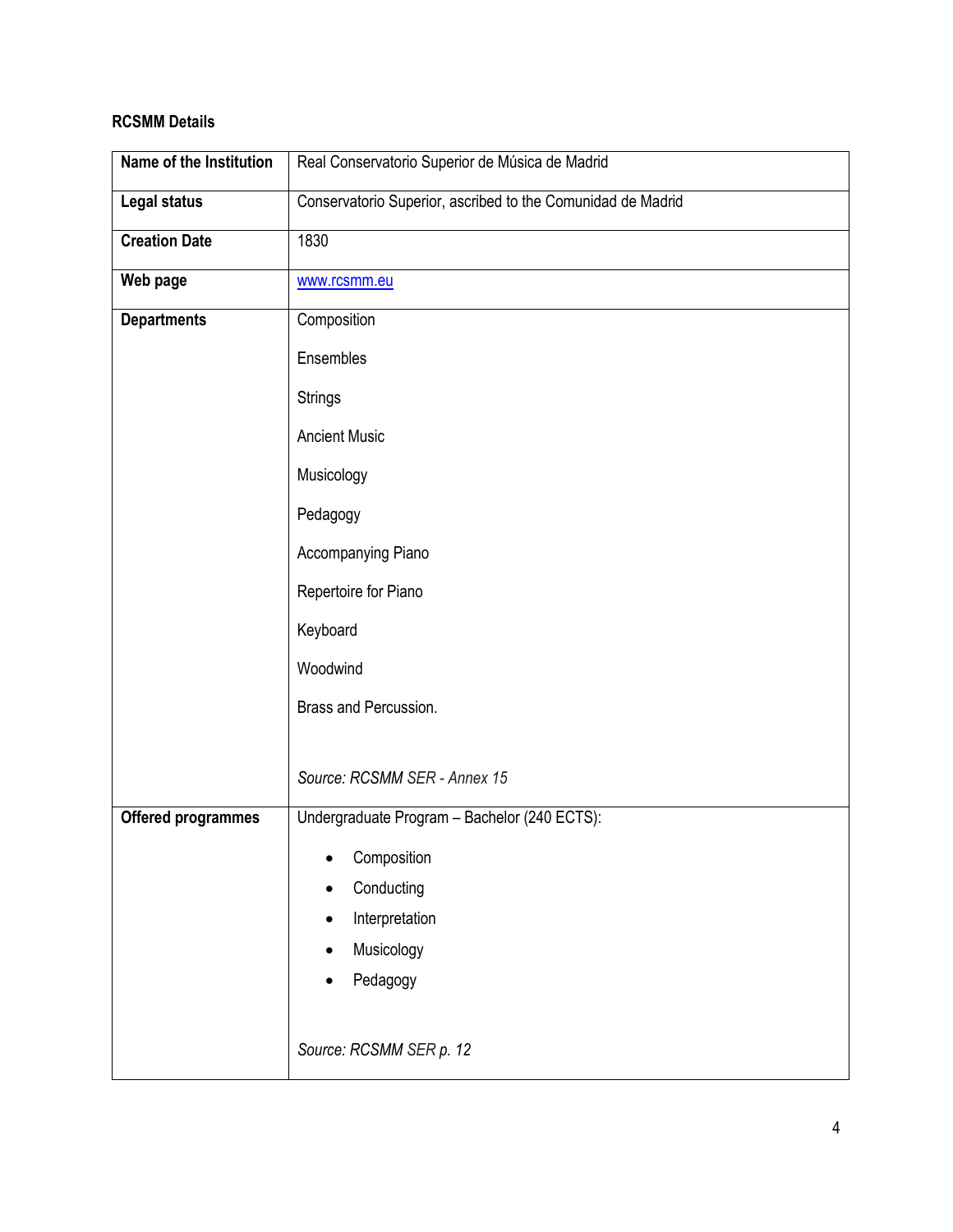**RCSMM Details**

| Name of the Institution | Real Conservatorio Superior de Música de Madrid |
|---|---|
| **Legal status** | Conservatorio Superior, ascribed to the Comunidad de Madrid |
| **Creation Date** | 1830 |
| **Web page** | www.rcsmm.eu |
| **Departments** | Composition<br><br>Ensembles<br><br>Strings<br><br>Ancient Music<br><br>Musicology<br><br>Pedagogy<br><br>Accompanying Piano<br><br>Repertoire for Piano<br><br>Keyboard<br><br>Woodwind<br><br>Brass and Percussion.<br><br>*Source: RCSMM SER - Annex 15* |
| **Offered programmes** | Undergraduate Program – Bachelor (240 ECTS):<br><br>• Composition<br>• Conducting<br>• Interpretation<br>• Musicology<br>• Pedagogy<br><br>*Source: RCSMM SER p. 12* |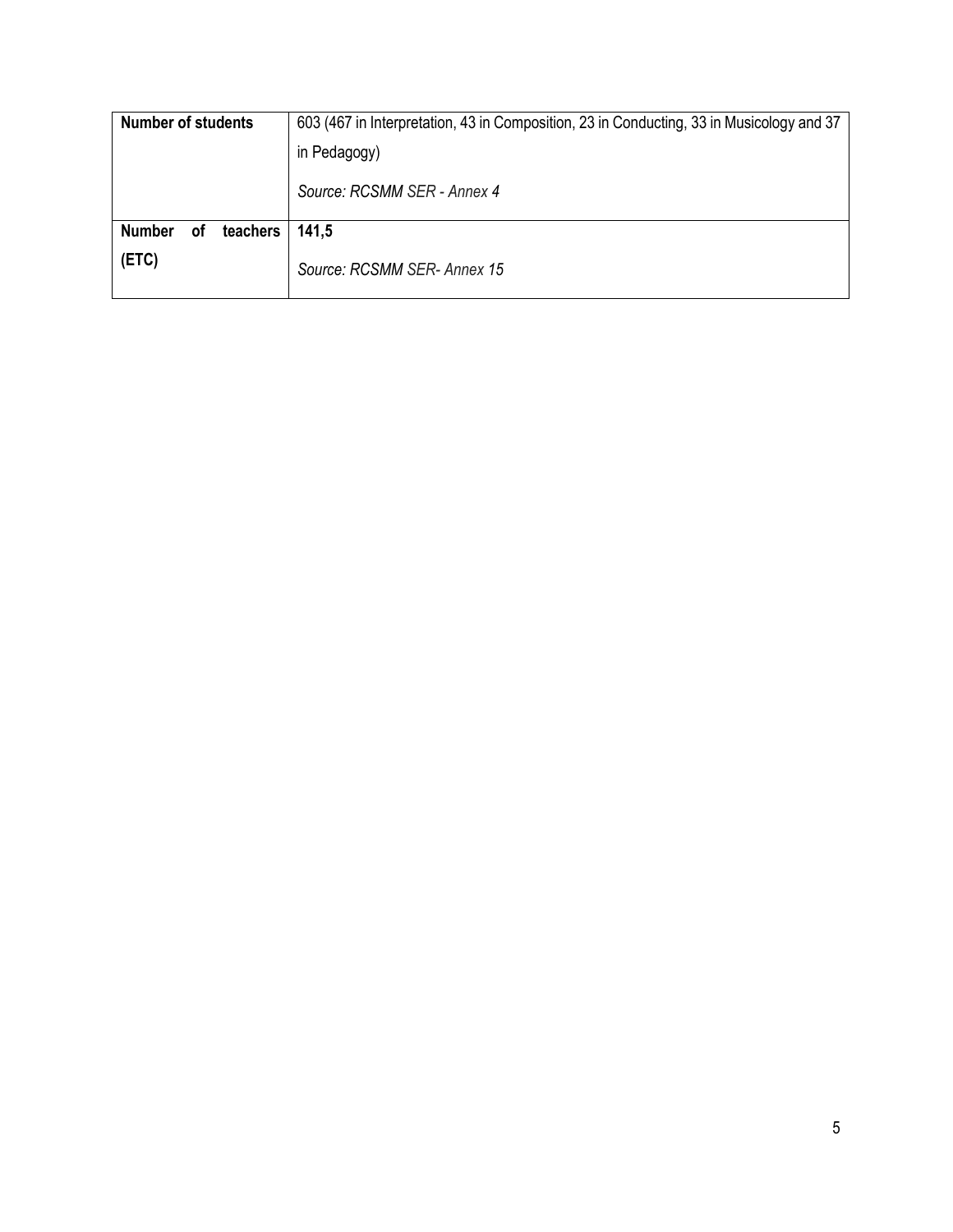| **Number of students** | 603 (467 in Interpretation, 43 in Composition, 23 in Conducting, 33 in Musicology and 37 in Pedagogy)<br><br>*Source: RCSMM SER - Annex 4* |
|---|---|
| **Number of teachers (ETC)** | **141,5**<br><br>*Source: RCSMM SER- Annex 15* |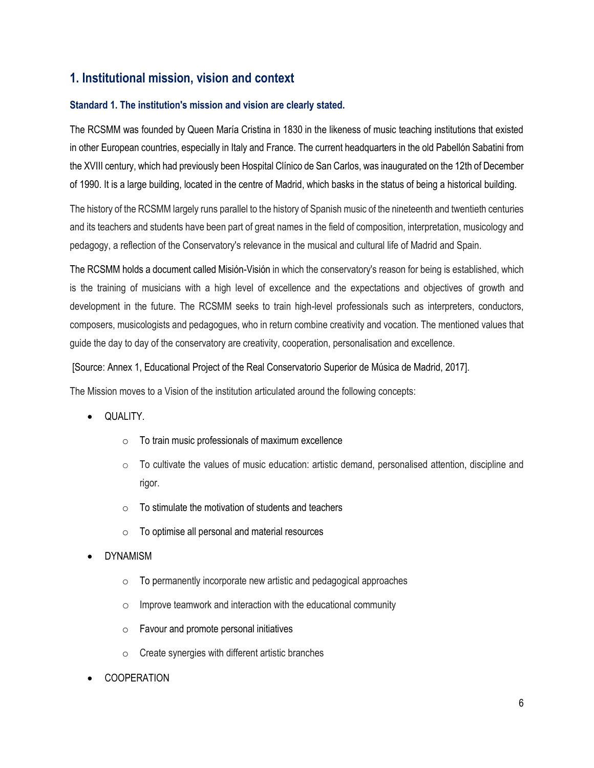## 1. Institutional mission, vision and context

### Standard 1. The institution's mission and vision are clearly stated.

The RCSMM was founded by Queen María Cristina in 1830 in the likeness of music teaching institutions that existed in other European countries, especially in Italy and France. The current headquarters in the old Pabellón Sabatini from the XVIII century, which had previously been Hospital Clínico de San Carlos, was inaugurated on the 12th of December of 1990. It is a large building, located in the centre of Madrid, which basks in the status of being a historical building.

The history of the RCSMM largely runs parallel to the history of Spanish music of the nineteenth and twentieth centuries and its teachers and students have been part of great names in the field of composition, interpretation, musicology and pedagogy, a reflection of the Conservatory's relevance in the musical and cultural life of Madrid and Spain.

The RCSMM holds a document called Misión-Visión in which the conservatory's reason for being is established, which is the training of musicians with a high level of excellence and the expectations and objectives of growth and development in the future. The RCSMM seeks to train high-level professionals such as interpreters, conductors, composers, musicologists and pedagogues, who in return combine creativity and vocation. The mentioned values that guide the day to day of the conservatory are creativity, cooperation, personalisation and excellence.

[Source: Annex 1, Educational Project of the Real Conservatorio Superior de Música de Madrid, 2017].

The Mission moves to a Vision of the institution articulated around the following concepts:

- QUALITY.
  - To train music professionals of maximum excellence
  - To cultivate the values of music education: artistic demand, personalised attention, discipline and rigor.
  - To stimulate the motivation of students and teachers
  - To optimise all personal and material resources
- DYNAMISM
  - To permanently incorporate new artistic and pedagogical approaches
  - Improve teamwork and interaction with the educational community
  - Favour and promote personal initiatives
  - Create synergies with different artistic branches
- COOPERATION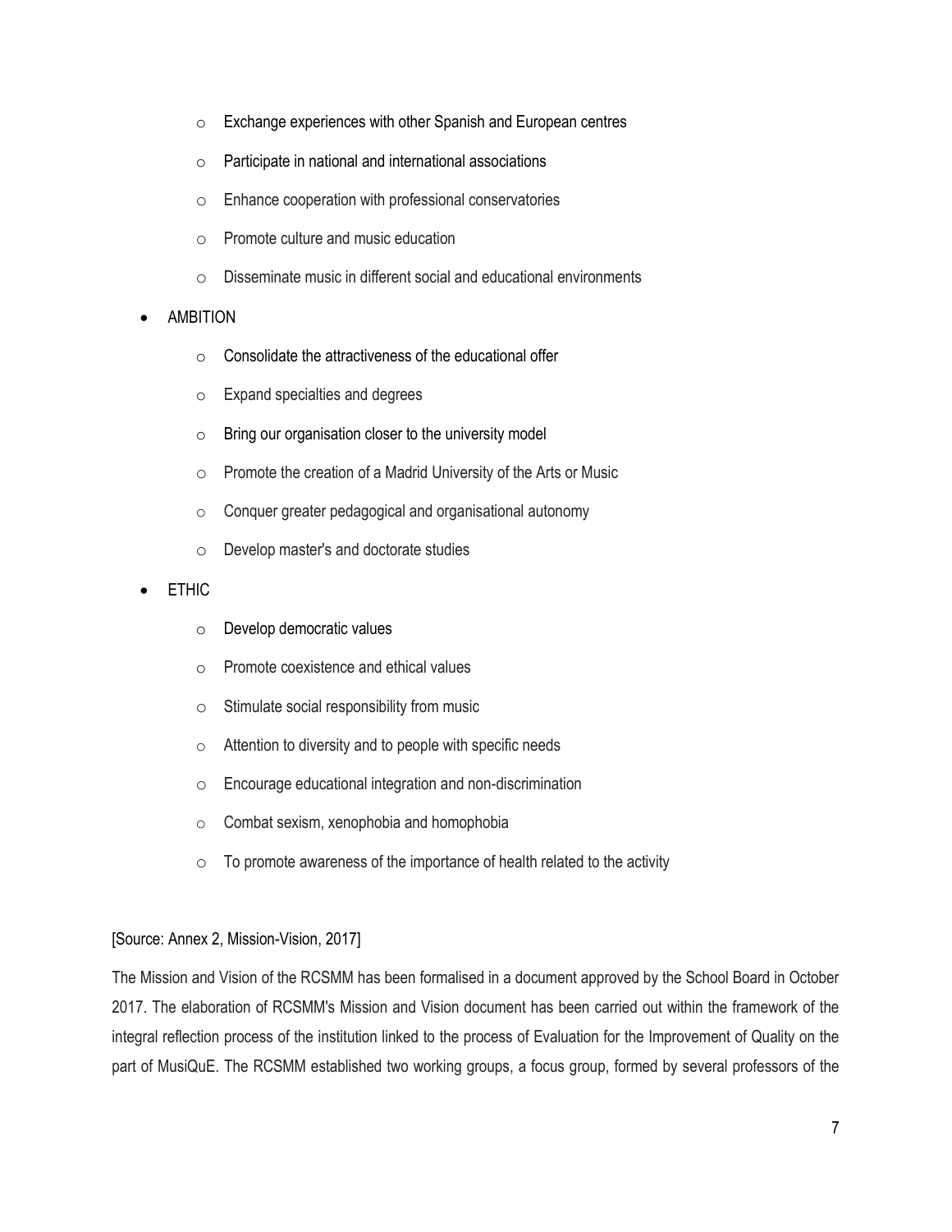- Exchange experiences with other Spanish and European centres
  - Participate in national and international associations
  - Enhance cooperation with professional conservatories
  - Promote culture and music education
  - Disseminate music in different social and educational environments
- AMBITION
  - Consolidate the attractiveness of the educational offer
  - Expand specialties and degrees
  - Bring our organisation closer to the university model
  - Promote the creation of a Madrid University of the Arts or Music
  - Conquer greater pedagogical and organisational autonomy
  - Develop master's and doctorate studies
- ETHIC
  - Develop democratic values
  - Promote coexistence and ethical values
  - Stimulate social responsibility from music
  - Attention to diversity and to people with specific needs
  - Encourage educational integration and non-discrimination
  - Combat sexism, xenophobia and homophobia
  - To promote awareness of the importance of health related to the activity

[Source: Annex 2, Mission-Vision, 2017]

The Mission and Vision of the RCSMM has been formalised in a document approved by the School Board in October 2017. The elaboration of RCSMM's Mission and Vision document has been carried out within the framework of the integral reflection process of the institution linked to the process of Evaluation for the Improvement of Quality on the part of MusiQuE. The RCSMM established two working groups, a focus group, formed by several professors of the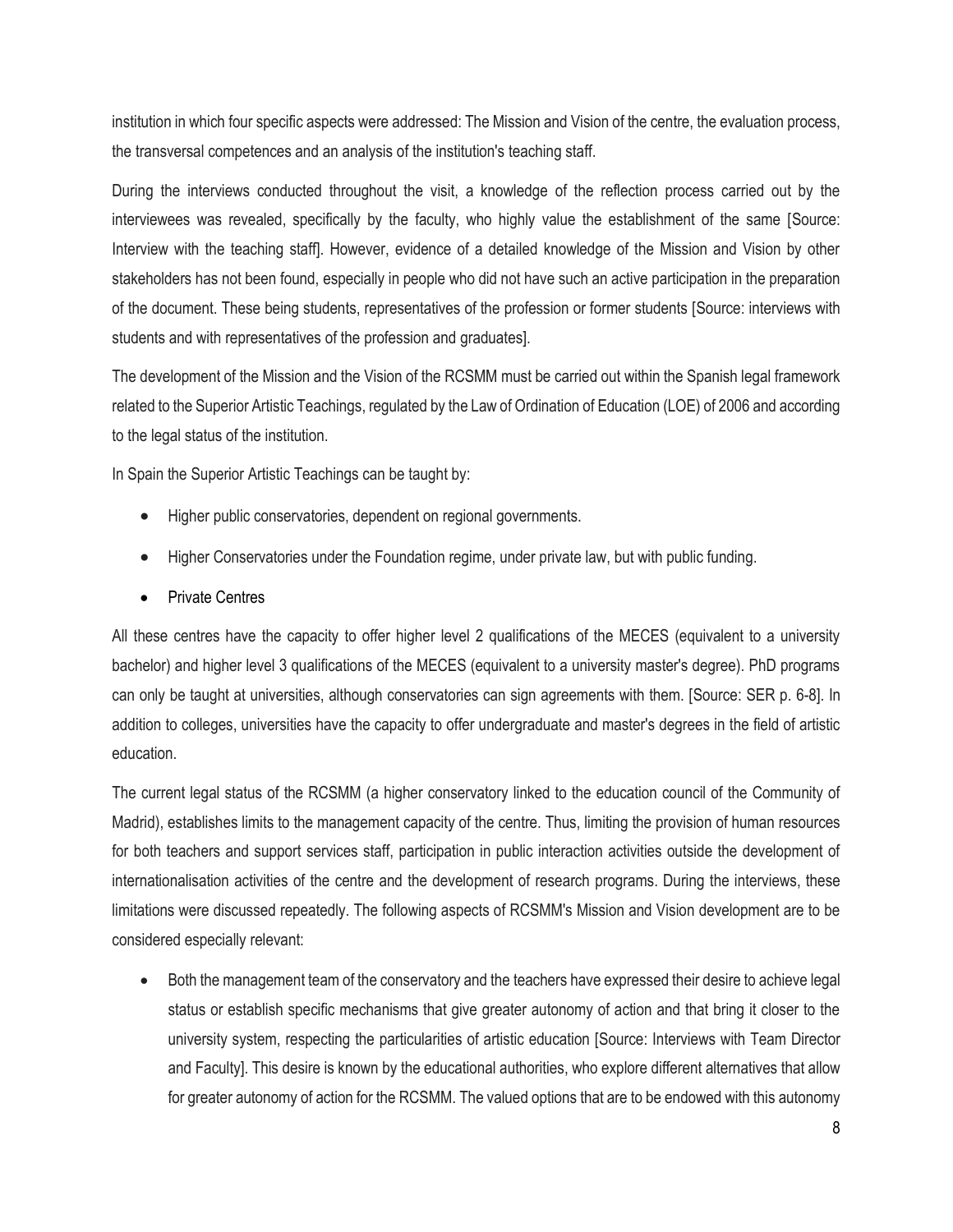institution in which four specific aspects were addressed: The Mission and Vision of the centre, the evaluation process, the transversal competences and an analysis of the institution's teaching staff.

During the interviews conducted throughout the visit, a knowledge of the reflection process carried out by the interviewees was revealed, specifically by the faculty, who highly value the establishment of the same [Source: Interview with the teaching staff]. However, evidence of a detailed knowledge of the Mission and Vision by other stakeholders has not been found, especially in people who did not have such an active participation in the preparation of the document. These being students, representatives of the profession or former students [Source: interviews with students and with representatives of the profession and graduates].

The development of the Mission and the Vision of the RCSMM must be carried out within the Spanish legal framework related to the Superior Artistic Teachings, regulated by the Law of Ordination of Education (LOE) of 2006 and according to the legal status of the institution.

In Spain the Superior Artistic Teachings can be taught by:

- Higher public conservatories, dependent on regional governments.
- Higher Conservatories under the Foundation regime, under private law, but with public funding.
- Private Centres

All these centres have the capacity to offer higher level 2 qualifications of the MECES (equivalent to a university bachelor) and higher level 3 qualifications of the MECES (equivalent to a university master's degree). PhD programs can only be taught at universities, although conservatories can sign agreements with them. [Source: SER p. 6-8]. In addition to colleges, universities have the capacity to offer undergraduate and master's degrees in the field of artistic education.

The current legal status of the RCSMM (a higher conservatory linked to the education council of the Community of Madrid), establishes limits to the management capacity of the centre. Thus, limiting the provision of human resources for both teachers and support services staff, participation in public interaction activities outside the development of internationalisation activities of the centre and the development of research programs. During the interviews, these limitations were discussed repeatedly. The following aspects of RCSMM's Mission and Vision development are to be considered especially relevant:

- Both the management team of the conservatory and the teachers have expressed their desire to achieve legal status or establish specific mechanisms that give greater autonomy of action and that bring it closer to the university system, respecting the particularities of artistic education [Source: Interviews with Team Director and Faculty]. This desire is known by the educational authorities, who explore different alternatives that allow for greater autonomy of action for the RCSMM. The valued options that are to be endowed with this autonomy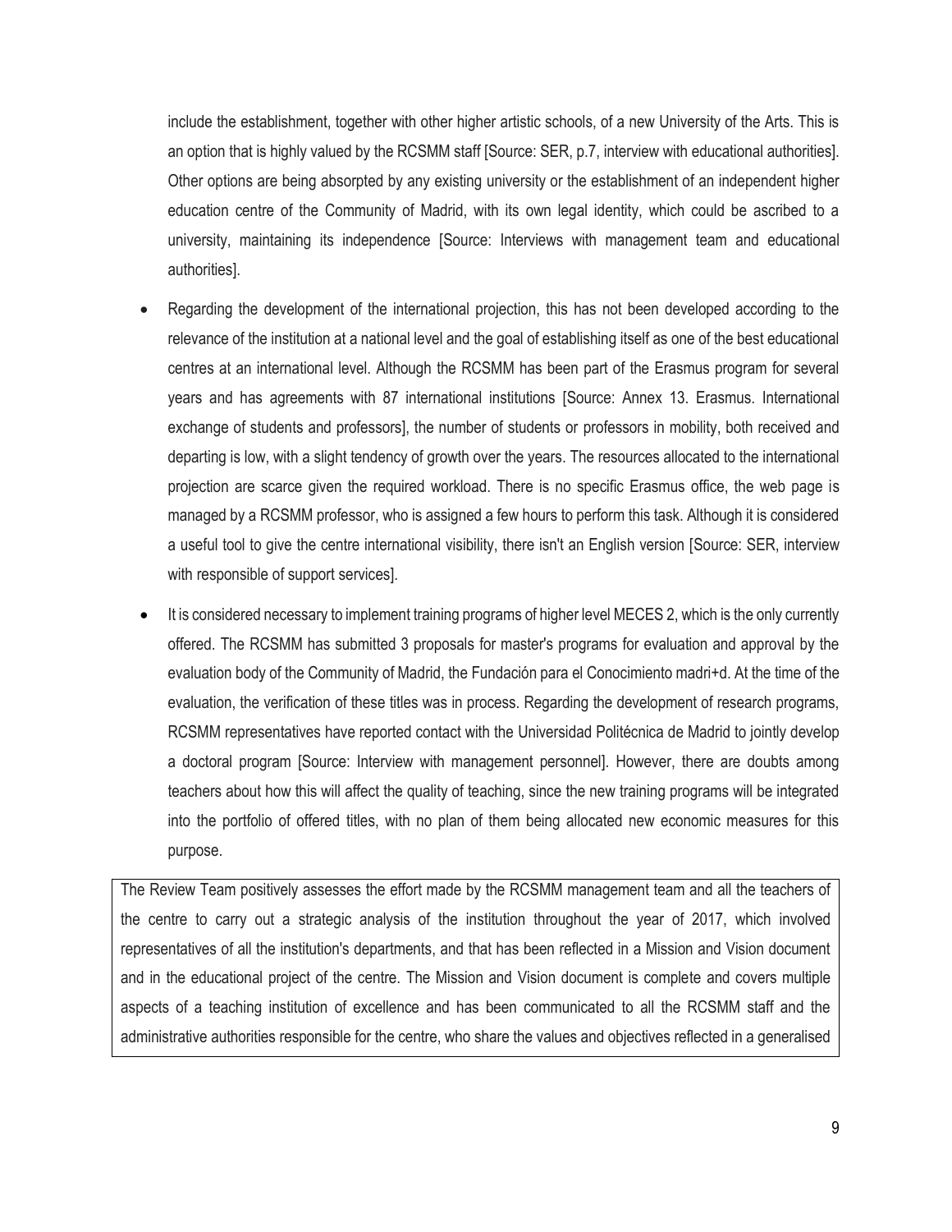include the establishment, together with other higher artistic schools, of a new University of the Arts. This is an option that is highly valued by the RCSMM staff [Source: SER, p.7, interview with educational authorities]. Other options are being absorpted by any existing university or the establishment of an independent higher education centre of the Community of Madrid, with its own legal identity, which could be ascribed to a university, maintaining its independence [Source: Interviews with management team and educational authorities].

- Regarding the development of the international projection, this has not been developed according to the relevance of the institution at a national level and the goal of establishing itself as one of the best educational centres at an international level. Although the RCSMM has been part of the Erasmus program for several years and has agreements with 87 international institutions [Source: Annex 13. Erasmus. International exchange of students and professors], the number of students or professors in mobility, both received and departing is low, with a slight tendency of growth over the years. The resources allocated to the international projection are scarce given the required workload. There is no specific Erasmus office, the web page is managed by a RCSMM professor, who is assigned a few hours to perform this task. Although it is considered a useful tool to give the centre international visibility, there isn't an English version [Source: SER, interview with responsible of support services].
- It is considered necessary to implement training programs of higher level MECES 2, which is the only currently offered. The RCSMM has submitted 3 proposals for master's programs for evaluation and approval by the evaluation body of the Community of Madrid, the Fundación para el Conocimiento madri+d. At the time of the evaluation, the verification of these titles was in process. Regarding the development of research programs, RCSMM representatives have reported contact with the Universidad Politécnica de Madrid to jointly develop a doctoral program [Source: Interview with management personnel]. However, there are doubts among teachers about how this will affect the quality of teaching, since the new training programs will be integrated into the portfolio of offered titles, with no plan of them being allocated new economic measures for this purpose.

The Review Team positively assesses the effort made by the RCSMM management team and all the teachers of the centre to carry out a strategic analysis of the institution throughout the year of 2017, which involved representatives of all the institution's departments, and that has been reflected in a Mission and Vision document and in the educational project of the centre. The Mission and Vision document is complete and covers multiple aspects of a teaching institution of excellence and has been communicated to all the RCSMM staff and the administrative authorities responsible for the centre, who share the values and objectives reflected in a generalised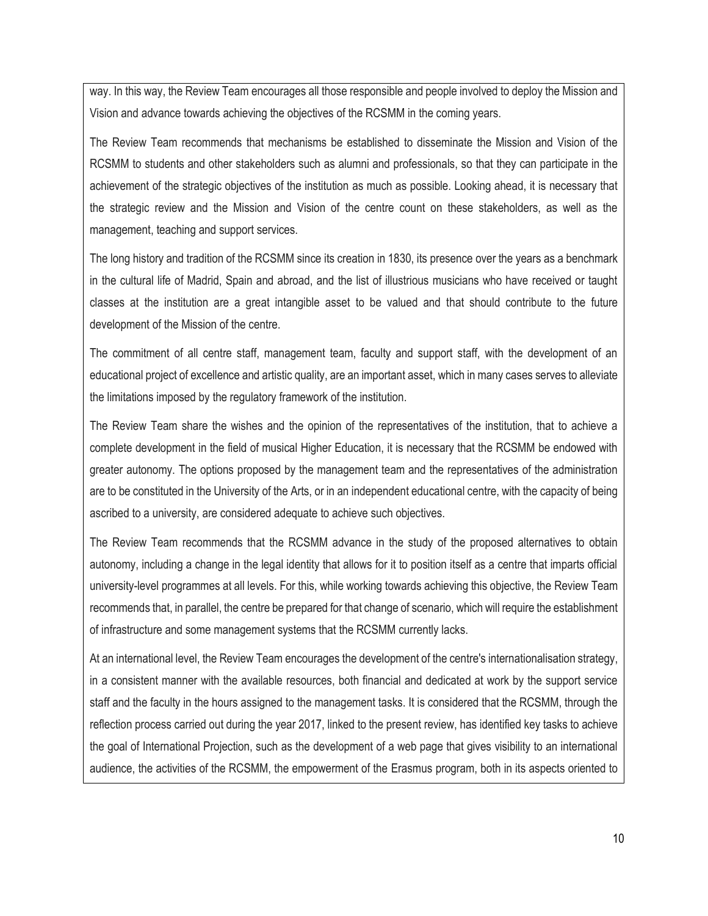way. In this way, the Review Team encourages all those responsible and people involved to deploy the Mission and Vision and advance towards achieving the objectives of the RCSMM in the coming years.

The Review Team recommends that mechanisms be established to disseminate the Mission and Vision of the RCSMM to students and other stakeholders such as alumni and professionals, so that they can participate in the achievement of the strategic objectives of the institution as much as possible. Looking ahead, it is necessary that the strategic review and the Mission and Vision of the centre count on these stakeholders, as well as the management, teaching and support services.

The long history and tradition of the RCSMM since its creation in 1830, its presence over the years as a benchmark in the cultural life of Madrid, Spain and abroad, and the list of illustrious musicians who have received or taught classes at the institution are a great intangible asset to be valued and that should contribute to the future development of the Mission of the centre.

The commitment of all centre staff, management team, faculty and support staff, with the development of an educational project of excellence and artistic quality, are an important asset, which in many cases serves to alleviate the limitations imposed by the regulatory framework of the institution.

The Review Team share the wishes and the opinion of the representatives of the institution, that to achieve a complete development in the field of musical Higher Education, it is necessary that the RCSMM be endowed with greater autonomy. The options proposed by the management team and the representatives of the administration are to be constituted in the University of the Arts, or in an independent educational centre, with the capacity of being ascribed to a university, are considered adequate to achieve such objectives.

The Review Team recommends that the RCSMM advance in the study of the proposed alternatives to obtain autonomy, including a change in the legal identity that allows for it to position itself as a centre that imparts official university-level programmes at all levels. For this, while working towards achieving this objective, the Review Team recommends that, in parallel, the centre be prepared for that change of scenario, which will require the establishment of infrastructure and some management systems that the RCSMM currently lacks.

At an international level, the Review Team encourages the development of the centre's internationalisation strategy, in a consistent manner with the available resources, both financial and dedicated at work by the support service staff and the faculty in the hours assigned to the management tasks. It is considered that the RCSMM, through the reflection process carried out during the year 2017, linked to the present review, has identified key tasks to achieve the goal of International Projection, such as the development of a web page that gives visibility to an international audience, the activities of the RCSMM, the empowerment of the Erasmus program, both in its aspects oriented to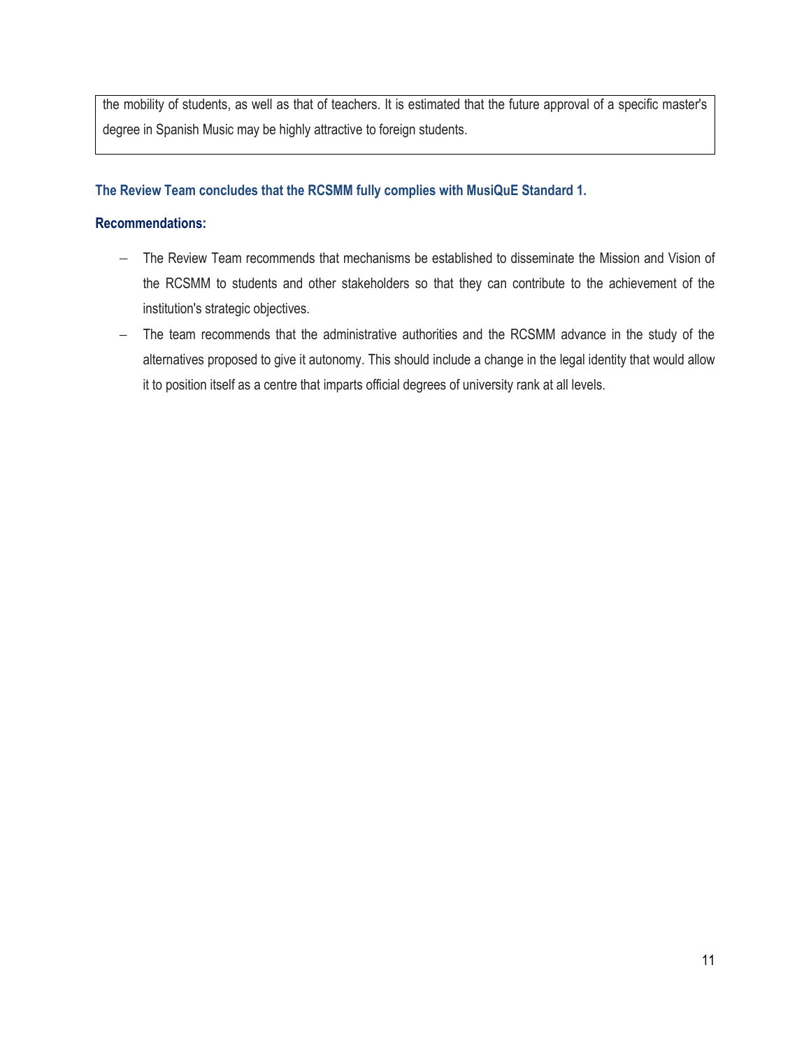the mobility of students, as well as that of teachers. It is estimated that the future approval of a specific master's degree in Spanish Music may be highly attractive to foreign students.

**The Review Team concludes that the RCSMM fully complies with MusiQuE Standard 1.**

**Recommendations:**

- The Review Team recommends that mechanisms be established to disseminate the Mission and Vision of the RCSMM to students and other stakeholders so that they can contribute to the achievement of the institution's strategic objectives.
- The team recommends that the administrative authorities and the RCSMM advance in the study of the alternatives proposed to give it autonomy. This should include a change in the legal identity that would allow it to position itself as a centre that imparts official degrees of university rank at all levels.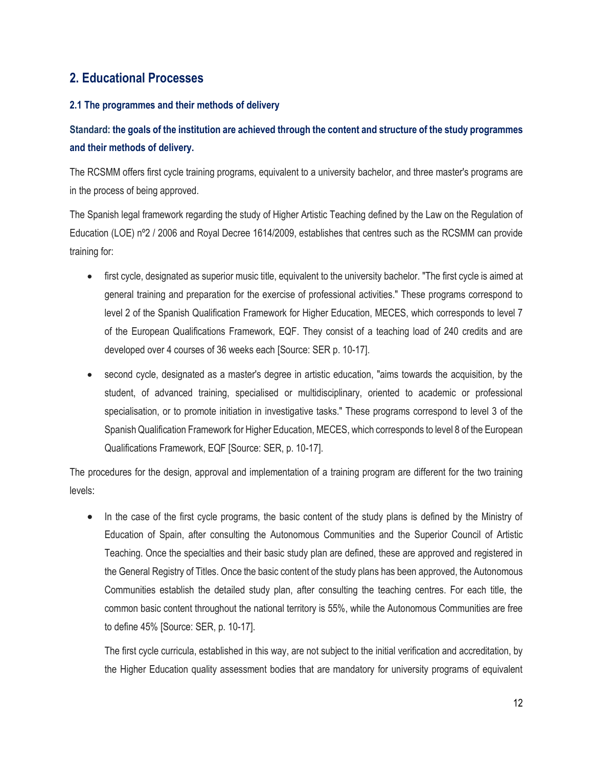## 2. Educational Processes

### 2.1 The programmes and their methods of delivery

**Standard: the goals of the institution are achieved through the content and structure of the study programmes and their methods of delivery.**

The RCSMM offers first cycle training programs, equivalent to a university bachelor, and three master's programs are in the process of being approved.

The Spanish legal framework regarding the study of Higher Artistic Teaching defined by the Law on the Regulation of Education (LOE) nº2 / 2006 and Royal Decree 1614/2009, establishes that centres such as the RCSMM can provide training for:

- first cycle, designated as superior music title, equivalent to the university bachelor. "The first cycle is aimed at general training and preparation for the exercise of professional activities." These programs correspond to level 2 of the Spanish Qualification Framework for Higher Education, MECES, which corresponds to level 7 of the European Qualifications Framework, EQF. They consist of a teaching load of 240 credits and are developed over 4 courses of 36 weeks each [Source: SER p. 10-17].
- second cycle, designated as a master's degree in artistic education, "aims towards the acquisition, by the student, of advanced training, specialised or multidisciplinary, oriented to academic or professional specialisation, or to promote initiation in investigative tasks." These programs correspond to level 3 of the Spanish Qualification Framework for Higher Education, MECES, which corresponds to level 8 of the European Qualifications Framework, EQF [Source: SER, p. 10-17].

The procedures for the design, approval and implementation of a training program are different for the two training levels:

- In the case of the first cycle programs, the basic content of the study plans is defined by the Ministry of Education of Spain, after consulting the Autonomous Communities and the Superior Council of Artistic Teaching. Once the specialties and their basic study plan are defined, these are approved and registered in the General Registry of Titles. Once the basic content of the study plans has been approved, the Autonomous Communities establish the detailed study plan, after consulting the teaching centres. For each title, the common basic content throughout the national territory is 55%, while the Autonomous Communities are free to define 45% [Source: SER, p. 10-17].

  The first cycle curricula, established in this way, are not subject to the initial verification and accreditation, by the Higher Education quality assessment bodies that are mandatory for university programs of equivalent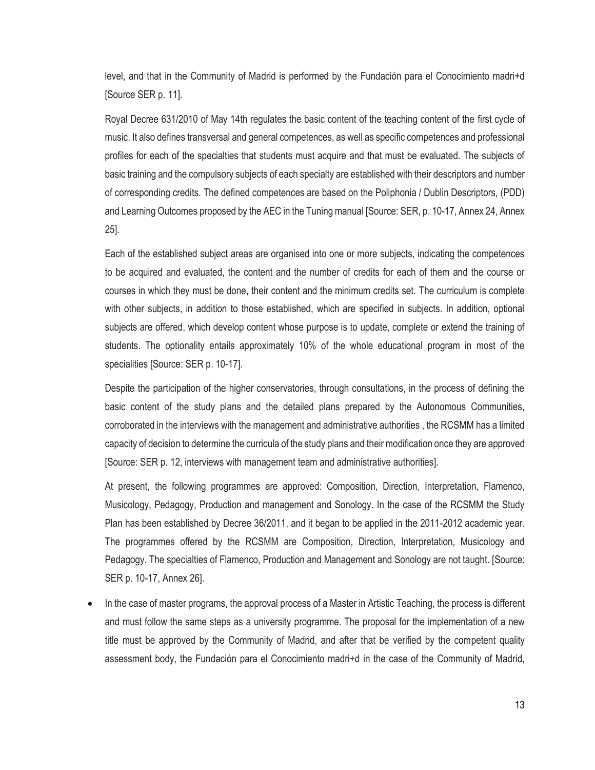level, and that in the Community of Madrid is performed by the Fundación para el Conocimiento madri+d [Source SER p. 11].

Royal Decree 631/2010 of May 14th regulates the basic content of the teaching content of the first cycle of music. It also defines transversal and general competences, as well as specific competences and professional profiles for each of the specialties that students must acquire and that must be evaluated. The subjects of basic training and the compulsory subjects of each specialty are established with their descriptors and number of corresponding credits. The defined competences are based on the Poliphonia / Dublin Descriptors, (PDD) and Learning Outcomes proposed by the AEC in the Tuning manual [Source: SER, p. 10-17, Annex 24, Annex 25].

Each of the established subject areas are organised into one or more subjects, indicating the competences to be acquired and evaluated, the content and the number of credits for each of them and the course or courses in which they must be done, their content and the minimum credits set. The curriculum is complete with other subjects, in addition to those established, which are specified in subjects. In addition, optional subjects are offered, which develop content whose purpose is to update, complete or extend the training of students. The optionality entails approximately 10% of the whole educational program in most of the specialities [Source: SER p. 10-17].

Despite the participation of the higher conservatories, through consultations, in the process of defining the basic content of the study plans and the detailed plans prepared by the Autonomous Communities, corroborated in the interviews with the management and administrative authorities , the RCSMM has a limited capacity of decision to determine the curricula of the study plans and their modification once they are approved [Source: SER p. 12, interviews with management team and administrative authorities].

At present, the following programmes are approved: Composition, Direction, Interpretation, Flamenco, Musicology, Pedagogy, Production and management and Sonology. In the case of the RCSMM the Study Plan has been established by Decree 36/2011, and it began to be applied in the 2011-2012 academic year. The programmes offered by the RCSMM are Composition, Direction, Interpretation, Musicology and Pedagogy. The specialties of Flamenco, Production and Management and Sonology are not taught. [Source: SER p. 10-17, Annex 26].

- In the case of master programs, the approval process of a Master in Artistic Teaching, the process is different and must follow the same steps as a university programme. The proposal for the implementation of a new title must be approved by the Community of Madrid, and after that be verified by the competent quality assessment body, the Fundación para el Conocimiento madri+d in the case of the Community of Madrid,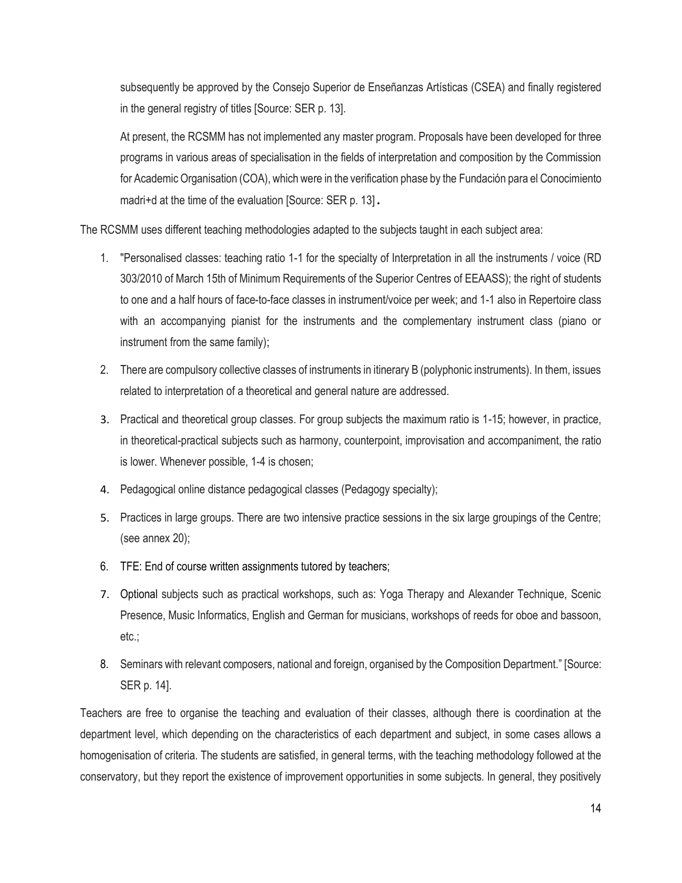subsequently be approved by the Consejo Superior de Enseñanzas Artísticas (CSEA) and finally registered in the general registry of titles [Source: SER p. 13].

At present, the RCSMM has not implemented any master program. Proposals have been developed for three programs in various areas of specialisation in the fields of interpretation and composition by the Commission for Academic Organisation (COA), which were in the verification phase by the Fundación para el Conocimiento madri+d at the time of the evaluation [Source: SER p. 13].

The RCSMM uses different teaching methodologies adapted to the subjects taught in each subject area:

1. "Personalised classes: teaching ratio 1-1 for the specialty of Interpretation in all the instruments / voice (RD 303/2010 of March 15th of Minimum Requirements of the Superior Centres of EEAASS); the right of students to one and a half hours of face-to-face classes in instrument/voice per week; and 1-1 also in Repertoire class with an accompanying pianist for the instruments and the complementary instrument class (piano or instrument from the same family);
2. There are compulsory collective classes of instruments in itinerary B (polyphonic instruments). In them, issues related to interpretation of a theoretical and general nature are addressed.
3. Practical and theoretical group classes. For group subjects the maximum ratio is 1-15; however, in practice, in theoretical-practical subjects such as harmony, counterpoint, improvisation and accompaniment, the ratio is lower. Whenever possible, 1-4 is chosen;
4. Pedagogical online distance pedagogical classes (Pedagogy specialty);
5. Practices in large groups. There are two intensive practice sessions in the six large groupings of the Centre; (see annex 20);
6. TFE: End of course written assignments tutored by teachers;
7. Optional subjects such as practical workshops, such as: Yoga Therapy and Alexander Technique, Scenic Presence, Music Informatics, English and German for musicians, workshops of reeds for oboe and bassoon, etc.;
8. Seminars with relevant composers, national and foreign, organised by the Composition Department." [Source: SER p. 14].

Teachers are free to organise the teaching and evaluation of their classes, although there is coordination at the department level, which depending on the characteristics of each department and subject, in some cases allows a homogenisation of criteria. The students are satisfied, in general terms, with the teaching methodology followed at the conservatory, but they report the existence of improvement opportunities in some subjects. In general, they positively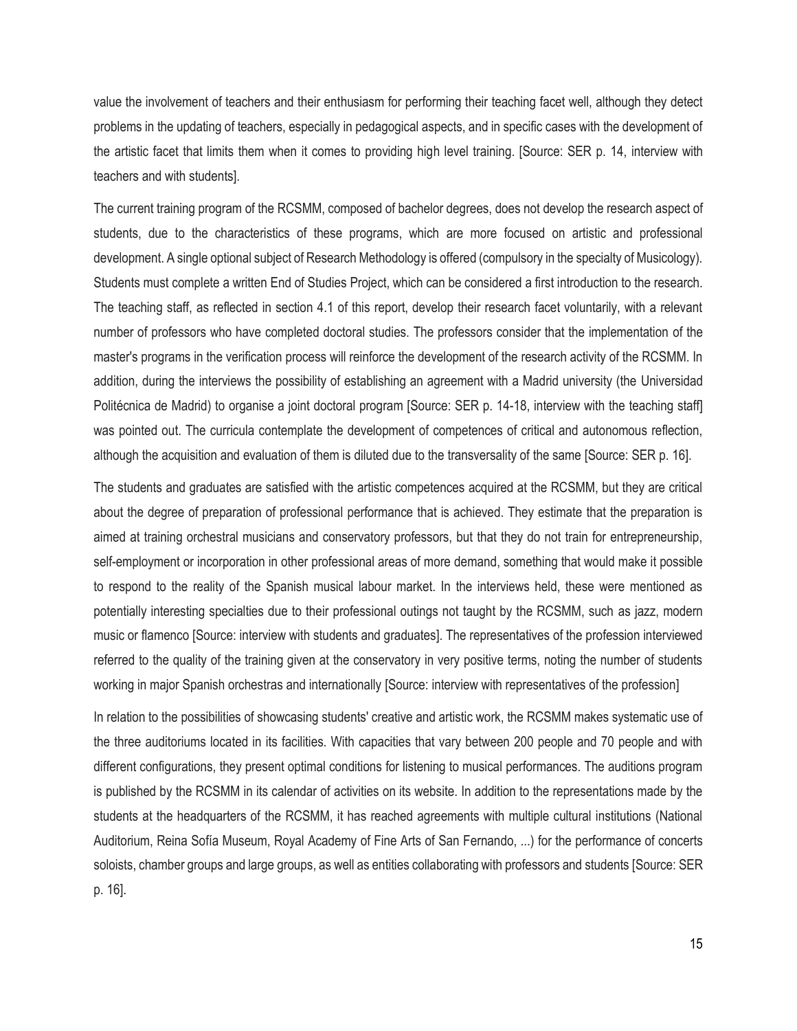value the involvement of teachers and their enthusiasm for performing their teaching facet well, although they detect problems in the updating of teachers, especially in pedagogical aspects, and in specific cases with the development of the artistic facet that limits them when it comes to providing high level training. [Source: SER p. 14, interview with teachers and with students].

The current training program of the RCSMM, composed of bachelor degrees, does not develop the research aspect of students, due to the characteristics of these programs, which are more focused on artistic and professional development. A single optional subject of Research Methodology is offered (compulsory in the specialty of Musicology). Students must complete a written End of Studies Project, which can be considered a first introduction to the research. The teaching staff, as reflected in section 4.1 of this report, develop their research facet voluntarily, with a relevant number of professors who have completed doctoral studies. The professors consider that the implementation of the master's programs in the verification process will reinforce the development of the research activity of the RCSMM. In addition, during the interviews the possibility of establishing an agreement with a Madrid university (the Universidad Politécnica de Madrid) to organise a joint doctoral program [Source: SER p. 14-18, interview with the teaching staff] was pointed out. The curricula contemplate the development of competences of critical and autonomous reflection, although the acquisition and evaluation of them is diluted due to the transversality of the same [Source: SER p. 16].

The students and graduates are satisfied with the artistic competences acquired at the RCSMM, but they are critical about the degree of preparation of professional performance that is achieved. They estimate that the preparation is aimed at training orchestral musicians and conservatory professors, but that they do not train for entrepreneurship, self-employment or incorporation in other professional areas of more demand, something that would make it possible to respond to the reality of the Spanish musical labour market. In the interviews held, these were mentioned as potentially interesting specialties due to their professional outings not taught by the RCSMM, such as jazz, modern music or flamenco [Source: interview with students and graduates]. The representatives of the profession interviewed referred to the quality of the training given at the conservatory in very positive terms, noting the number of students working in major Spanish orchestras and internationally [Source: interview with representatives of the profession]

In relation to the possibilities of showcasing students' creative and artistic work, the RCSMM makes systematic use of the three auditoriums located in its facilities. With capacities that vary between 200 people and 70 people and with different configurations, they present optimal conditions for listening to musical performances. The auditions program is published by the RCSMM in its calendar of activities on its website. In addition to the representations made by the students at the headquarters of the RCSMM, it has reached agreements with multiple cultural institutions (National Auditorium, Reina Sofía Museum, Royal Academy of Fine Arts of San Fernando, ...) for the performance of concerts soloists, chamber groups and large groups, as well as entities collaborating with professors and students [Source: SER p. 16].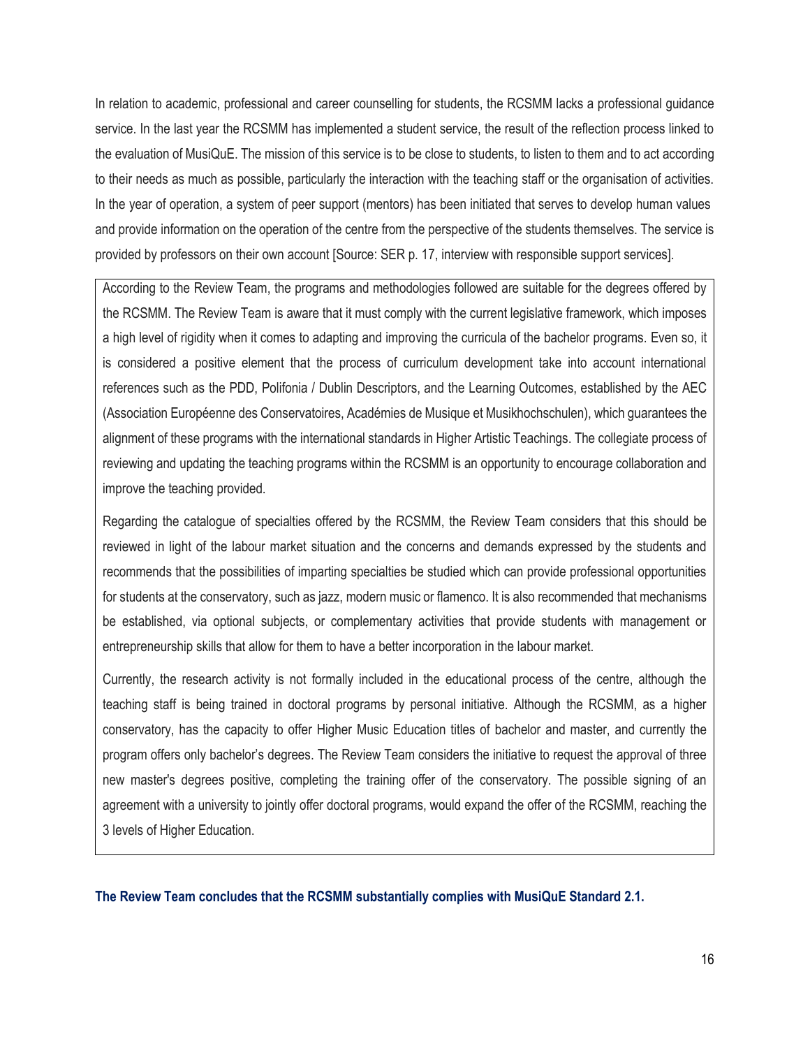In relation to academic, professional and career counselling for students, the RCSMM lacks a professional guidance service. In the last year the RCSMM has implemented a student service, the result of the reflection process linked to the evaluation of MusiQuE. The mission of this service is to be close to students, to listen to them and to act according to their needs as much as possible, particularly the interaction with the teaching staff or the organisation of activities. In the year of operation, a system of peer support (mentors) has been initiated that serves to develop human values and provide information on the operation of the centre from the perspective of the students themselves. The service is provided by professors on their own account [Source: SER p. 17, interview with responsible support services].

According to the Review Team, the programs and methodologies followed are suitable for the degrees offered by the RCSMM. The Review Team is aware that it must comply with the current legislative framework, which imposes a high level of rigidity when it comes to adapting and improving the curricula of the bachelor programs. Even so, it is considered a positive element that the process of curriculum development take into account international references such as the PDD, Polifonia / Dublin Descriptors, and the Learning Outcomes, established by the AEC (Association Européenne des Conservatoires, Académies de Musique et Musikhochschulen), which guarantees the alignment of these programs with the international standards in Higher Artistic Teachings. The collegiate process of reviewing and updating the teaching programs within the RCSMM is an opportunity to encourage collaboration and improve the teaching provided.

Regarding the catalogue of specialties offered by the RCSMM, the Review Team considers that this should be reviewed in light of the labour market situation and the concerns and demands expressed by the students and recommends that the possibilities of imparting specialties be studied which can provide professional opportunities for students at the conservatory, such as jazz, modern music or flamenco. It is also recommended that mechanisms be established, via optional subjects, or complementary activities that provide students with management or entrepreneurship skills that allow for them to have a better incorporation in the labour market.

Currently, the research activity is not formally included in the educational process of the centre, although the teaching staff is being trained in doctoral programs by personal initiative. Although the RCSMM, as a higher conservatory, has the capacity to offer Higher Music Education titles of bachelor and master, and currently the program offers only bachelor's degrees. The Review Team considers the initiative to request the approval of three new master's degrees positive, completing the training offer of the conservatory. The possible signing of an agreement with a university to jointly offer doctoral programs, would expand the offer of the RCSMM, reaching the 3 levels of Higher Education.

**The Review Team concludes that the RCSMM substantially complies with MusiQuE Standard 2.1.**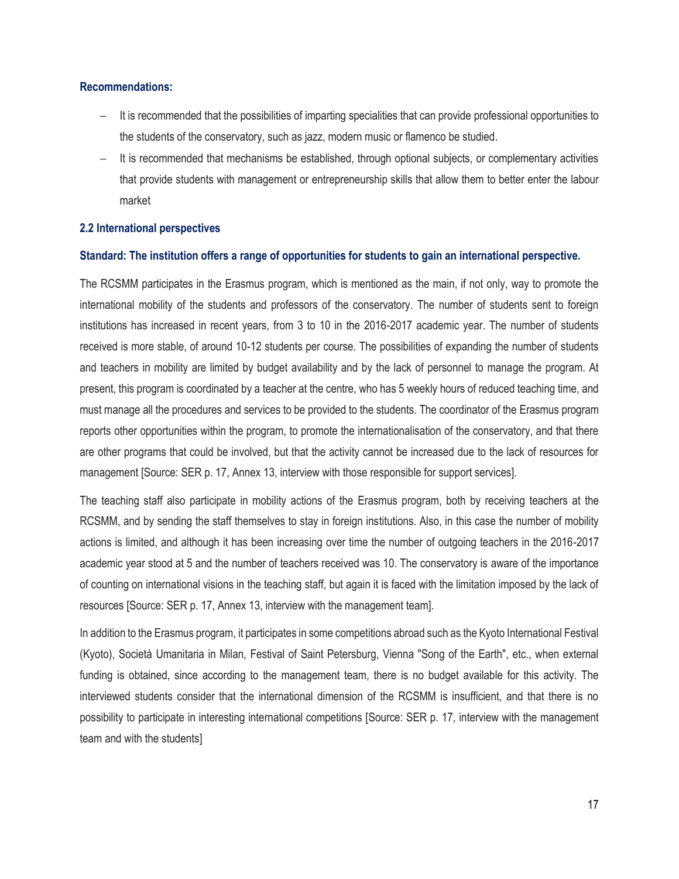**Recommendations:**

- It is recommended that the possibilities of imparting specialities that can provide professional opportunities to the students of the conservatory, such as jazz, modern music or flamenco be studied.
- It is recommended that mechanisms be established, through optional subjects, or complementary activities that provide students with management or entrepreneurship skills that allow them to better enter the labour market

### 2.2 International perspectives

**Standard: The institution offers a range of opportunities for students to gain an international perspective.**

The RCSMM participates in the Erasmus program, which is mentioned as the main, if not only, way to promote the international mobility of the students and professors of the conservatory. The number of students sent to foreign institutions has increased in recent years, from 3 to 10 in the 2016-2017 academic year. The number of students received is more stable, of around 10-12 students per course. The possibilities of expanding the number of students and teachers in mobility are limited by budget availability and by the lack of personnel to manage the program. At present, this program is coordinated by a teacher at the centre, who has 5 weekly hours of reduced teaching time, and must manage all the procedures and services to be provided to the students. The coordinator of the Erasmus program reports other opportunities within the program, to promote the internationalisation of the conservatory, and that there are other programs that could be involved, but that the activity cannot be increased due to the lack of resources for management [Source: SER p. 17, Annex 13, interview with those responsible for support services].

The teaching staff also participate in mobility actions of the Erasmus program, both by receiving teachers at the RCSMM, and by sending the staff themselves to stay in foreign institutions. Also, in this case the number of mobility actions is limited, and although it has been increasing over time the number of outgoing teachers in the 2016-2017 academic year stood at 5 and the number of teachers received was 10. The conservatory is aware of the importance of counting on international visions in the teaching staff, but again it is faced with the limitation imposed by the lack of resources [Source: SER p. 17, Annex 13, interview with the management team].

In addition to the Erasmus program, it participates in some competitions abroad such as the Kyoto International Festival (Kyoto), Societá Umanitaria in Milan, Festival of Saint Petersburg, Vienna "Song of the Earth", etc., when external funding is obtained, since according to the management team, there is no budget available for this activity. The interviewed students consider that the international dimension of the RCSMM is insufficient, and that there is no possibility to participate in interesting international competitions [Source: SER p. 17, interview with the management team and with the students]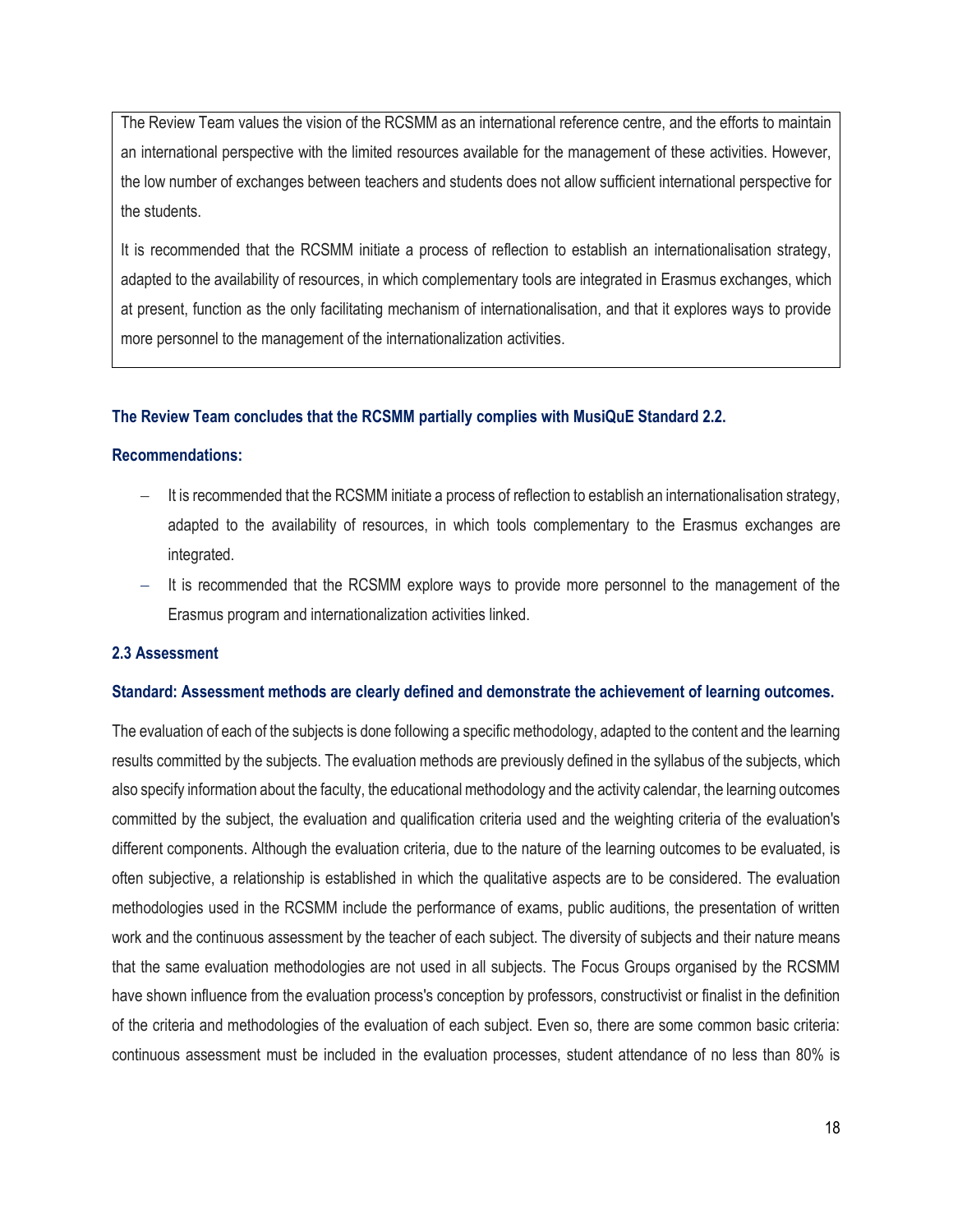The Review Team values the vision of the RCSMM as an international reference centre, and the efforts to maintain an international perspective with the limited resources available for the management of these activities. However, the low number of exchanges between teachers and students does not allow sufficient international perspective for the students.

It is recommended that the RCSMM initiate a process of reflection to establish an internationalisation strategy, adapted to the availability of resources, in which complementary tools are integrated in Erasmus exchanges, which at present, function as the only facilitating mechanism of internationalisation, and that it explores ways to provide more personnel to the management of the internationalization activities.

**The Review Team concludes that the RCSMM partially complies with MusiQuE Standard 2.2.**

**Recommendations:**

- It is recommended that the RCSMM initiate a process of reflection to establish an internationalisation strategy, adapted to the availability of resources, in which tools complementary to the Erasmus exchanges are integrated.
- It is recommended that the RCSMM explore ways to provide more personnel to the management of the Erasmus program and internationalization activities linked.

### 2.3 Assessment

**Standard: Assessment methods are clearly defined and demonstrate the achievement of learning outcomes.**

The evaluation of each of the subjects is done following a specific methodology, adapted to the content and the learning results committed by the subjects. The evaluation methods are previously defined in the syllabus of the subjects, which also specify information about the faculty, the educational methodology and the activity calendar, the learning outcomes committed by the subject, the evaluation and qualification criteria used and the weighting criteria of the evaluation's different components. Although the evaluation criteria, due to the nature of the learning outcomes to be evaluated, is often subjective, a relationship is established in which the qualitative aspects are to be considered. The evaluation methodologies used in the RCSMM include the performance of exams, public auditions, the presentation of written work and the continuous assessment by the teacher of each subject. The diversity of subjects and their nature means that the same evaluation methodologies are not used in all subjects. The Focus Groups organised by the RCSMM have shown influence from the evaluation process's conception by professors, constructivist or finalist in the definition of the criteria and methodologies of the evaluation of each subject. Even so, there are some common basic criteria: continuous assessment must be included in the evaluation processes, student attendance of no less than 80% is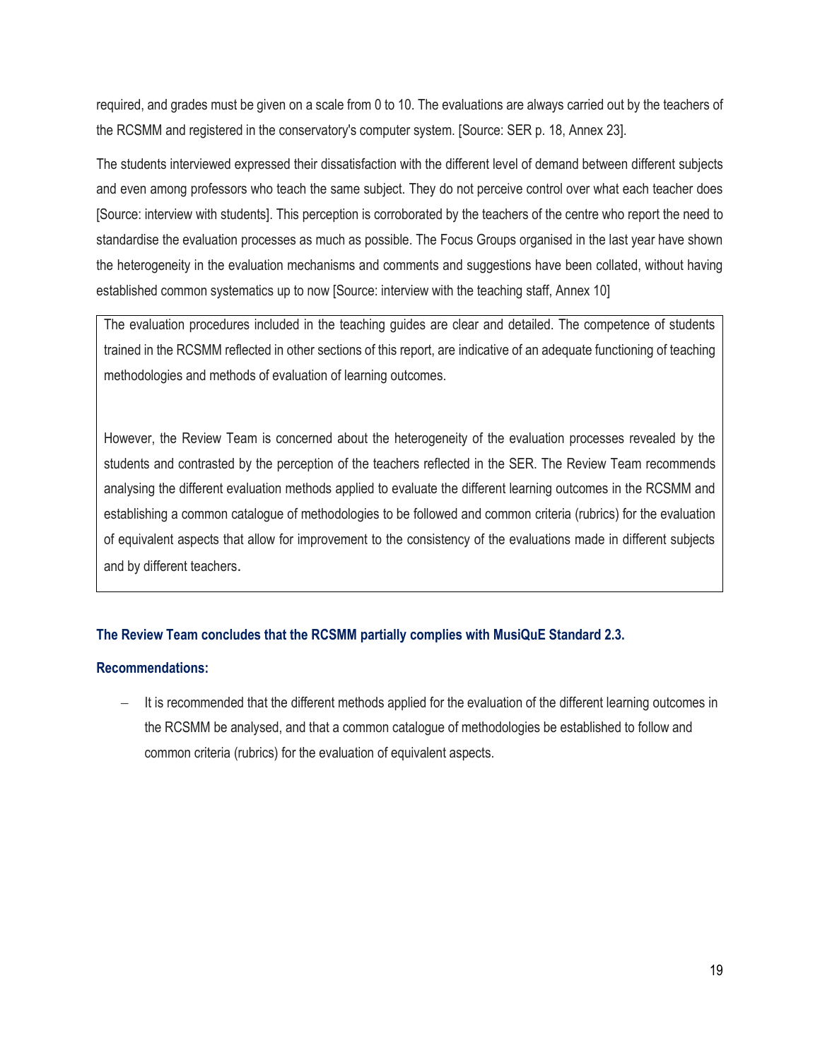required, and grades must be given on a scale from 0 to 10. The evaluations are always carried out by the teachers of the RCSMM and registered in the conservatory's computer system. [Source: SER p. 18, Annex 23].

The students interviewed expressed their dissatisfaction with the different level of demand between different subjects and even among professors who teach the same subject. They do not perceive control over what each teacher does [Source: interview with students]. This perception is corroborated by the teachers of the centre who report the need to standardise the evaluation processes as much as possible. The Focus Groups organised in the last year have shown the heterogeneity in the evaluation mechanisms and comments and suggestions have been collated, without having established common systematics up to now [Source: interview with the teaching staff, Annex 10]

> The evaluation procedures included in the teaching guides are clear and detailed. The competence of students trained in the RCSMM reflected in other sections of this report, are indicative of an adequate functioning of teaching methodologies and methods of evaluation of learning outcomes.
>
> However, the Review Team is concerned about the heterogeneity of the evaluation processes revealed by the students and contrasted by the perception of the teachers reflected in the SER. The Review Team recommends analysing the different evaluation methods applied to evaluate the different learning outcomes in the RCSMM and establishing a common catalogue of methodologies to be followed and common criteria (rubrics) for the evaluation of equivalent aspects that allow for improvement to the consistency of the evaluations made in different subjects and by different teachers.

**The Review Team concludes that the RCSMM partially complies with MusiQuE Standard 2.3.**

**Recommendations:**

- It is recommended that the different methods applied for the evaluation of the different learning outcomes in the RCSMM be analysed, and that a common catalogue of methodologies be established to follow and common criteria (rubrics) for the evaluation of equivalent aspects.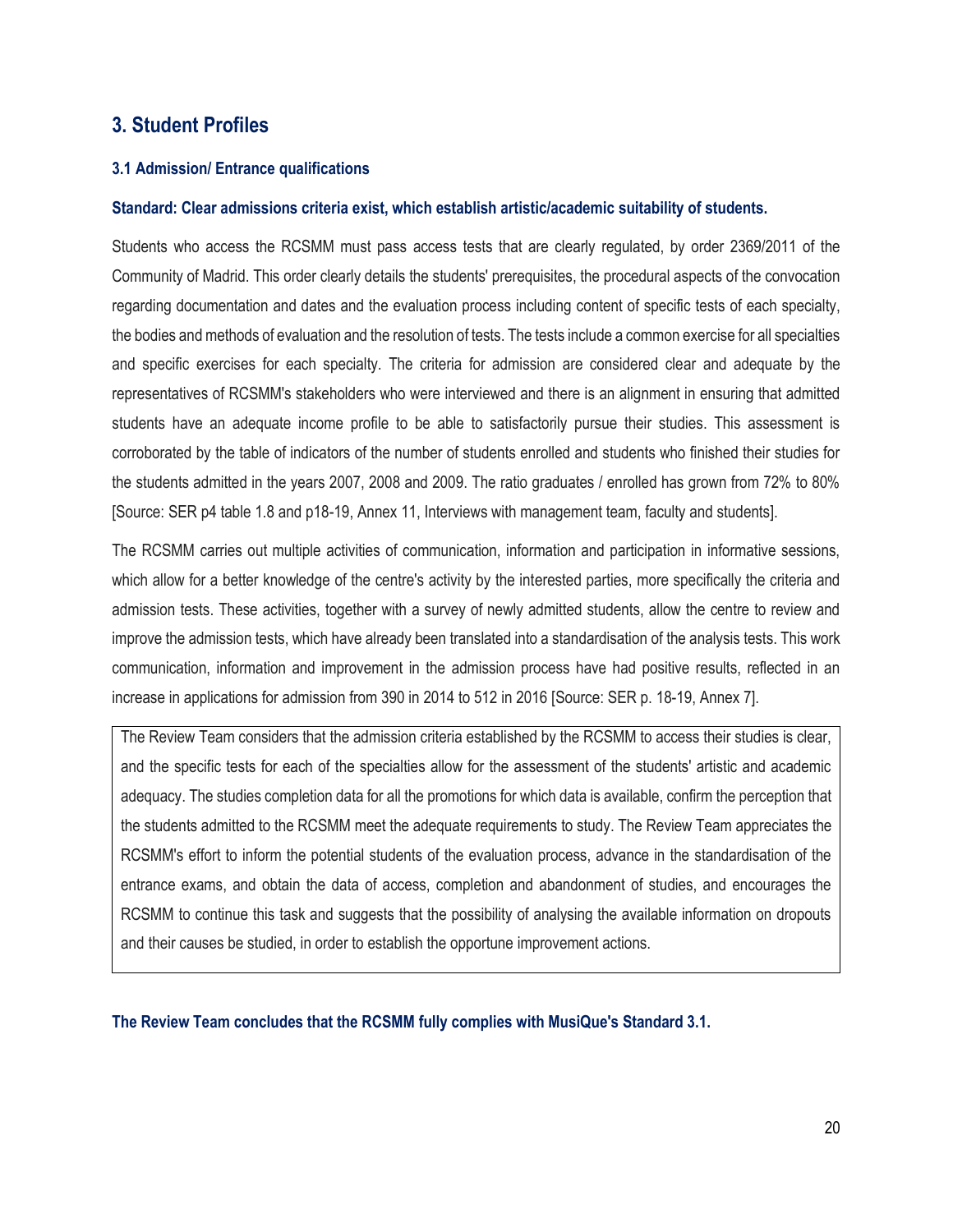## 3. Student Profiles

### 3.1 Admission/ Entrance qualifications

**Standard: Clear admissions criteria exist, which establish artistic/academic suitability of students.**

Students who access the RCSMM must pass access tests that are clearly regulated, by order 2369/2011 of the Community of Madrid. This order clearly details the students' prerequisites, the procedural aspects of the convocation regarding documentation and dates and the evaluation process including content of specific tests of each specialty, the bodies and methods of evaluation and the resolution of tests. The tests include a common exercise for all specialties and specific exercises for each specialty. The criteria for admission are considered clear and adequate by the representatives of RCSMM's stakeholders who were interviewed and there is an alignment in ensuring that admitted students have an adequate income profile to be able to satisfactorily pursue their studies. This assessment is corroborated by the table of indicators of the number of students enrolled and students who finished their studies for the students admitted in the years 2007, 2008 and 2009. The ratio graduates / enrolled has grown from 72% to 80% [Source: SER p4 table 1.8 and p18-19, Annex 11, Interviews with management team, faculty and students].

The RCSMM carries out multiple activities of communication, information and participation in informative sessions, which allow for a better knowledge of the centre's activity by the interested parties, more specifically the criteria and admission tests. These activities, together with a survey of newly admitted students, allow the centre to review and improve the admission tests, which have already been translated into a standardisation of the analysis tests. This work communication, information and improvement in the admission process have had positive results, reflected in an increase in applications for admission from 390 in 2014 to 512 in 2016 [Source: SER p. 18-19, Annex 7].

The Review Team considers that the admission criteria established by the RCSMM to access their studies is clear, and the specific tests for each of the specialties allow for the assessment of the students' artistic and academic adequacy. The studies completion data for all the promotions for which data is available, confirm the perception that the students admitted to the RCSMM meet the adequate requirements to study. The Review Team appreciates the RCSMM's effort to inform the potential students of the evaluation process, advance in the standardisation of the entrance exams, and obtain the data of access, completion and abandonment of studies, and encourages the RCSMM to continue this task and suggests that the possibility of analysing the available information on dropouts and their causes be studied, in order to establish the opportune improvement actions.

**The Review Team concludes that the RCSMM fully complies with MusiQue's Standard 3.1.**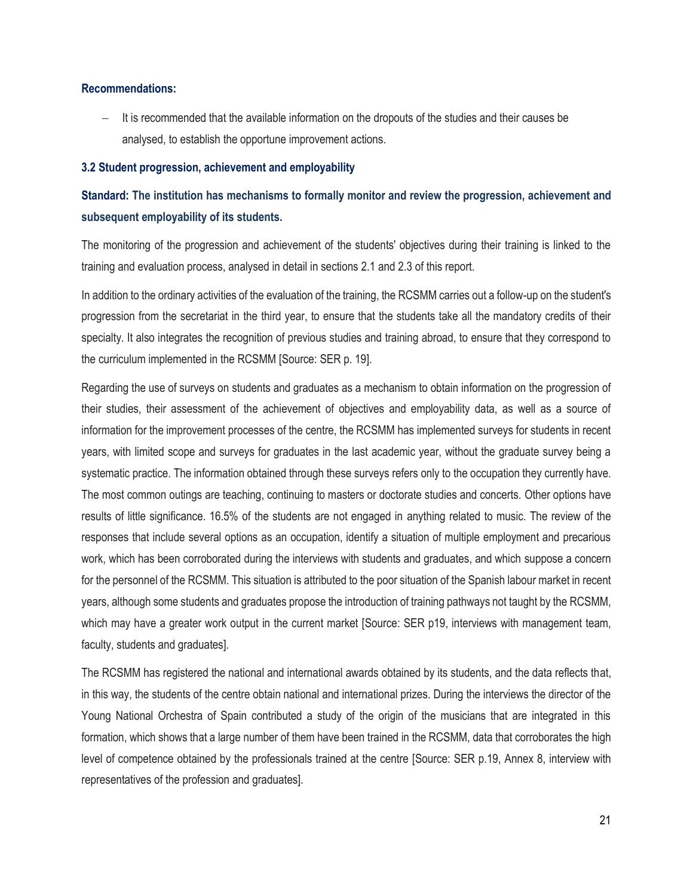**Recommendations:**

- It is recommended that the available information on the dropouts of the studies and their causes be analysed, to establish the opportune improvement actions.

### 3.2 Student progression, achievement and employability

**Standard: The institution has mechanisms to formally monitor and review the progression, achievement and subsequent employability of its students.**

The monitoring of the progression and achievement of the students' objectives during their training is linked to the training and evaluation process, analysed in detail in sections 2.1 and 2.3 of this report.

In addition to the ordinary activities of the evaluation of the training, the RCSMM carries out a follow-up on the student's progression from the secretariat in the third year, to ensure that the students take all the mandatory credits of their specialty. It also integrates the recognition of previous studies and training abroad, to ensure that they correspond to the curriculum implemented in the RCSMM [Source: SER p. 19].

Regarding the use of surveys on students and graduates as a mechanism to obtain information on the progression of their studies, their assessment of the achievement of objectives and employability data, as well as a source of information for the improvement processes of the centre, the RCSMM has implemented surveys for students in recent years, with limited scope and surveys for graduates in the last academic year, without the graduate survey being a systematic practice. The information obtained through these surveys refers only to the occupation they currently have. The most common outings are teaching, continuing to masters or doctorate studies and concerts. Other options have results of little significance. 16.5% of the students are not engaged in anything related to music. The review of the responses that include several options as an occupation, identify a situation of multiple employment and precarious work, which has been corroborated during the interviews with students and graduates, and which suppose a concern for the personnel of the RCSMM. This situation is attributed to the poor situation of the Spanish labour market in recent years, although some students and graduates propose the introduction of training pathways not taught by the RCSMM, which may have a greater work output in the current market [Source: SER p19, interviews with management team, faculty, students and graduates].

The RCSMM has registered the national and international awards obtained by its students, and the data reflects that, in this way, the students of the centre obtain national and international prizes. During the interviews the director of the Young National Orchestra of Spain contributed a study of the origin of the musicians that are integrated in this formation, which shows that a large number of them have been trained in the RCSMM, data that corroborates the high level of competence obtained by the professionals trained at the centre [Source: SER p.19, Annex 8, interview with representatives of the profession and graduates].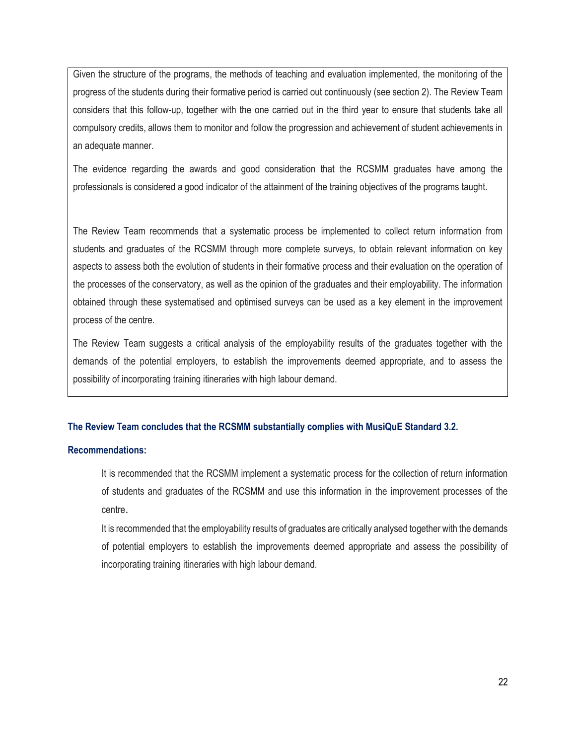Given the structure of the programs, the methods of teaching and evaluation implemented, the monitoring of the progress of the students during their formative period is carried out continuously (see section 2). The Review Team considers that this follow-up, together with the one carried out in the third year to ensure that students take all compulsory credits, allows them to monitor and follow the progression and achievement of student achievements in an adequate manner.

The evidence regarding the awards and good consideration that the RCSMM graduates have among the professionals is considered a good indicator of the attainment of the training objectives of the programs taught.

The Review Team recommends that a systematic process be implemented to collect return information from students and graduates of the RCSMM through more complete surveys, to obtain relevant information on key aspects to assess both the evolution of students in their formative process and their evaluation on the operation of the processes of the conservatory, as well as the opinion of the graduates and their employability. The information obtained through these systematised and optimised surveys can be used as a key element in the improvement process of the centre.

The Review Team suggests a critical analysis of the employability results of the graduates together with the demands of the potential employers, to establish the improvements deemed appropriate, and to assess the possibility of incorporating training itineraries with high labour demand.

**The Review Team concludes that the RCSMM substantially complies with MusiQuE Standard 3.2.**

**Recommendations:**

It is recommended that the RCSMM implement a systematic process for the collection of return information of students and graduates of the RCSMM and use this information in the improvement processes of the centre.

It is recommended that the employability results of graduates are critically analysed together with the demands of potential employers to establish the improvements deemed appropriate and assess the possibility of incorporating training itineraries with high labour demand.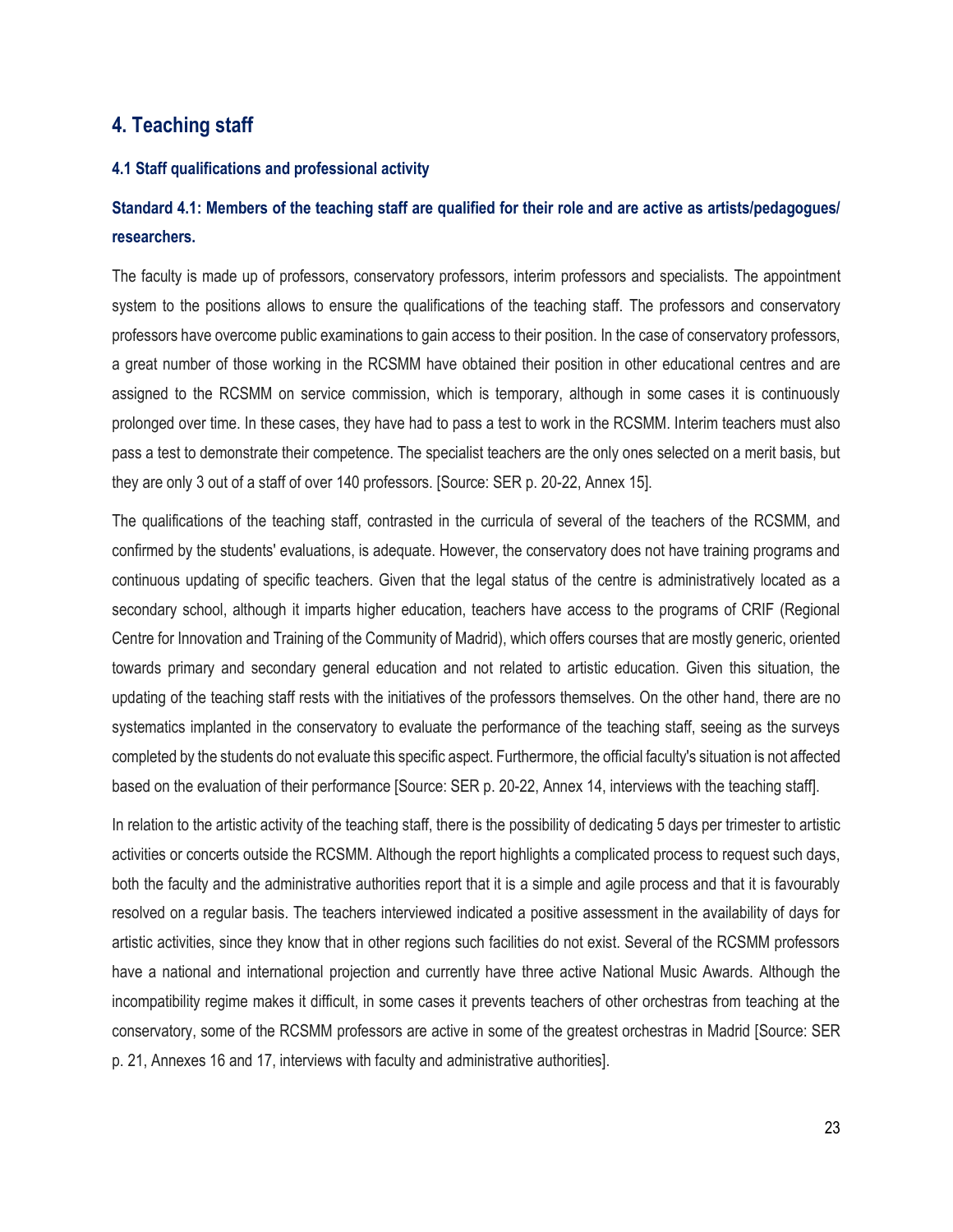## 4. Teaching staff

### 4.1 Staff qualifications and professional activity

### Standard 4.1: Members of the teaching staff are qualified for their role and are active as artists/pedagogues/ researchers.

The faculty is made up of professors, conservatory professors, interim professors and specialists. The appointment system to the positions allows to ensure the qualifications of the teaching staff. The professors and conservatory professors have overcome public examinations to gain access to their position. In the case of conservatory professors, a great number of those working in the RCSMM have obtained their position in other educational centres and are assigned to the RCSMM on service commission, which is temporary, although in some cases it is continuously prolonged over time. In these cases, they have had to pass a test to work in the RCSMM. Interim teachers must also pass a test to demonstrate their competence. The specialist teachers are the only ones selected on a merit basis, but they are only 3 out of a staff of over 140 professors. [Source: SER p. 20-22, Annex 15].

The qualifications of the teaching staff, contrasted in the curricula of several of the teachers of the RCSMM, and confirmed by the students' evaluations, is adequate. However, the conservatory does not have training programs and continuous updating of specific teachers. Given that the legal status of the centre is administratively located as a secondary school, although it imparts higher education, teachers have access to the programs of CRIF (Regional Centre for Innovation and Training of the Community of Madrid), which offers courses that are mostly generic, oriented towards primary and secondary general education and not related to artistic education. Given this situation, the updating of the teaching staff rests with the initiatives of the professors themselves. On the other hand, there are no systematics implanted in the conservatory to evaluate the performance of the teaching staff, seeing as the surveys completed by the students do not evaluate this specific aspect. Furthermore, the official faculty's situation is not affected based on the evaluation of their performance [Source: SER p. 20-22, Annex 14, interviews with the teaching staff].

In relation to the artistic activity of the teaching staff, there is the possibility of dedicating 5 days per trimester to artistic activities or concerts outside the RCSMM. Although the report highlights a complicated process to request such days, both the faculty and the administrative authorities report that it is a simple and agile process and that it is favourably resolved on a regular basis. The teachers interviewed indicated a positive assessment in the availability of days for artistic activities, since they know that in other regions such facilities do not exist. Several of the RCSMM professors have a national and international projection and currently have three active National Music Awards. Although the incompatibility regime makes it difficult, in some cases it prevents teachers of other orchestras from teaching at the conservatory, some of the RCSMM professors are active in some of the greatest orchestras in Madrid [Source: SER p. 21, Annexes 16 and 17, interviews with faculty and administrative authorities].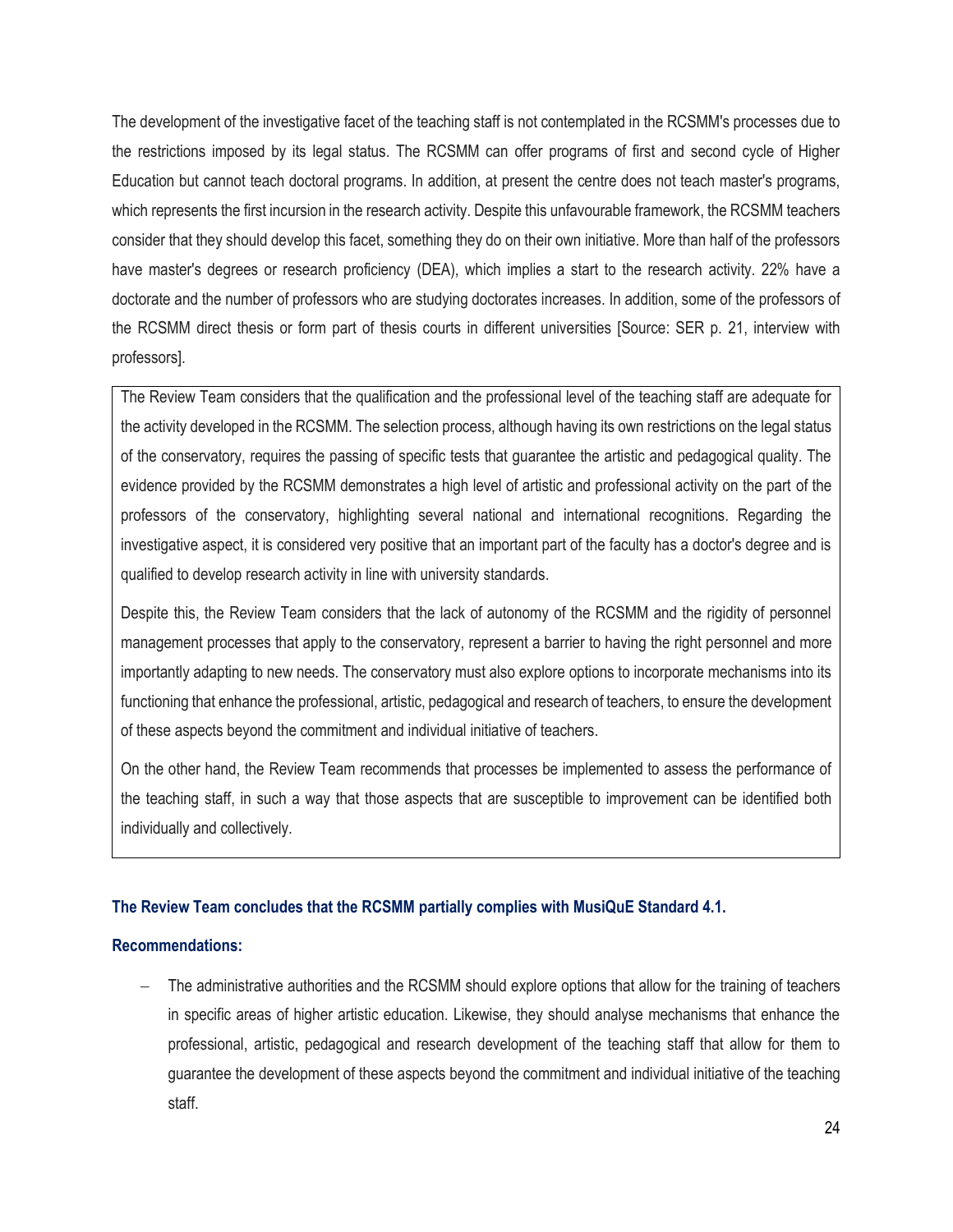The development of the investigative facet of the teaching staff is not contemplated in the RCSMM's processes due to the restrictions imposed by its legal status. The RCSMM can offer programs of first and second cycle of Higher Education but cannot teach doctoral programs. In addition, at present the centre does not teach master's programs, which represents the first incursion in the research activity. Despite this unfavourable framework, the RCSMM teachers consider that they should develop this facet, something they do on their own initiative. More than half of the professors have master's degrees or research proficiency (DEA), which implies a start to the research activity. 22% have a doctorate and the number of professors who are studying doctorates increases. In addition, some of the professors of the RCSMM direct thesis or form part of thesis courts in different universities [Source: SER p. 21, interview with professors].

The Review Team considers that the qualification and the professional level of the teaching staff are adequate for the activity developed in the RCSMM. The selection process, although having its own restrictions on the legal status of the conservatory, requires the passing of specific tests that guarantee the artistic and pedagogical quality. The evidence provided by the RCSMM demonstrates a high level of artistic and professional activity on the part of the professors of the conservatory, highlighting several national and international recognitions. Regarding the investigative aspect, it is considered very positive that an important part of the faculty has a doctor's degree and is qualified to develop research activity in line with university standards.

Despite this, the Review Team considers that the lack of autonomy of the RCSMM and the rigidity of personnel management processes that apply to the conservatory, represent a barrier to having the right personnel and more importantly adapting to new needs. The conservatory must also explore options to incorporate mechanisms into its functioning that enhance the professional, artistic, pedagogical and research of teachers, to ensure the development of these aspects beyond the commitment and individual initiative of teachers.

On the other hand, the Review Team recommends that processes be implemented to assess the performance of the teaching staff, in such a way that those aspects that are susceptible to improvement can be identified both individually and collectively.

**The Review Team concludes that the RCSMM partially complies with MusiQuE Standard 4.1.**

**Recommendations:**

- The administrative authorities and the RCSMM should explore options that allow for the training of teachers in specific areas of higher artistic education. Likewise, they should analyse mechanisms that enhance the professional, artistic, pedagogical and research development of the teaching staff that allow for them to guarantee the development of these aspects beyond the commitment and individual initiative of the teaching staff.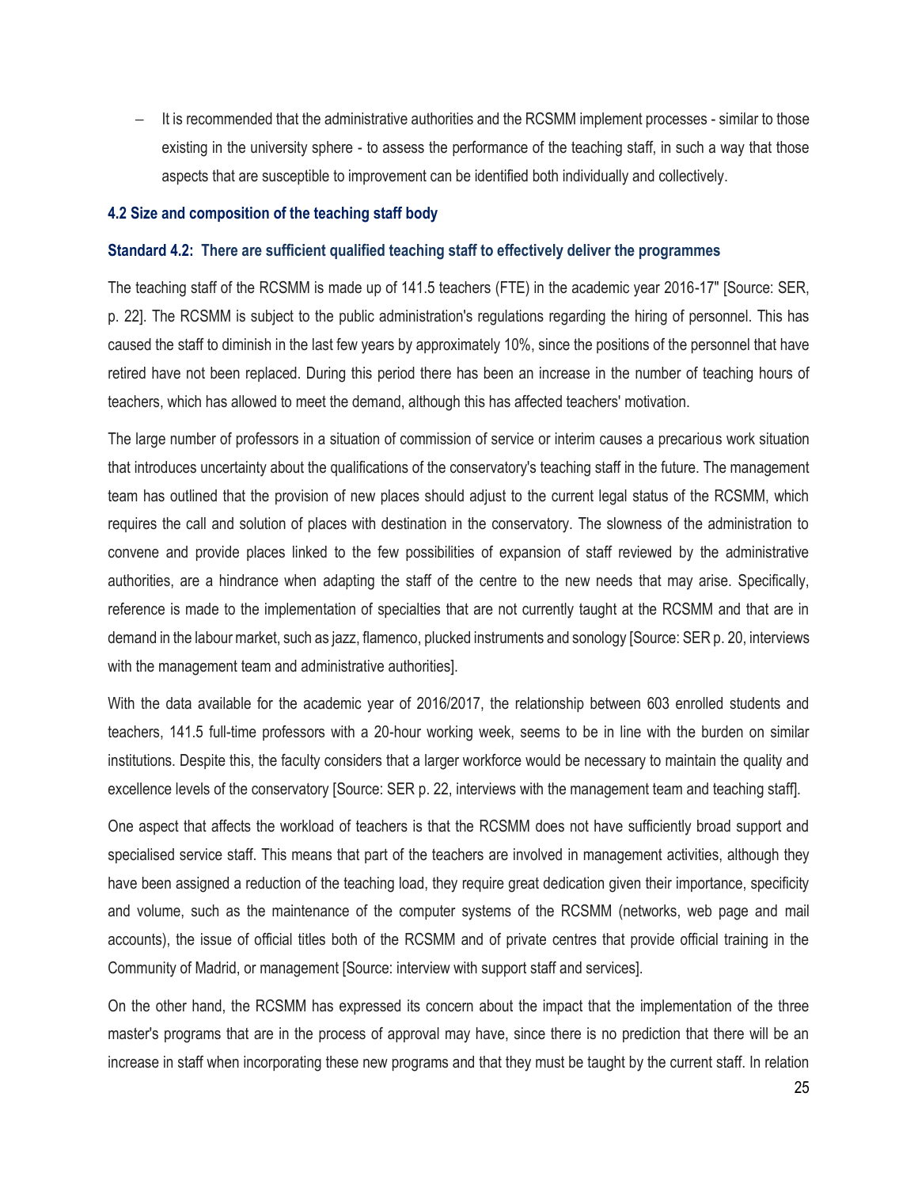- It is recommended that the administrative authorities and the RCSMM implement processes - similar to those existing in the university sphere - to assess the performance of the teaching staff, in such a way that those aspects that are susceptible to improvement can be identified both individually and collectively.

### 4.2 Size and composition of the teaching staff body

#### Standard 4.2: There are sufficient qualified teaching staff to effectively deliver the programmes

The teaching staff of the RCSMM is made up of 141.5 teachers (FTE) in the academic year 2016-17" [Source: SER, p. 22]. The RCSMM is subject to the public administration's regulations regarding the hiring of personnel. This has caused the staff to diminish in the last few years by approximately 10%, since the positions of the personnel that have retired have not been replaced. During this period there has been an increase in the number of teaching hours of teachers, which has allowed to meet the demand, although this has affected teachers' motivation.

The large number of professors in a situation of commission of service or interim causes a precarious work situation that introduces uncertainty about the qualifications of the conservatory's teaching staff in the future. The management team has outlined that the provision of new places should adjust to the current legal status of the RCSMM, which requires the call and solution of places with destination in the conservatory. The slowness of the administration to convene and provide places linked to the few possibilities of expansion of staff reviewed by the administrative authorities, are a hindrance when adapting the staff of the centre to the new needs that may arise. Specifically, reference is made to the implementation of specialties that are not currently taught at the RCSMM and that are in demand in the labour market, such as jazz, flamenco, plucked instruments and sonology [Source: SER p. 20, interviews with the management team and administrative authorities].

With the data available for the academic year of 2016/2017, the relationship between 603 enrolled students and teachers, 141.5 full-time professors with a 20-hour working week, seems to be in line with the burden on similar institutions. Despite this, the faculty considers that a larger workforce would be necessary to maintain the quality and excellence levels of the conservatory [Source: SER p. 22, interviews with the management team and teaching staff].

One aspect that affects the workload of teachers is that the RCSMM does not have sufficiently broad support and specialised service staff. This means that part of the teachers are involved in management activities, although they have been assigned a reduction of the teaching load, they require great dedication given their importance, specificity and volume, such as the maintenance of the computer systems of the RCSMM (networks, web page and mail accounts), the issue of official titles both of the RCSMM and of private centres that provide official training in the Community of Madrid, or management [Source: interview with support staff and services].

On the other hand, the RCSMM has expressed its concern about the impact that the implementation of the three master's programs that are in the process of approval may have, since there is no prediction that there will be an increase in staff when incorporating these new programs and that they must be taught by the current staff. In relation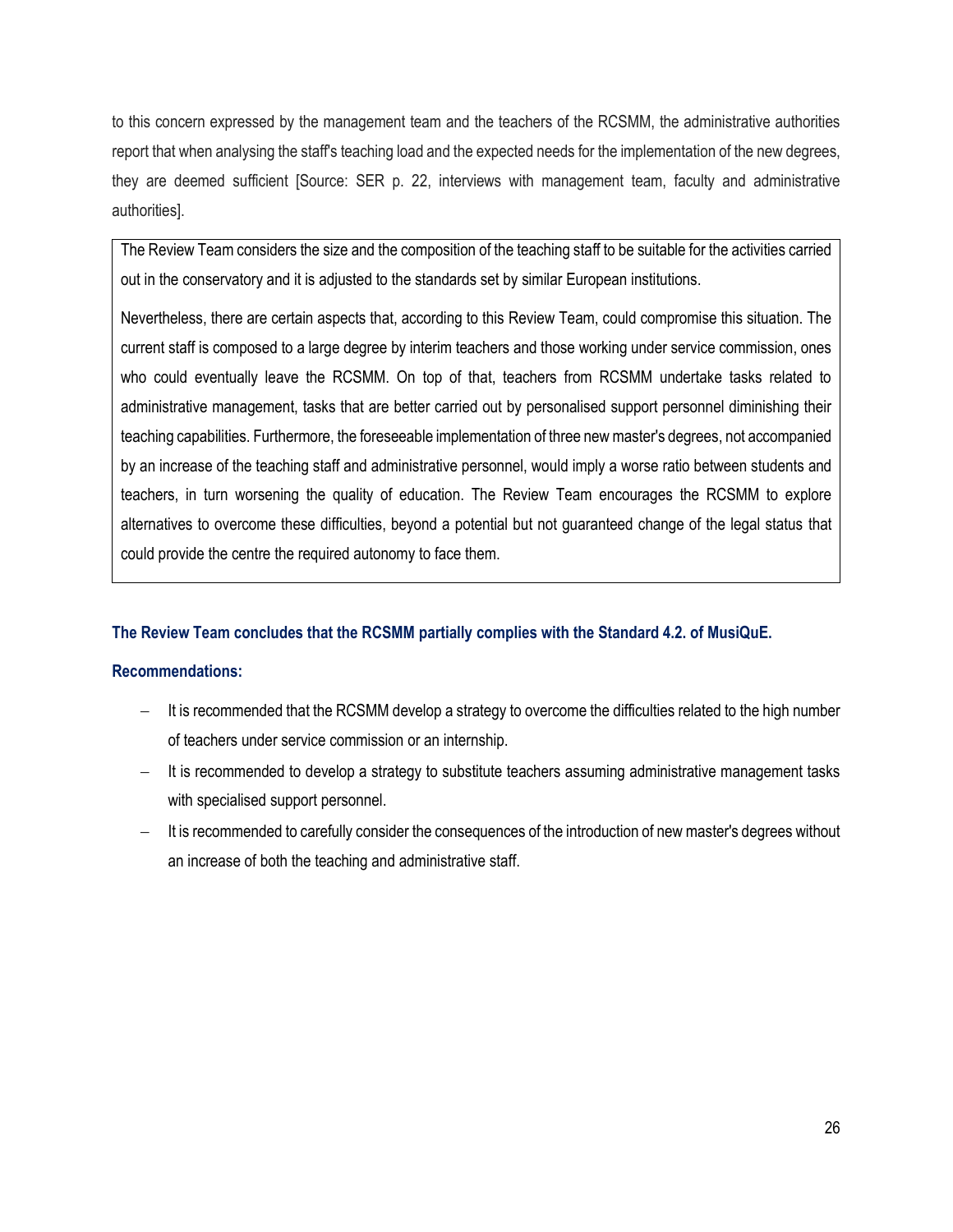to this concern expressed by the management team and the teachers of the RCSMM, the administrative authorities report that when analysing the staff's teaching load and the expected needs for the implementation of the new degrees, they are deemed sufficient [Source: SER p. 22, interviews with management team, faculty and administrative authorities].

The Review Team considers the size and the composition of the teaching staff to be suitable for the activities carried out in the conservatory and it is adjusted to the standards set by similar European institutions.

Nevertheless, there are certain aspects that, according to this Review Team, could compromise this situation. The current staff is composed to a large degree by interim teachers and those working under service commission, ones who could eventually leave the RCSMM. On top of that, teachers from RCSMM undertake tasks related to administrative management, tasks that are better carried out by personalised support personnel diminishing their teaching capabilities. Furthermore, the foreseeable implementation of three new master's degrees, not accompanied by an increase of the teaching staff and administrative personnel, would imply a worse ratio between students and teachers, in turn worsening the quality of education. The Review Team encourages the RCSMM to explore alternatives to overcome these difficulties, beyond a potential but not guaranteed change of the legal status that could provide the centre the required autonomy to face them.

**The Review Team concludes that the RCSMM partially complies with the Standard 4.2. of MusiQuE.**

**Recommendations:**

- It is recommended that the RCSMM develop a strategy to overcome the difficulties related to the high number of teachers under service commission or an internship.
- It is recommended to develop a strategy to substitute teachers assuming administrative management tasks with specialised support personnel.
- It is recommended to carefully consider the consequences of the introduction of new master's degrees without an increase of both the teaching and administrative staff.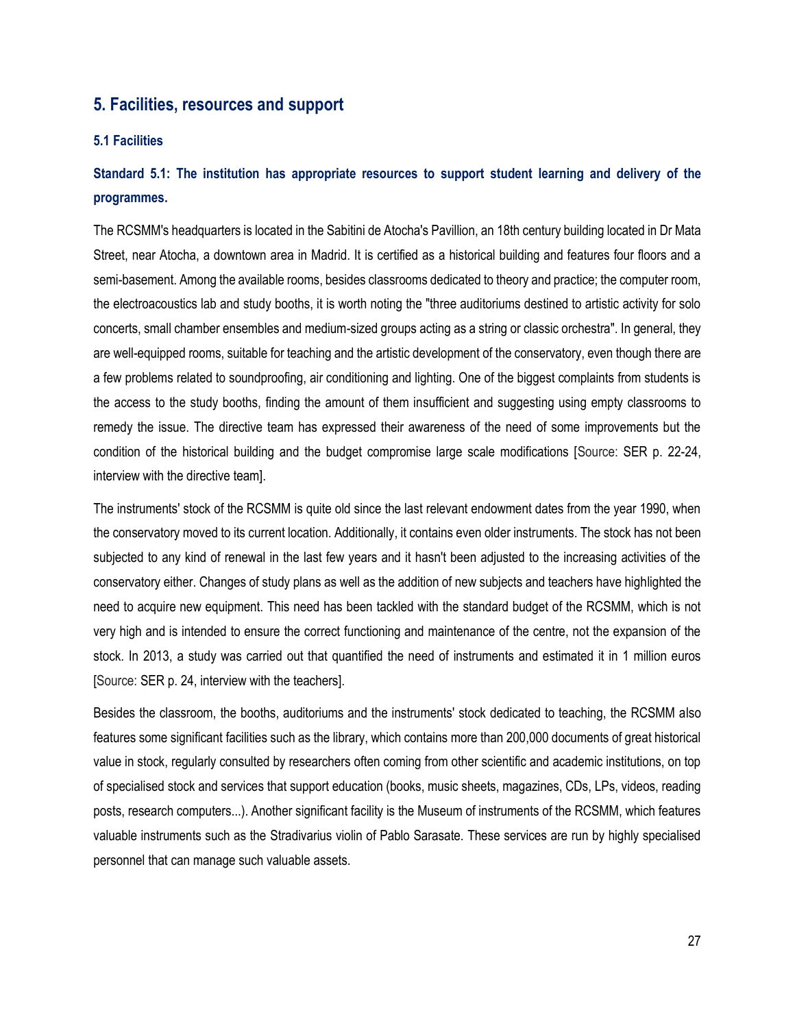## 5. Facilities, resources and support

### 5.1 Facilities

### Standard 5.1: The institution has appropriate resources to support student learning and delivery of the programmes.

The RCSMM's headquarters is located in the Sabitini de Atocha's Pavillion, an 18th century building located in Dr Mata Street, near Atocha, a downtown area in Madrid. It is certified as a historical building and features four floors and a semi-basement. Among the available rooms, besides classrooms dedicated to theory and practice; the computer room, the electroacoustics lab and study booths, it is worth noting the "three auditoriums destined to artistic activity for solo concerts, small chamber ensembles and medium-sized groups acting as a string or classic orchestra". In general, they are well-equipped rooms, suitable for teaching and the artistic development of the conservatory, even though there are a few problems related to soundproofing, air conditioning and lighting. One of the biggest complaints from students is the access to the study booths, finding the amount of them insufficient and suggesting using empty classrooms to remedy the issue. The directive team has expressed their awareness of the need of some improvements but the condition of the historical building and the budget compromise large scale modifications [Source: SER p. 22-24, interview with the directive team].

The instruments' stock of the RCSMM is quite old since the last relevant endowment dates from the year 1990, when the conservatory moved to its current location. Additionally, it contains even older instruments. The stock has not been subjected to any kind of renewal in the last few years and it hasn't been adjusted to the increasing activities of the conservatory either. Changes of study plans as well as the addition of new subjects and teachers have highlighted the need to acquire new equipment. This need has been tackled with the standard budget of the RCSMM, which is not very high and is intended to ensure the correct functioning and maintenance of the centre, not the expansion of the stock. In 2013, a study was carried out that quantified the need of instruments and estimated it in 1 million euros [Source: SER p. 24, interview with the teachers].

Besides the classroom, the booths, auditoriums and the instruments' stock dedicated to teaching, the RCSMM also features some significant facilities such as the library, which contains more than 200,000 documents of great historical value in stock, regularly consulted by researchers often coming from other scientific and academic institutions, on top of specialised stock and services that support education (books, music sheets, magazines, CDs, LPs, videos, reading posts, research computers...). Another significant facility is the Museum of instruments of the RCSMM, which features valuable instruments such as the Stradivarius violin of Pablo Sarasate. These services are run by highly specialised personnel that can manage such valuable assets.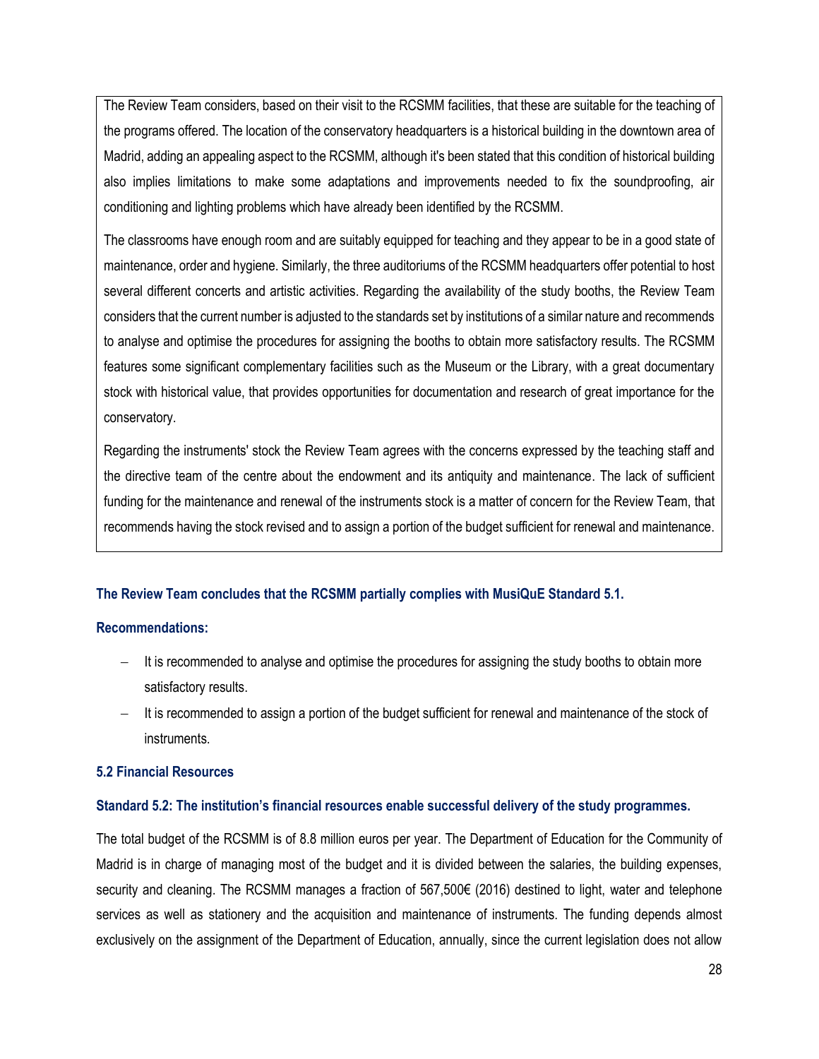The Review Team considers, based on their visit to the RCSMM facilities, that these are suitable for the teaching of the programs offered. The location of the conservatory headquarters is a historical building in the downtown area of Madrid, adding an appealing aspect to the RCSMM, although it's been stated that this condition of historical building also implies limitations to make some adaptations and improvements needed to fix the soundproofing, air conditioning and lighting problems which have already been identified by the RCSMM.

The classrooms have enough room and are suitably equipped for teaching and they appear to be in a good state of maintenance, order and hygiene. Similarly, the three auditoriums of the RCSMM headquarters offer potential to host several different concerts and artistic activities. Regarding the availability of the study booths, the Review Team considers that the current number is adjusted to the standards set by institutions of a similar nature and recommends to analyse and optimise the procedures for assigning the booths to obtain more satisfactory results. The RCSMM features some significant complementary facilities such as the Museum or the Library, with a great documentary stock with historical value, that provides opportunities for documentation and research of great importance for the conservatory.

Regarding the instruments' stock the Review Team agrees with the concerns expressed by the teaching staff and the directive team of the centre about the endowment and its antiquity and maintenance. The lack of sufficient funding for the maintenance and renewal of the instruments stock is a matter of concern for the Review Team, that recommends having the stock revised and to assign a portion of the budget sufficient for renewal and maintenance.

**The Review Team concludes that the RCSMM partially complies with MusiQuE Standard 5.1.**

**Recommendations:**

- It is recommended to analyse and optimise the procedures for assigning the study booths to obtain more satisfactory results.
- It is recommended to assign a portion of the budget sufficient for renewal and maintenance of the stock of instruments.

### 5.2 Financial Resources

**Standard 5.2: The institution's financial resources enable successful delivery of the study programmes.**

The total budget of the RCSMM is of 8.8 million euros per year. The Department of Education for the Community of Madrid is in charge of managing most of the budget and it is divided between the salaries, the building expenses, security and cleaning. The RCSMM manages a fraction of 567,500€ (2016) destined to light, water and telephone services as well as stationery and the acquisition and maintenance of instruments. The funding depends almost exclusively on the assignment of the Department of Education, annually, since the current legislation does not allow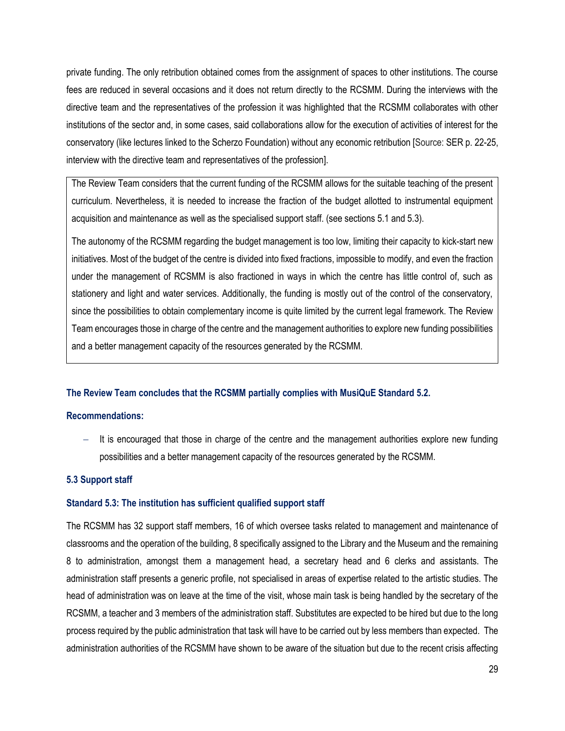private funding. The only retribution obtained comes from the assignment of spaces to other institutions. The course fees are reduced in several occasions and it does not return directly to the RCSMM. During the interviews with the directive team and the representatives of the profession it was highlighted that the RCSMM collaborates with other institutions of the sector and, in some cases, said collaborations allow for the execution of activities of interest for the conservatory (like lectures linked to the Scherzo Foundation) without any economic retribution [Source: SER p. 22-25, interview with the directive team and representatives of the profession].

> The Review Team considers that the current funding of the RCSMM allows for the suitable teaching of the present curriculum. Nevertheless, it is needed to increase the fraction of the budget allotted to instrumental equipment acquisition and maintenance as well as the specialised support staff. (see sections 5.1 and 5.3).
>
> The autonomy of the RCSMM regarding the budget management is too low, limiting their capacity to kick-start new initiatives. Most of the budget of the centre is divided into fixed fractions, impossible to modify, and even the fraction under the management of RCSMM is also fractioned in ways in which the centre has little control of, such as stationery and light and water services. Additionally, the funding is mostly out of the control of the conservatory, since the possibilities to obtain complementary income is quite limited by the current legal framework. The Review Team encourages those in charge of the centre and the management authorities to explore new funding possibilities and a better management capacity of the resources generated by the RCSMM.

**The Review Team concludes that the RCSMM partially complies with MusiQuE Standard 5.2.**

**Recommendations:**

- It is encouraged that those in charge of the centre and the management authorities explore new funding possibilities and a better management capacity of the resources generated by the RCSMM.

### 5.3 Support staff

**Standard 5.3: The institution has sufficient qualified support staff**

The RCSMM has 32 support staff members, 16 of which oversee tasks related to management and maintenance of classrooms and the operation of the building, 8 specifically assigned to the Library and the Museum and the remaining 8 to administration, amongst them a management head, a secretary head and 6 clerks and assistants. The administration staff presents a generic profile, not specialised in areas of expertise related to the artistic studies. The head of administration was on leave at the time of the visit, whose main task is being handled by the secretary of the RCSMM, a teacher and 3 members of the administration staff. Substitutes are expected to be hired but due to the long process required by the public administration that task will have to be carried out by less members than expected. The administration authorities of the RCSMM have shown to be aware of the situation but due to the recent crisis affecting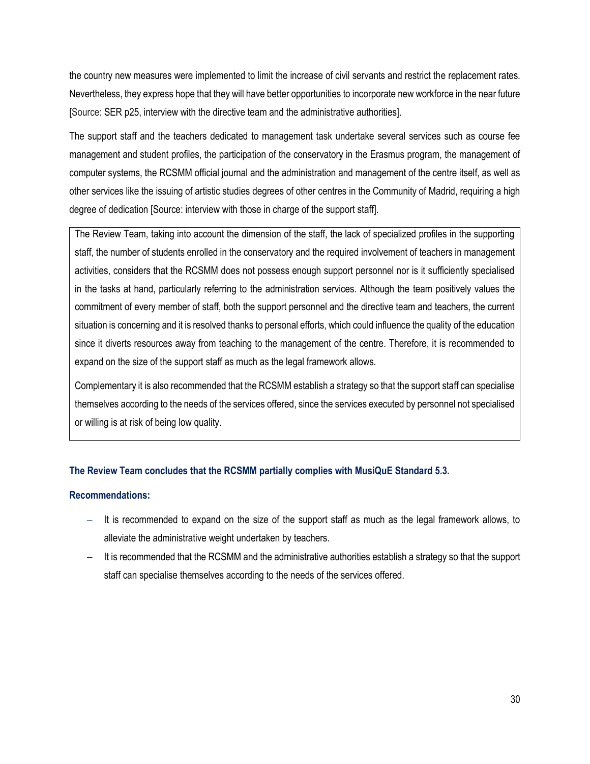the country new measures were implemented to limit the increase of civil servants and restrict the replacement rates. Nevertheless, they express hope that they will have better opportunities to incorporate new workforce in the near future [Source: SER p25, interview with the directive team and the administrative authorities].

The support staff and the teachers dedicated to management task undertake several services such as course fee management and student profiles, the participation of the conservatory in the Erasmus program, the management of computer systems, the RCSMM official journal and the administration and management of the centre itself, as well as other services like the issuing of artistic studies degrees of other centres in the Community of Madrid, requiring a high degree of dedication [Source: interview with those in charge of the support staff].

> The Review Team, taking into account the dimension of the staff, the lack of specialized profiles in the supporting staff, the number of students enrolled in the conservatory and the required involvement of teachers in management activities, considers that the RCSMM does not possess enough support personnel nor is it sufficiently specialised in the tasks at hand, particularly referring to the administration services. Although the team positively values the commitment of every member of staff, both the support personnel and the directive team and teachers, the current situation is concerning and it is resolved thanks to personal efforts, which could influence the quality of the education since it diverts resources away from teaching to the management of the centre. Therefore, it is recommended to expand on the size of the support staff as much as the legal framework allows.
>
> Complementary it is also recommended that the RCSMM establish a strategy so that the support staff can specialise themselves according to the needs of the services offered, since the services executed by personnel not specialised or willing is at risk of being low quality.

**The Review Team concludes that the RCSMM partially complies with MusiQuE Standard 5.3.**

**Recommendations:**

- It is recommended to expand on the size of the support staff as much as the legal framework allows, to alleviate the administrative weight undertaken by teachers.
- It is recommended that the RCSMM and the administrative authorities establish a strategy so that the support staff can specialise themselves according to the needs of the services offered.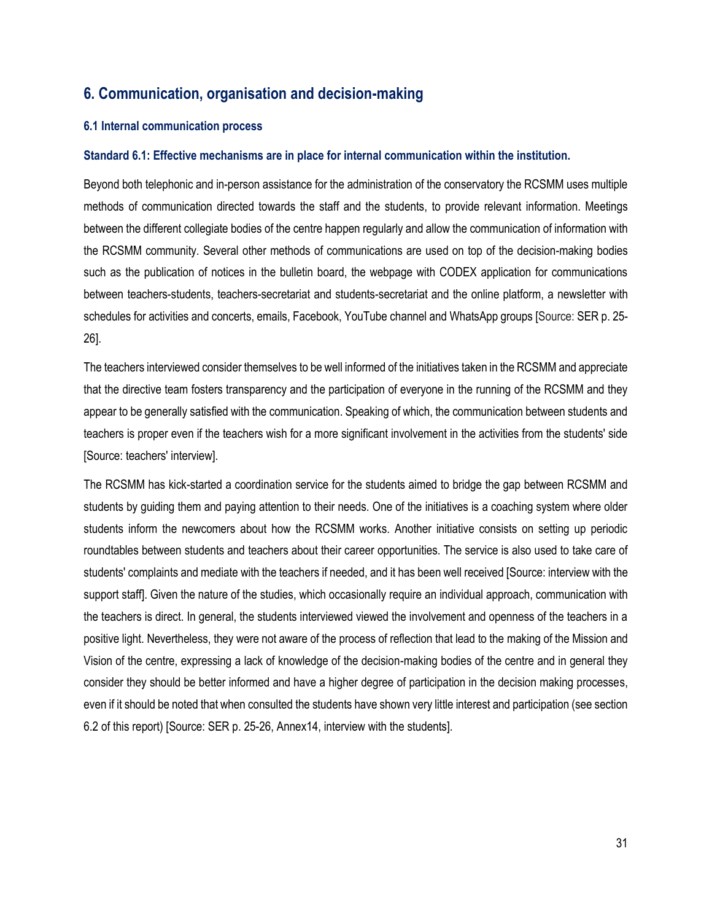## 6. Communication, organisation and decision-making

### 6.1 Internal communication process

**Standard 6.1: Effective mechanisms are in place for internal communication within the institution.**

Beyond both telephonic and in-person assistance for the administration of the conservatory the RCSMM uses multiple methods of communication directed towards the staff and the students, to provide relevant information. Meetings between the different collegiate bodies of the centre happen regularly and allow the communication of information with the RCSMM community. Several other methods of communications are used on top of the decision-making bodies such as the publication of notices in the bulletin board, the webpage with CODEX application for communications between teachers-students, teachers-secretariat and students-secretariat and the online platform, a newsletter with schedules for activities and concerts, emails, Facebook, YouTube channel and WhatsApp groups [Source: SER p. 25-26].

The teachers interviewed consider themselves to be well informed of the initiatives taken in the RCSMM and appreciate that the directive team fosters transparency and the participation of everyone in the running of the RCSMM and they appear to be generally satisfied with the communication. Speaking of which, the communication between students and teachers is proper even if the teachers wish for a more significant involvement in the activities from the students' side [Source: teachers' interview].

The RCSMM has kick-started a coordination service for the students aimed to bridge the gap between RCSMM and students by guiding them and paying attention to their needs. One of the initiatives is a coaching system where older students inform the newcomers about how the RCSMM works. Another initiative consists on setting up periodic roundtables between students and teachers about their career opportunities. The service is also used to take care of students' complaints and mediate with the teachers if needed, and it has been well received [Source: interview with the support staff]. Given the nature of the studies, which occasionally require an individual approach, communication with the teachers is direct. In general, the students interviewed viewed the involvement and openness of the teachers in a positive light. Nevertheless, they were not aware of the process of reflection that lead to the making of the Mission and Vision of the centre, expressing a lack of knowledge of the decision-making bodies of the centre and in general they consider they should be better informed and have a higher degree of participation in the decision making processes, even if it should be noted that when consulted the students have shown very little interest and participation (see section 6.2 of this report) [Source: SER p. 25-26, Annex14, interview with the students].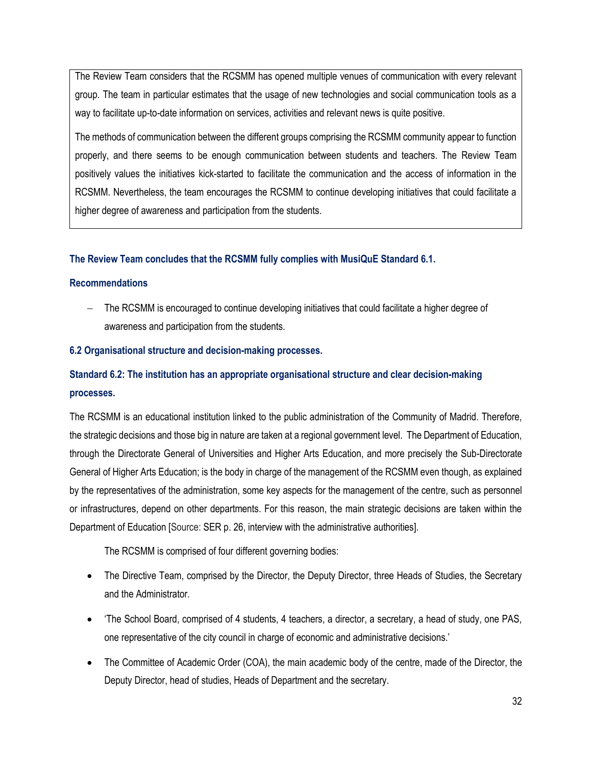The Review Team considers that the RCSMM has opened multiple venues of communication with every relevant group. The team in particular estimates that the usage of new technologies and social communication tools as a way to facilitate up-to-date information on services, activities and relevant news is quite positive.

The methods of communication between the different groups comprising the RCSMM community appear to function properly, and there seems to be enough communication between students and teachers. The Review Team positively values the initiatives kick-started to facilitate the communication and the access of information in the RCSMM. Nevertheless, the team encourages the RCSMM to continue developing initiatives that could facilitate a higher degree of awareness and participation from the students.

**The Review Team concludes that the RCSMM fully complies with MusiQuE Standard 6.1.**

**Recommendations**

- The RCSMM is encouraged to continue developing initiatives that could facilitate a higher degree of awareness and participation from the students.

**6.2 Organisational structure and decision-making processes.**

**Standard 6.2: The institution has an appropriate organisational structure and clear decision-making processes.**

The RCSMM is an educational institution linked to the public administration of the Community of Madrid. Therefore, the strategic decisions and those big in nature are taken at a regional government level. The Department of Education, through the Directorate General of Universities and Higher Arts Education, and more precisely the Sub-Directorate General of Higher Arts Education; is the body in charge of the management of the RCSMM even though, as explained by the representatives of the administration, some key aspects for the management of the centre, such as personnel or infrastructures, depend on other departments. For this reason, the main strategic decisions are taken within the Department of Education [Source: SER p. 26, interview with the administrative authorities].

The RCSMM is comprised of four different governing bodies:

- The Directive Team, comprised by the Director, the Deputy Director, three Heads of Studies, the Secretary and the Administrator.
- 'The School Board, comprised of 4 students, 4 teachers, a director, a secretary, a head of study, one PAS, one representative of the city council in charge of economic and administrative decisions.'
- The Committee of Academic Order (COA), the main academic body of the centre, made of the Director, the Deputy Director, head of studies, Heads of Department and the secretary.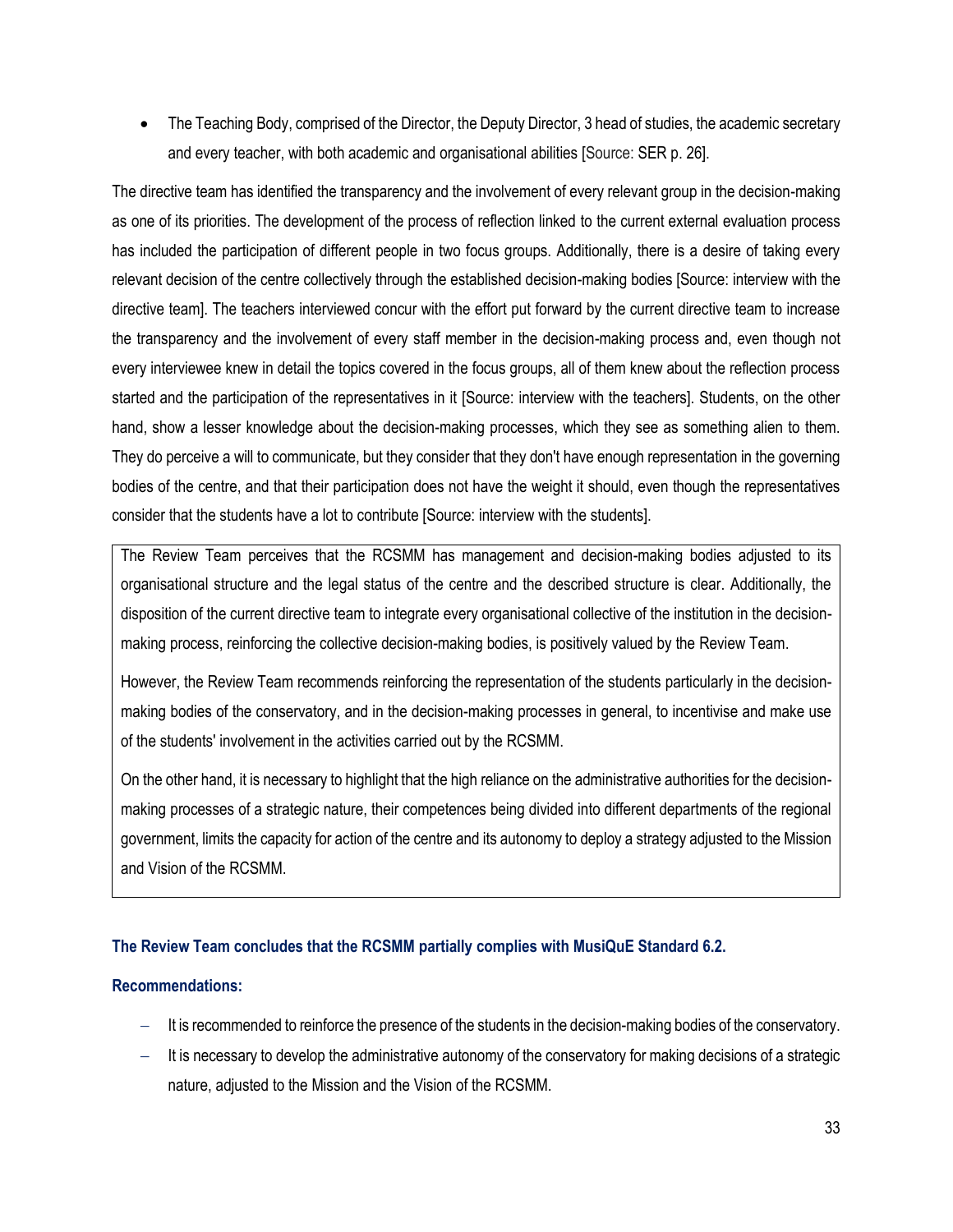- The Teaching Body, comprised of the Director, the Deputy Director, 3 head of studies, the academic secretary and every teacher, with both academic and organisational abilities [Source: SER p. 26].

The directive team has identified the transparency and the involvement of every relevant group in the decision-making as one of its priorities. The development of the process of reflection linked to the current external evaluation process has included the participation of different people in two focus groups. Additionally, there is a desire of taking every relevant decision of the centre collectively through the established decision-making bodies [Source: interview with the directive team]. The teachers interviewed concur with the effort put forward by the current directive team to increase the transparency and the involvement of every staff member in the decision-making process and, even though not every interviewee knew in detail the topics covered in the focus groups, all of them knew about the reflection process started and the participation of the representatives in it [Source: interview with the teachers]. Students, on the other hand, show a lesser knowledge about the decision-making processes, which they see as something alien to them. They do perceive a will to communicate, but they consider that they don't have enough representation in the governing bodies of the centre, and that their participation does not have the weight it should, even though the representatives consider that the students have a lot to contribute [Source: interview with the students].

The Review Team perceives that the RCSMM has management and decision-making bodies adjusted to its organisational structure and the legal status of the centre and the described structure is clear. Additionally, the disposition of the current directive team to integrate every organisational collective of the institution in the decision-making process, reinforcing the collective decision-making bodies, is positively valued by the Review Team.

However, the Review Team recommends reinforcing the representation of the students particularly in the decision-making bodies of the conservatory, and in the decision-making processes in general, to incentivise and make use of the students' involvement in the activities carried out by the RCSMM.

On the other hand, it is necessary to highlight that the high reliance on the administrative authorities for the decision-making processes of a strategic nature, their competences being divided into different departments of the regional government, limits the capacity for action of the centre and its autonomy to deploy a strategy adjusted to the Mission and Vision of the RCSMM.

**The Review Team concludes that the RCSMM partially complies with MusiQuE Standard 6.2.**

**Recommendations:**

- It is recommended to reinforce the presence of the students in the decision-making bodies of the conservatory.
- It is necessary to develop the administrative autonomy of the conservatory for making decisions of a strategic nature, adjusted to the Mission and the Vision of the RCSMM.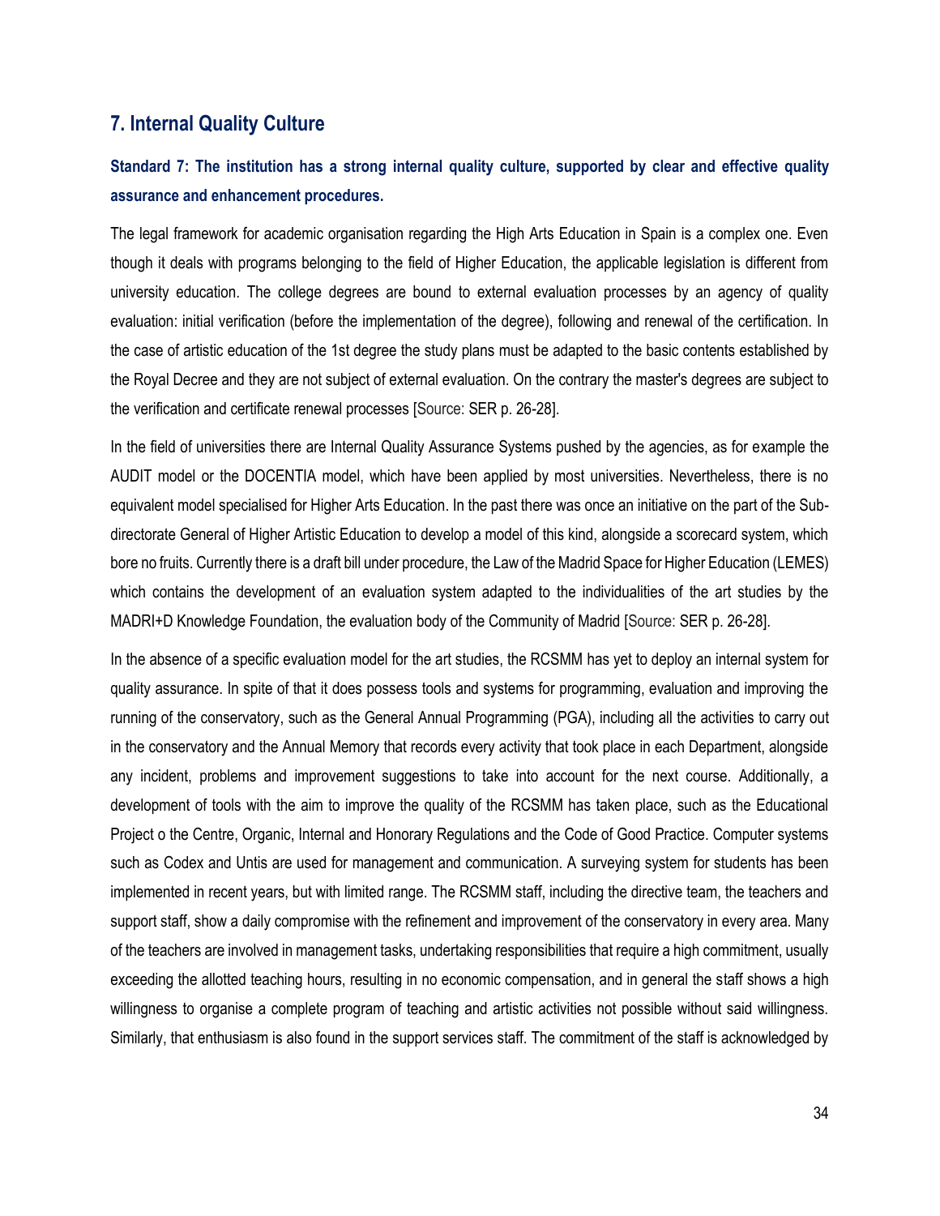## 7. Internal Quality Culture

### Standard 7: The institution has a strong internal quality culture, supported by clear and effective quality assurance and enhancement procedures.

The legal framework for academic organisation regarding the High Arts Education in Spain is a complex one. Even though it deals with programs belonging to the field of Higher Education, the applicable legislation is different from university education. The college degrees are bound to external evaluation processes by an agency of quality evaluation: initial verification (before the implementation of the degree), following and renewal of the certification. In the case of artistic education of the 1st degree the study plans must be adapted to the basic contents established by the Royal Decree and they are not subject of external evaluation. On the contrary the master's degrees are subject to the verification and certificate renewal processes [Source: SER p. 26-28].

In the field of universities there are Internal Quality Assurance Systems pushed by the agencies, as for example the AUDIT model or the DOCENTIA model, which have been applied by most universities. Nevertheless, there is no equivalent model specialised for Higher Arts Education. In the past there was once an initiative on the part of the Sub-directorate General of Higher Artistic Education to develop a model of this kind, alongside a scorecard system, which bore no fruits. Currently there is a draft bill under procedure, the Law of the Madrid Space for Higher Education (LEMES) which contains the development of an evaluation system adapted to the individualities of the art studies by the MADRI+D Knowledge Foundation, the evaluation body of the Community of Madrid [Source: SER p. 26-28].

In the absence of a specific evaluation model for the art studies, the RCSMM has yet to deploy an internal system for quality assurance. In spite of that it does possess tools and systems for programming, evaluation and improving the running of the conservatory, such as the General Annual Programming (PGA), including all the activities to carry out in the conservatory and the Annual Memory that records every activity that took place in each Department, alongside any incident, problems and improvement suggestions to take into account for the next course. Additionally, a development of tools with the aim to improve the quality of the RCSMM has taken place, such as the Educational Project o the Centre, Organic, Internal and Honorary Regulations and the Code of Good Practice. Computer systems such as Codex and Untis are used for management and communication. A surveying system for students has been implemented in recent years, but with limited range. The RCSMM staff, including the directive team, the teachers and support staff, show a daily compromise with the refinement and improvement of the conservatory in every area. Many of the teachers are involved in management tasks, undertaking responsibilities that require a high commitment, usually exceeding the allotted teaching hours, resulting in no economic compensation, and in general the staff shows a high willingness to organise a complete program of teaching and artistic activities not possible without said willingness. Similarly, that enthusiasm is also found in the support services staff. The commitment of the staff is acknowledged by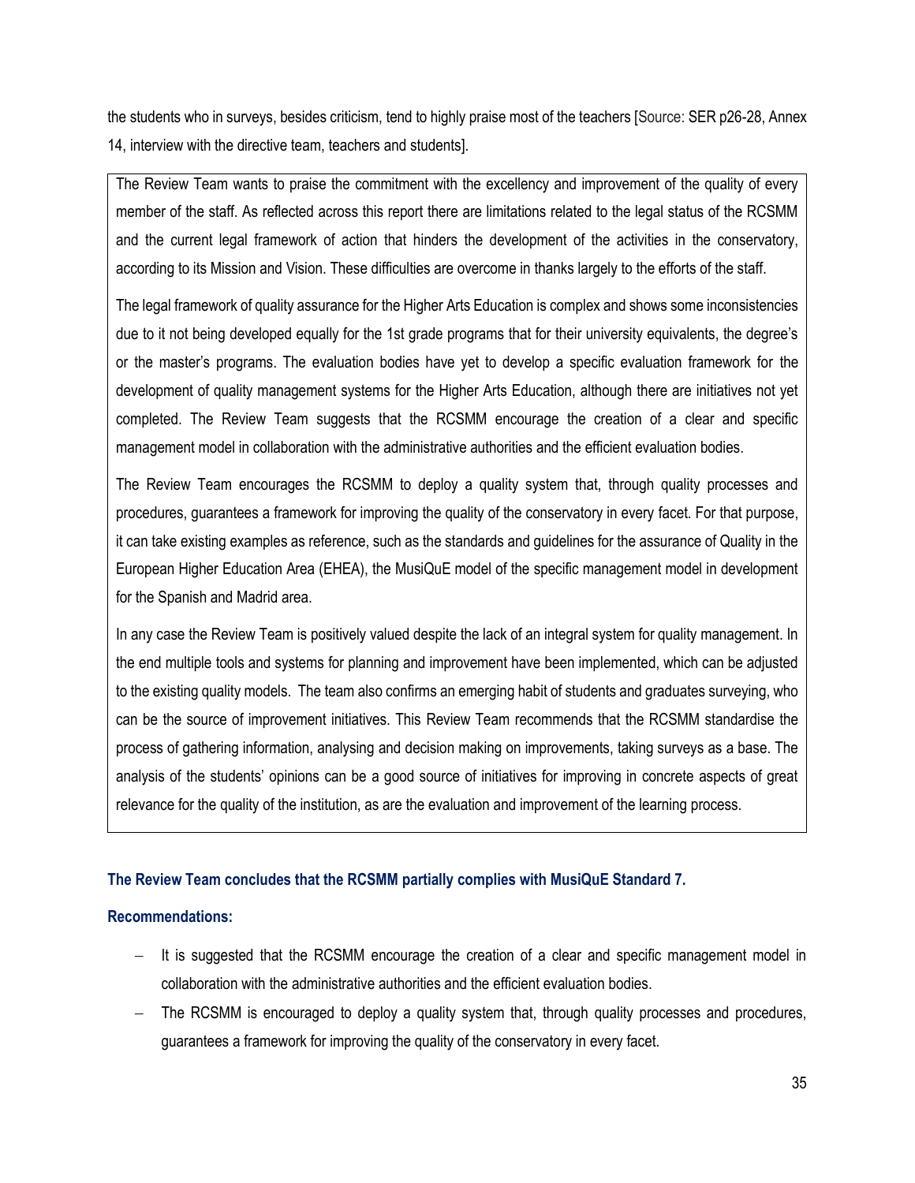the students who in surveys, besides criticism, tend to highly praise most of the teachers [Source: SER p26-28, Annex 14, interview with the directive team, teachers and students].

The Review Team wants to praise the commitment with the excellency and improvement of the quality of every member of the staff. As reflected across this report there are limitations related to the legal status of the RCSMM and the current legal framework of action that hinders the development of the activities in the conservatory, according to its Mission and Vision. These difficulties are overcome in thanks largely to the efforts of the staff.

The legal framework of quality assurance for the Higher Arts Education is complex and shows some inconsistencies due to it not being developed equally for the 1st grade programs that for their university equivalents, the degree's or the master's programs. The evaluation bodies have yet to develop a specific evaluation framework for the development of quality management systems for the Higher Arts Education, although there are initiatives not yet completed. The Review Team suggests that the RCSMM encourage the creation of a clear and specific management model in collaboration with the administrative authorities and the efficient evaluation bodies.

The Review Team encourages the RCSMM to deploy a quality system that, through quality processes and procedures, guarantees a framework for improving the quality of the conservatory in every facet. For that purpose, it can take existing examples as reference, such as the standards and guidelines for the assurance of Quality in the European Higher Education Area (EHEA), the MusiQuE model of the specific management model in development for the Spanish and Madrid area.

In any case the Review Team is positively valued despite the lack of an integral system for quality management. In the end multiple tools and systems for planning and improvement have been implemented, which can be adjusted to the existing quality models. The team also confirms an emerging habit of students and graduates surveying, who can be the source of improvement initiatives. This Review Team recommends that the RCSMM standardise the process of gathering information, analysing and decision making on improvements, taking surveys as a base. The analysis of the students' opinions can be a good source of initiatives for improving in concrete aspects of great relevance for the quality of the institution, as are the evaluation and improvement of the learning process.

**The Review Team concludes that the RCSMM partially complies with MusiQuE Standard 7.**

**Recommendations:**

- It is suggested that the RCSMM encourage the creation of a clear and specific management model in collaboration with the administrative authorities and the efficient evaluation bodies.
- The RCSMM is encouraged to deploy a quality system that, through quality processes and procedures, guarantees a framework for improving the quality of the conservatory in every facet.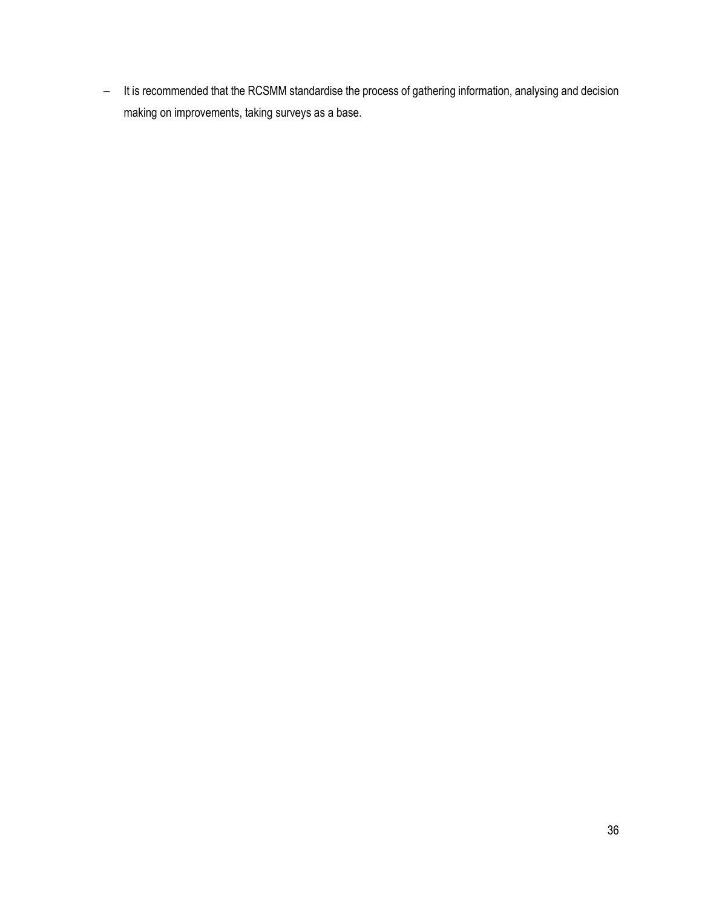- It is recommended that the RCSMM standardise the process of gathering information, analysing and decision making on improvements, taking surveys as a base.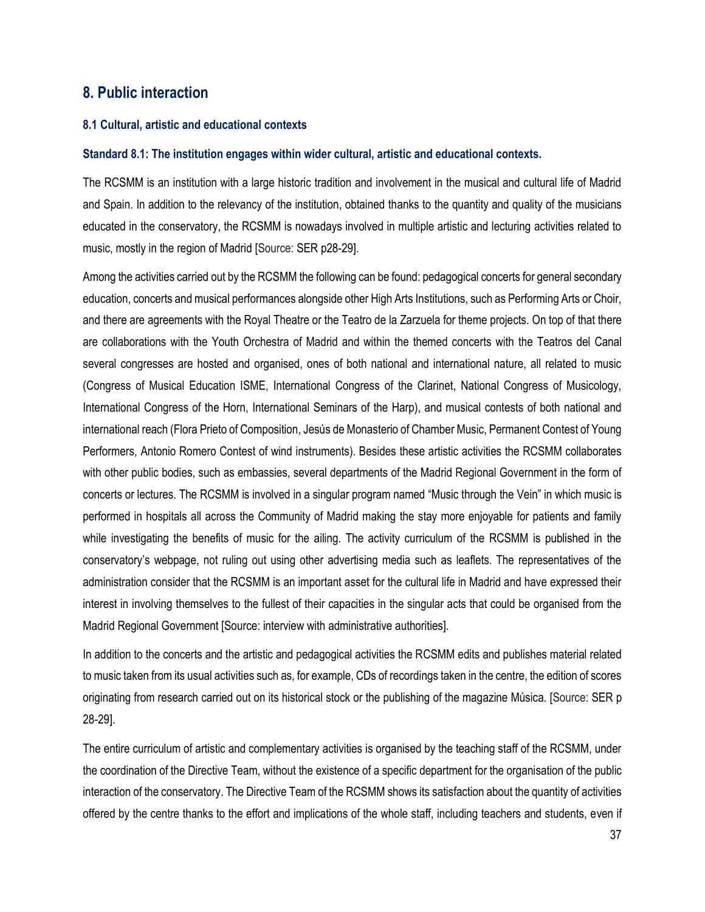## 8. Public interaction

### 8.1 Cultural, artistic and educational contexts

**Standard 8.1: The institution engages within wider cultural, artistic and educational contexts.**

The RCSMM is an institution with a large historic tradition and involvement in the musical and cultural life of Madrid and Spain. In addition to the relevancy of the institution, obtained thanks to the quantity and quality of the musicians educated in the conservatory, the RCSMM is nowadays involved in multiple artistic and lecturing activities related to music, mostly in the region of Madrid [Source: SER p28-29].

Among the activities carried out by the RCSMM the following can be found: pedagogical concerts for general secondary education, concerts and musical performances alongside other High Arts Institutions, such as Performing Arts or Choir, and there are agreements with the Royal Theatre or the Teatro de la Zarzuela for theme projects. On top of that there are collaborations with the Youth Orchestra of Madrid and within the themed concerts with the Teatros del Canal several congresses are hosted and organised, ones of both national and international nature, all related to music (Congress of Musical Education ISME, International Congress of the Clarinet, National Congress of Musicology, International Congress of the Horn, International Seminars of the Harp), and musical contests of both national and international reach (Flora Prieto of Composition, Jesús de Monasterio of Chamber Music, Permanent Contest of Young Performers, Antonio Romero Contest of wind instruments). Besides these artistic activities the RCSMM collaborates with other public bodies, such as embassies, several departments of the Madrid Regional Government in the form of concerts or lectures. The RCSMM is involved in a singular program named "Music through the Vein" in which music is performed in hospitals all across the Community of Madrid making the stay more enjoyable for patients and family while investigating the benefits of music for the ailing. The activity curriculum of the RCSMM is published in the conservatory's webpage, not ruling out using other advertising media such as leaflets. The representatives of the administration consider that the RCSMM is an important asset for the cultural life in Madrid and have expressed their interest in involving themselves to the fullest of their capacities in the singular acts that could be organised from the Madrid Regional Government [Source: interview with administrative authorities].

In addition to the concerts and the artistic and pedagogical activities the RCSMM edits and publishes material related to music taken from its usual activities such as, for example, CDs of recordings taken in the centre, the edition of scores originating from research carried out on its historical stock or the publishing of the magazine Música. [Source: SER p 28-29].

The entire curriculum of artistic and complementary activities is organised by the teaching staff of the RCSMM, under the coordination of the Directive Team, without the existence of a specific department for the organisation of the public interaction of the conservatory. The Directive Team of the RCSMM shows its satisfaction about the quantity of activities offered by the centre thanks to the effort and implications of the whole staff, including teachers and students, even if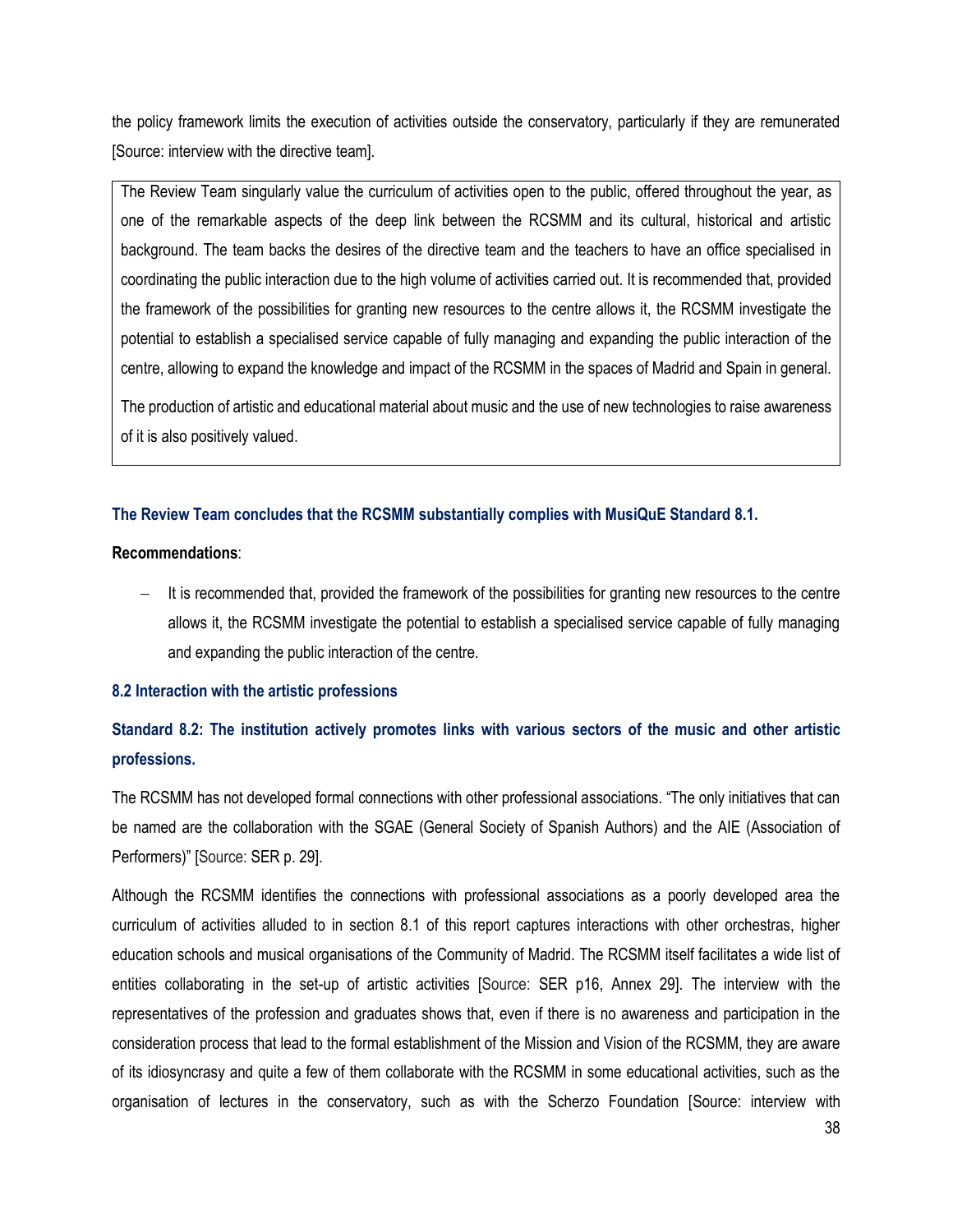the policy framework limits the execution of activities outside the conservatory, particularly if they are remunerated [Source: interview with the directive team].

> The Review Team singularly value the curriculum of activities open to the public, offered throughout the year, as one of the remarkable aspects of the deep link between the RCSMM and its cultural, historical and artistic background. The team backs the desires of the directive team and the teachers to have an office specialised in coordinating the public interaction due to the high volume of activities carried out. It is recommended that, provided the framework of the possibilities for granting new resources to the centre allows it, the RCSMM investigate the potential to establish a specialised service capable of fully managing and expanding the public interaction of the centre, allowing to expand the knowledge and impact of the RCSMM in the spaces of Madrid and Spain in general.
>
> The production of artistic and educational material about music and the use of new technologies to raise awareness of it is also positively valued.

**The Review Team concludes that the RCSMM substantially complies with MusiQuE Standard 8.1.**

**Recommendations**:

- It is recommended that, provided the framework of the possibilities for granting new resources to the centre allows it, the RCSMM investigate the potential to establish a specialised service capable of fully managing and expanding the public interaction of the centre.

### 8.2 Interaction with the artistic professions

### Standard 8.2: The institution actively promotes links with various sectors of the music and other artistic professions.

The RCSMM has not developed formal connections with other professional associations. "The only initiatives that can be named are the collaboration with the SGAE (General Society of Spanish Authors) and the AIE (Association of Performers)" [Source: SER p. 29].

Although the RCSMM identifies the connections with professional associations as a poorly developed area the curriculum of activities alluded to in section 8.1 of this report captures interactions with other orchestras, higher education schools and musical organisations of the Community of Madrid. The RCSMM itself facilitates a wide list of entities collaborating in the set-up of artistic activities [Source: SER p16, Annex 29]. The interview with the representatives of the profession and graduates shows that, even if there is no awareness and participation in the consideration process that lead to the formal establishment of the Mission and Vision of the RCSMM, they are aware of its idiosyncrasy and quite a few of them collaborate with the RCSMM in some educational activities, such as the organisation of lectures in the conservatory, such as with the Scherzo Foundation [Source: interview with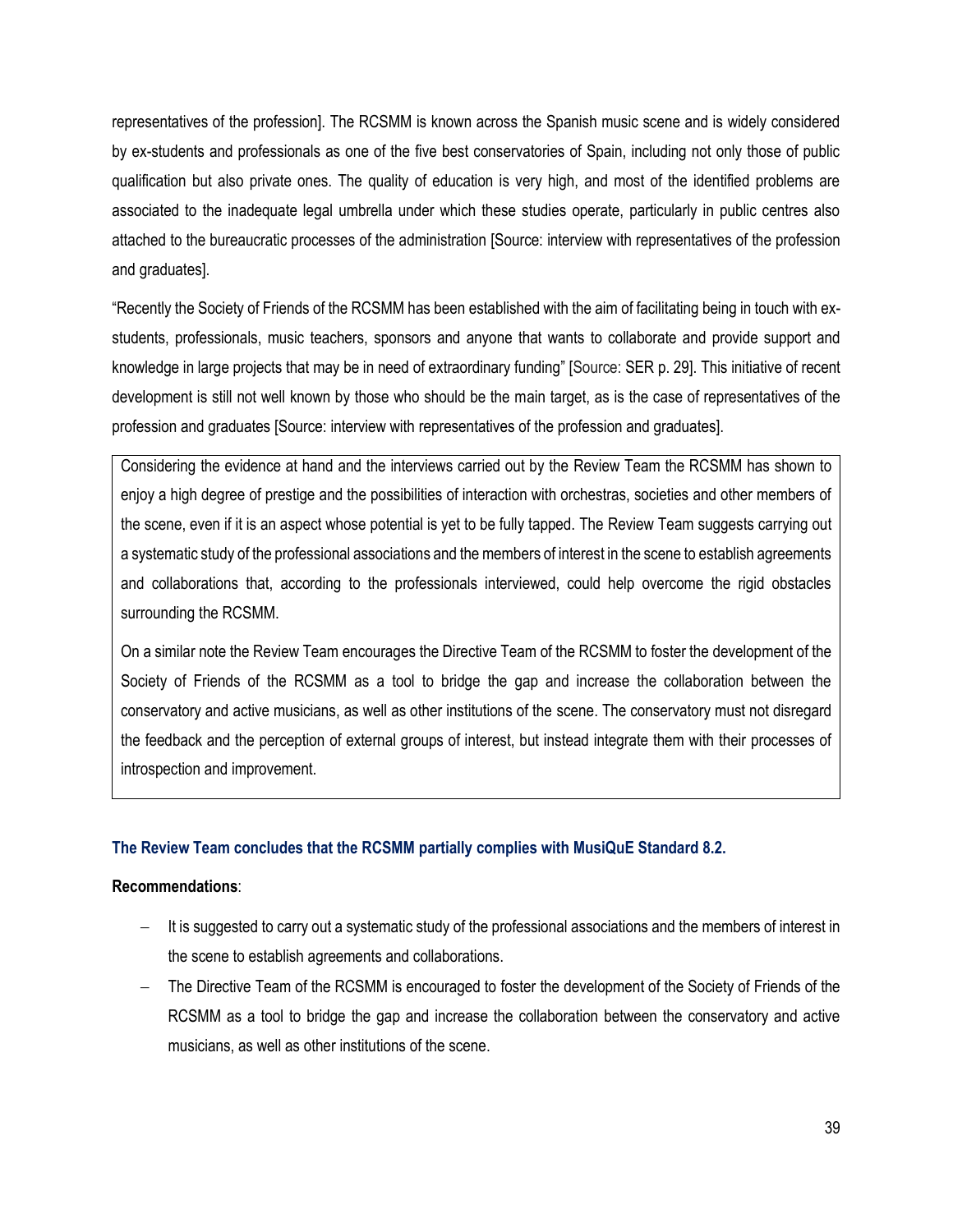representatives of the profession]. The RCSMM is known across the Spanish music scene and is widely considered by ex-students and professionals as one of the five best conservatories of Spain, including not only those of public qualification but also private ones. The quality of education is very high, and most of the identified problems are associated to the inadequate legal umbrella under which these studies operate, particularly in public centres also attached to the bureaucratic processes of the administration [Source: interview with representatives of the profession and graduates].

"Recently the Society of Friends of the RCSMM has been established with the aim of facilitating being in touch with ex-students, professionals, music teachers, sponsors and anyone that wants to collaborate and provide support and knowledge in large projects that may be in need of extraordinary funding" [Source: SER p. 29]. This initiative of recent development is still not well known by those who should be the main target, as is the case of representatives of the profession and graduates [Source: interview with representatives of the profession and graduates].

> Considering the evidence at hand and the interviews carried out by the Review Team the RCSMM has shown to enjoy a high degree of prestige and the possibilities of interaction with orchestras, societies and other members of the scene, even if it is an aspect whose potential is yet to be fully tapped. The Review Team suggests carrying out a systematic study of the professional associations and the members of interest in the scene to establish agreements and collaborations that, according to the professionals interviewed, could help overcome the rigid obstacles surrounding the RCSMM.
>
> On a similar note the Review Team encourages the Directive Team of the RCSMM to foster the development of the Society of Friends of the RCSMM as a tool to bridge the gap and increase the collaboration between the conservatory and active musicians, as well as other institutions of the scene. The conservatory must not disregard the feedback and the perception of external groups of interest, but instead integrate them with their processes of introspection and improvement.

**The Review Team concludes that the RCSMM partially complies with MusiQuE Standard 8.2.**

**Recommendations**:

- It is suggested to carry out a systematic study of the professional associations and the members of interest in the scene to establish agreements and collaborations.
- The Directive Team of the RCSMM is encouraged to foster the development of the Society of Friends of the RCSMM as a tool to bridge the gap and increase the collaboration between the conservatory and active musicians, as well as other institutions of the scene.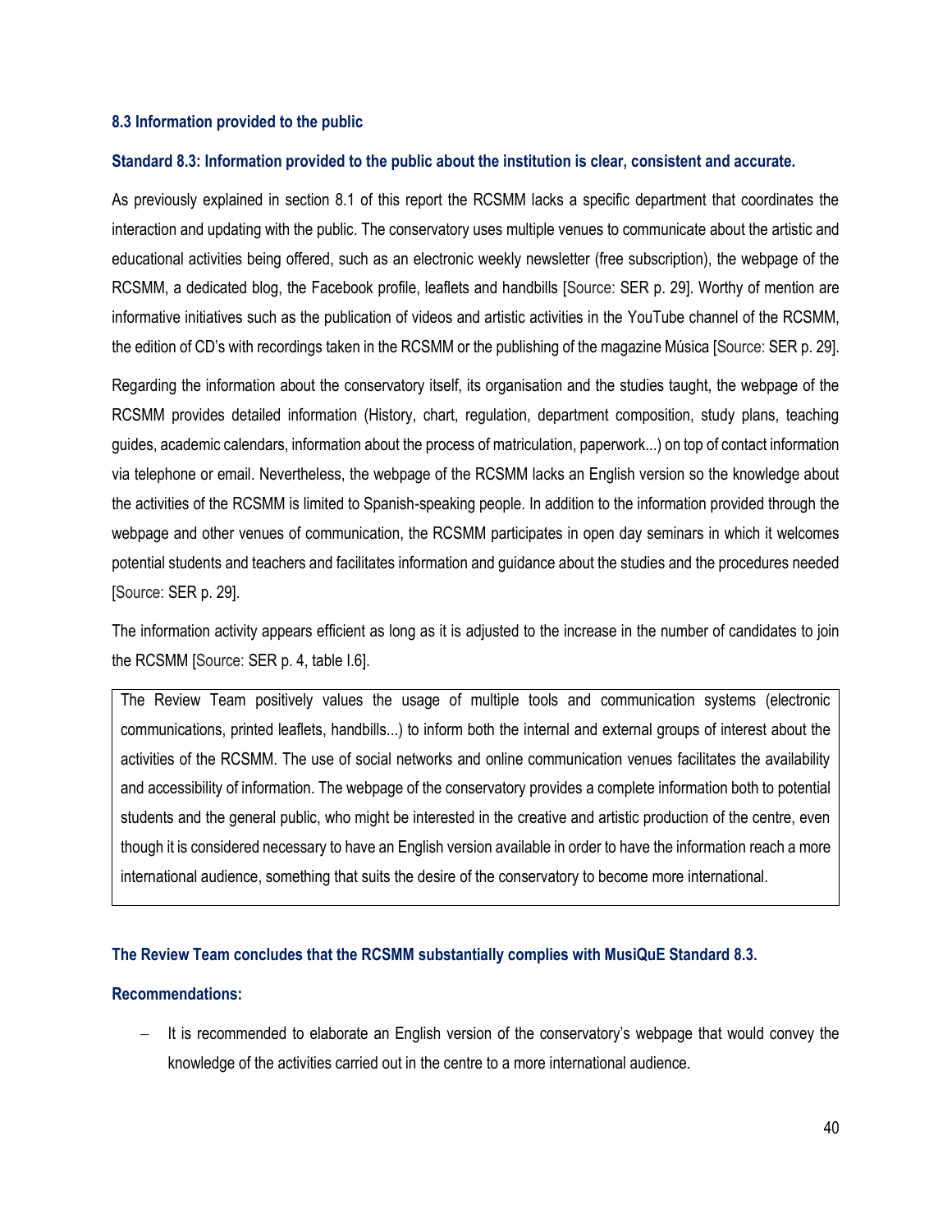### 8.3 Information provided to the public

**Standard 8.3: Information provided to the public about the institution is clear, consistent and accurate.**

As previously explained in section 8.1 of this report the RCSMM lacks a specific department that coordinates the interaction and updating with the public. The conservatory uses multiple venues to communicate about the artistic and educational activities being offered, such as an electronic weekly newsletter (free subscription), the webpage of the RCSMM, a dedicated blog, the Facebook profile, leaflets and handbills [Source: SER p. 29]. Worthy of mention are informative initiatives such as the publication of videos and artistic activities in the YouTube channel of the RCSMM, the edition of CD's with recordings taken in the RCSMM or the publishing of the magazine Música [Source: SER p. 29].

Regarding the information about the conservatory itself, its organisation and the studies taught, the webpage of the RCSMM provides detailed information (History, chart, regulation, department composition, study plans, teaching guides, academic calendars, information about the process of matriculation, paperwork...) on top of contact information via telephone or email. Nevertheless, the webpage of the RCSMM lacks an English version so the knowledge about the activities of the RCSMM is limited to Spanish-speaking people. In addition to the information provided through the webpage and other venues of communication, the RCSMM participates in open day seminars in which it welcomes potential students and teachers and facilitates information and guidance about the studies and the procedures needed [Source: SER p. 29].

The information activity appears efficient as long as it is adjusted to the increase in the number of candidates to join the RCSMM [Source: SER p. 4, table I.6].

> The Review Team positively values the usage of multiple tools and communication systems (electronic communications, printed leaflets, handbills...) to inform both the internal and external groups of interest about the activities of the RCSMM. The use of social networks and online communication venues facilitates the availability and accessibility of information. The webpage of the conservatory provides a complete information both to potential students and the general public, who might be interested in the creative and artistic production of the centre, even though it is considered necessary to have an English version available in order to have the information reach a more international audience, something that suits the desire of the conservatory to become more international.

**The Review Team concludes that the RCSMM substantially complies with MusiQuE Standard 8.3.**

**Recommendations:**

- It is recommended to elaborate an English version of the conservatory's webpage that would convey the knowledge of the activities carried out in the centre to a more international audience.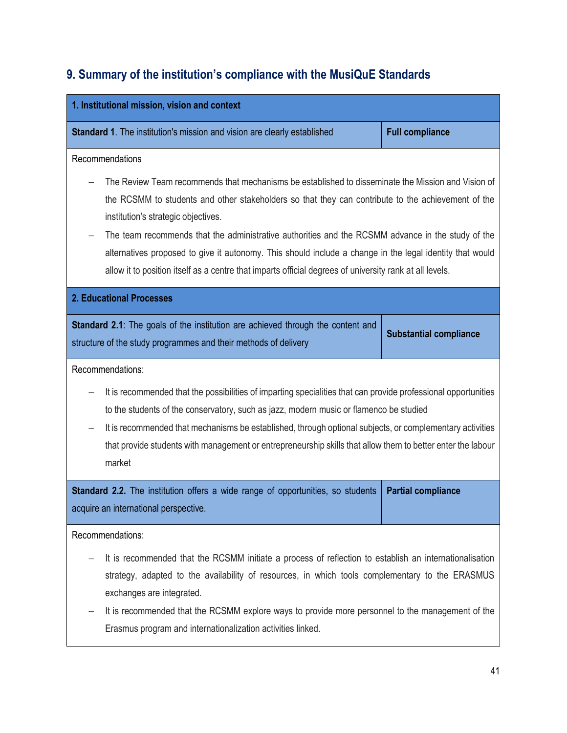## 9. Summary of the institution's compliance with the MusiQuE Standards

| 1. Institutional mission, vision and context | |
|---|---|
| **Standard 1**. The institution's mission and vision are clearly established | **Full compliance** |

Recommendations

- The Review Team recommends that mechanisms be established to disseminate the Mission and Vision of the RCSMM to students and other stakeholders so that they can contribute to the achievement of the institution's strategic objectives.
- The team recommends that the administrative authorities and the RCSMM advance in the study of the alternatives proposed to give it autonomy. This should include a change in the legal identity that would allow it to position itself as a centre that imparts official degrees of university rank at all levels.

| 2. Educational Processes | |
|---|---|
| **Standard 2.1**: The goals of the institution are achieved through the content and structure of the study programmes and their methods of delivery | **Substantial compliance** |

Recommendations:

- It is recommended that the possibilities of imparting specialities that can provide professional opportunities to the students of the conservatory, such as jazz, modern music or flamenco be studied
- It is recommended that mechanisms be established, through optional subjects, or complementary activities that provide students with management or entrepreneurship skills that allow them to better enter the labour market

| **Standard 2.2.** The institution offers a wide range of opportunities, so students acquire an international perspective. | **Partial compliance** |
|---|---|

Recommendations:

- It is recommended that the RCSMM initiate a process of reflection to establish an internationalisation strategy, adapted to the availability of resources, in which tools complementary to the ERASMUS exchanges are integrated.
- It is recommended that the RCSMM explore ways to provide more personnel to the management of the Erasmus program and internationalization activities linked.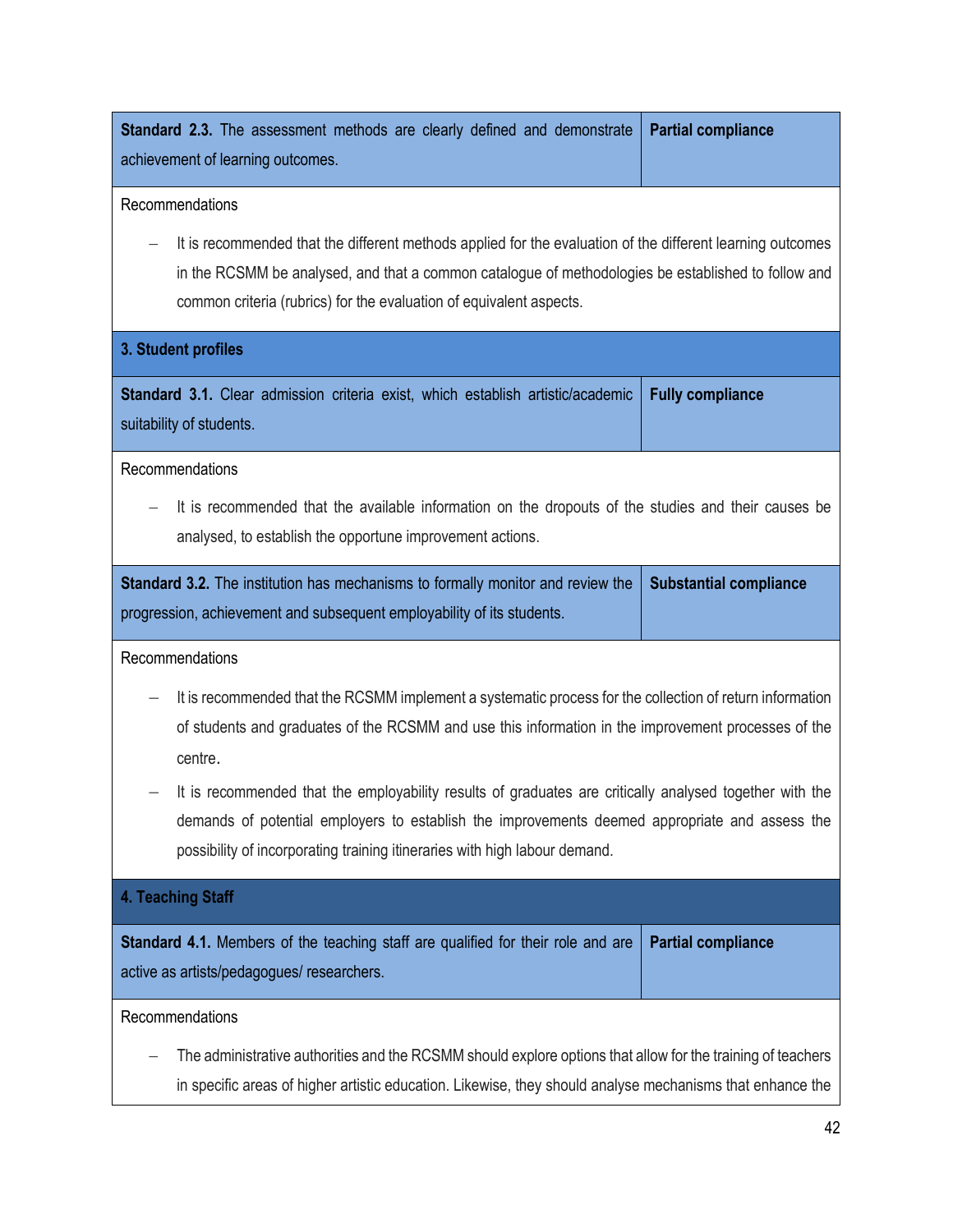| **Standard 2.3.** The assessment methods are clearly defined and demonstrate achievement of learning outcomes. | **Partial compliance** |
|---|---|
| Recommendations<br><br>– It is recommended that the different methods applied for the evaluation of the different learning outcomes in the RCSMM be analysed, and that a common catalogue of methodologies be established to follow and common criteria (rubrics) for the evaluation of equivalent aspects. | |
| **3. Student profiles** | |
| **Standard 3.1.** Clear admission criteria exist, which establish artistic/academic suitability of students. | **Fully compliance** |
| Recommendations<br><br>– It is recommended that the available information on the dropouts of the studies and their causes be analysed, to establish the opportune improvement actions. | |
| **Standard 3.2.** The institution has mechanisms to formally monitor and review the progression, achievement and subsequent employability of its students. | **Substantial compliance** |
| Recommendations<br><br>– It is recommended that the RCSMM implement a systematic process for the collection of return information of students and graduates of the RCSMM and use this information in the improvement processes of the centre.<br><br>– It is recommended that the employability results of graduates are critically analysed together with the demands of potential employers to establish the improvements deemed appropriate and assess the possibility of incorporating training itineraries with high labour demand. | |
| **4. Teaching Staff** | |
| **Standard 4.1.** Members of the teaching staff are qualified for their role and are active as artists/pedagogues/ researchers. | **Partial compliance** |
| Recommendations<br><br>– The administrative authorities and the RCSMM should explore options that allow for the training of teachers in specific areas of higher artistic education. Likewise, they should analyse mechanisms that enhance the | |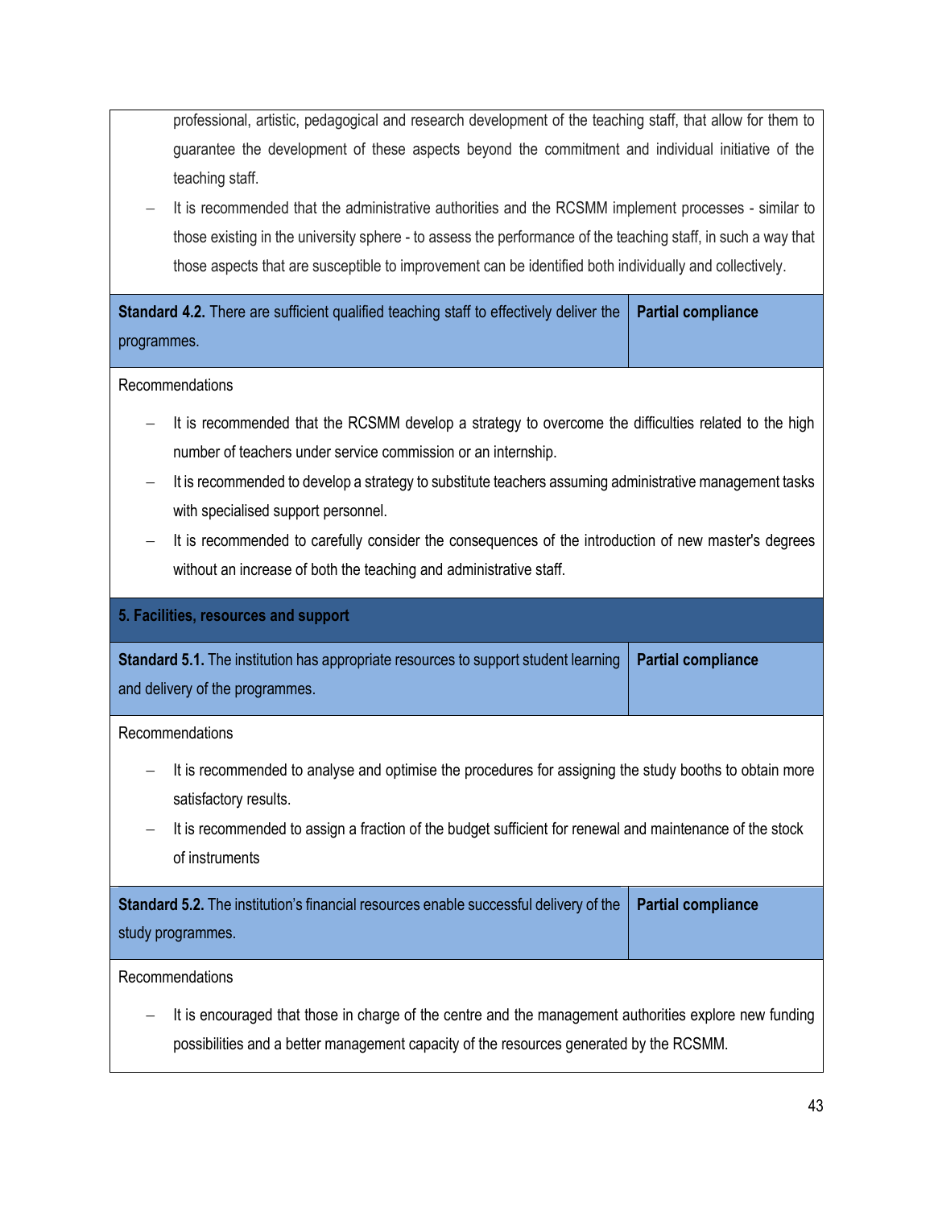- professional, artistic, pedagogical and research development of the teaching staff, that allow for them to guarantee the development of these aspects beyond the commitment and individual initiative of the teaching staff.
- It is recommended that the administrative authorities and the RCSMM implement processes - similar to those existing in the university sphere - to assess the performance of the teaching staff, in such a way that those aspects that are susceptible to improvement can be identified both individually and collectively.

| **Standard 4.2.** There are sufficient qualified teaching staff to effectively deliver the programmes. | **Partial compliance** |
|---|---|

Recommendations

- It is recommended that the RCSMM develop a strategy to overcome the difficulties related to the high number of teachers under service commission or an internship.
- It is recommended to develop a strategy to substitute teachers assuming administrative management tasks with specialised support personnel.
- It is recommended to carefully consider the consequences of the introduction of new master's degrees without an increase of both the teaching and administrative staff.

**5. Facilities, resources and support**

| **Standard 5.1.** The institution has appropriate resources to support student learning and delivery of the programmes. | **Partial compliance** |
|---|---|

Recommendations

- It is recommended to analyse and optimise the procedures for assigning the study booths to obtain more satisfactory results.
- It is recommended to assign a fraction of the budget sufficient for renewal and maintenance of the stock of instruments

| **Standard 5.2.** The institution's financial resources enable successful delivery of the study programmes. | **Partial compliance** |
|---|---|

Recommendations

- It is encouraged that those in charge of the centre and the management authorities explore new funding possibilities and a better management capacity of the resources generated by the RCSMM.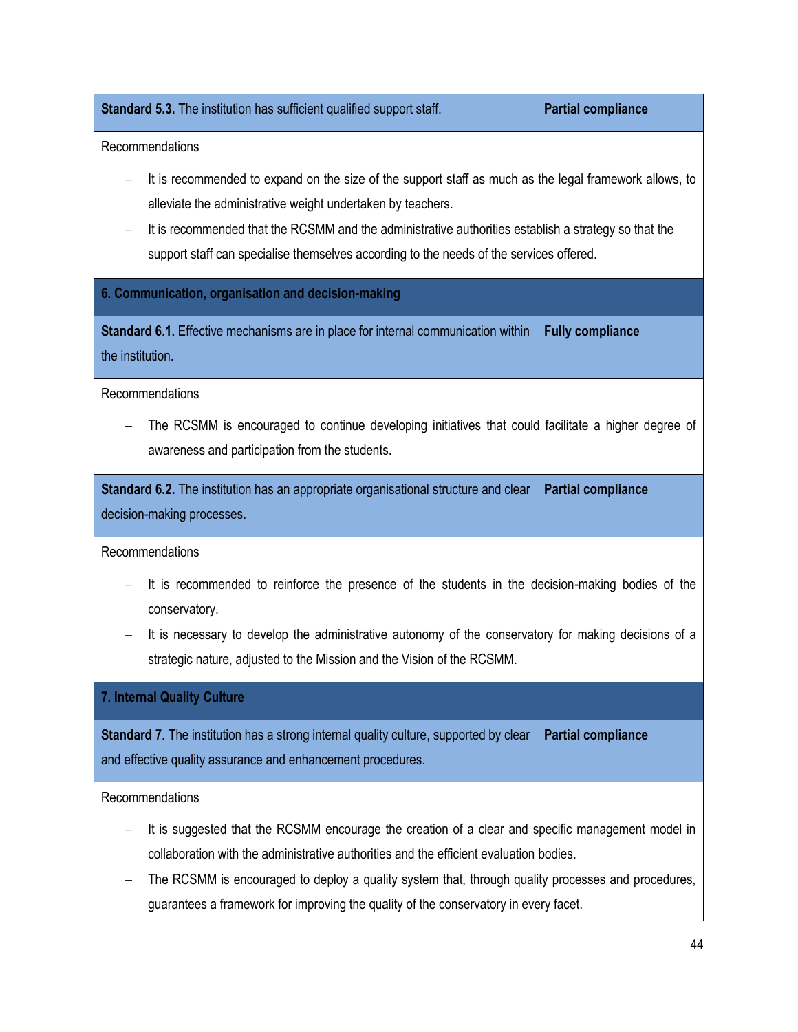| **Standard 5.3.** The institution has sufficient qualified support staff. | **Partial compliance** |
|---|---|

Recommendations

- It is recommended to expand on the size of the support staff as much as the legal framework allows, to alleviate the administrative weight undertaken by teachers.
- It is recommended that the RCSMM and the administrative authorities establish a strategy so that the support staff can specialise themselves according to the needs of the services offered.

## 6. Communication, organisation and decision-making

| **Standard 6.1.** Effective mechanisms are in place for internal communication within the institution. | **Fully compliance** |
|---|---|

Recommendations

- The RCSMM is encouraged to continue developing initiatives that could facilitate a higher degree of awareness and participation from the students.

| **Standard 6.2.** The institution has an appropriate organisational structure and clear decision-making processes. | **Partial compliance** |
|---|---|

Recommendations

- It is recommended to reinforce the presence of the students in the decision-making bodies of the conservatory.
- It is necessary to develop the administrative autonomy of the conservatory for making decisions of a strategic nature, adjusted to the Mission and the Vision of the RCSMM.

## 7. Internal Quality Culture

| **Standard 7.** The institution has a strong internal quality culture, supported by clear and effective quality assurance and enhancement procedures. | **Partial compliance** |
|---|---|

Recommendations

- It is suggested that the RCSMM encourage the creation of a clear and specific management model in collaboration with the administrative authorities and the efficient evaluation bodies.
- The RCSMM is encouraged to deploy a quality system that, through quality processes and procedures, guarantees a framework for improving the quality of the conservatory in every facet.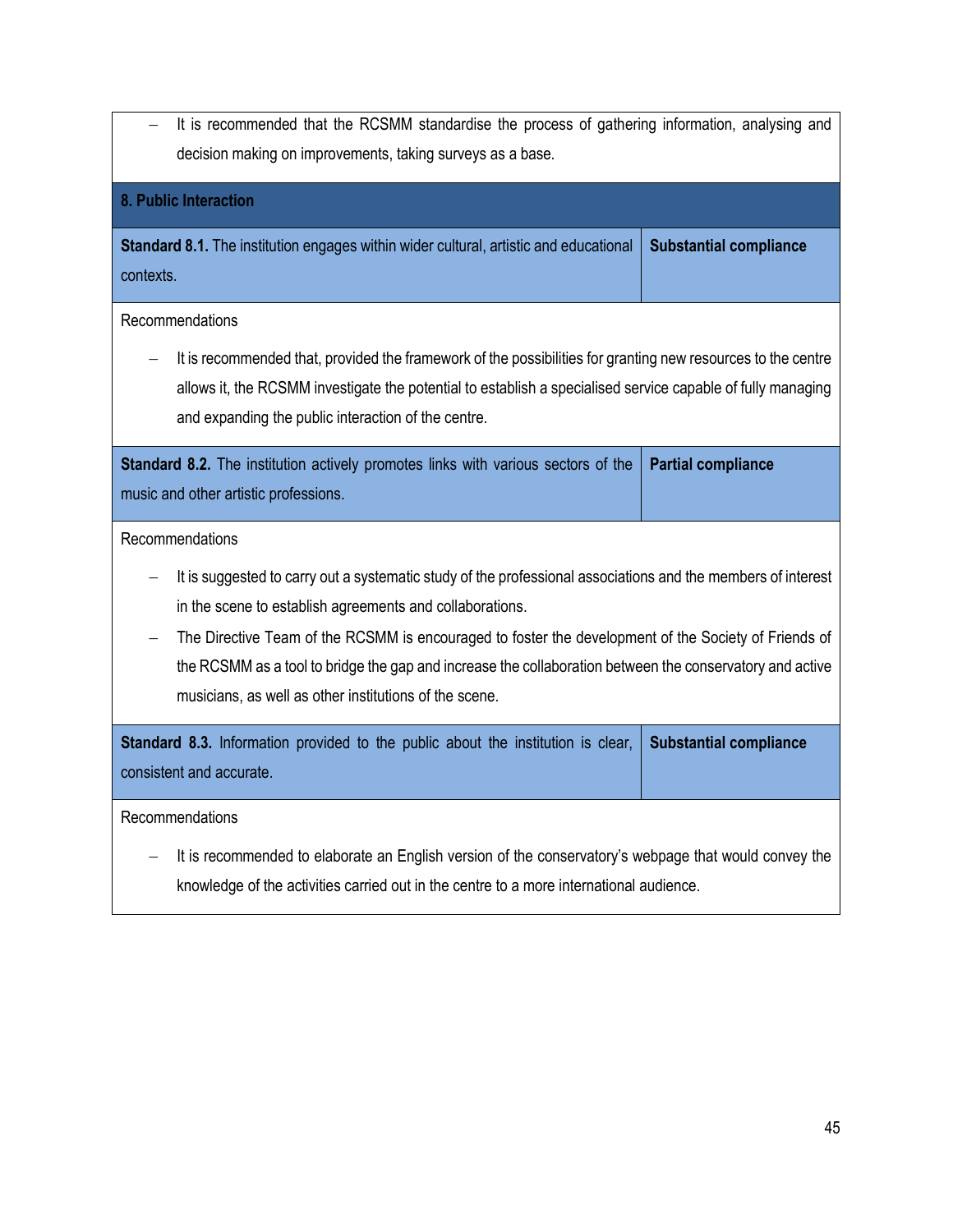- It is recommended that the RCSMM standardise the process of gathering information, analysing and decision making on improvements, taking surveys as a base.

## 8. Public Interaction

| **Standard 8.1.** The institution engages within wider cultural, artistic and educational contexts. | **Substantial compliance** |
|---|---|

Recommendations

- It is recommended that, provided the framework of the possibilities for granting new resources to the centre allows it, the RCSMM investigate the potential to establish a specialised service capable of fully managing and expanding the public interaction of the centre.

| **Standard 8.2.** The institution actively promotes links with various sectors of the music and other artistic professions. | **Partial compliance** |
|---|---|

Recommendations

- It is suggested to carry out a systematic study of the professional associations and the members of interest in the scene to establish agreements and collaborations.
- The Directive Team of the RCSMM is encouraged to foster the development of the Society of Friends of the RCSMM as a tool to bridge the gap and increase the collaboration between the conservatory and active musicians, as well as other institutions of the scene.

| **Standard 8.3.** Information provided to the public about the institution is clear, consistent and accurate. | **Substantial compliance** |
|---|---|

Recommendations

- It is recommended to elaborate an English version of the conservatory's webpage that would convey the knowledge of the activities carried out in the centre to a more international audience.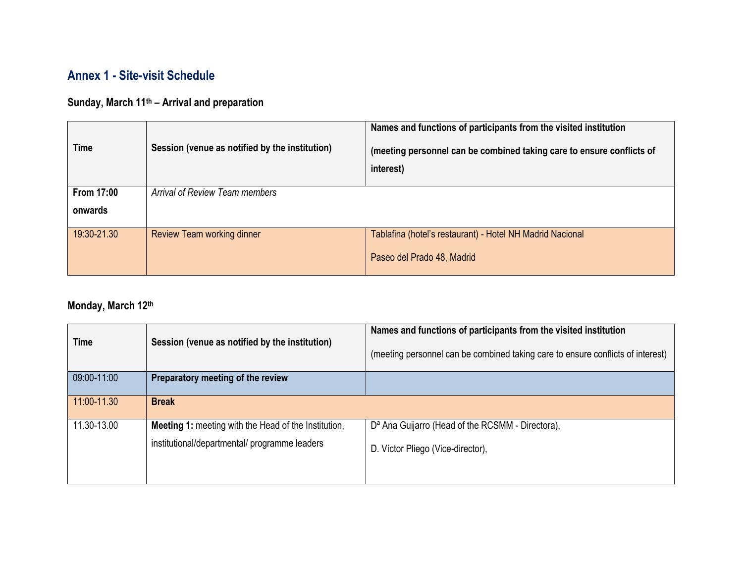## Annex 1 - Site-visit Schedule

### Sunday, March 11th – Arrival and preparation

| Time | Session (venue as notified by the institution) | Names and functions of participants from the visited institution (meeting personnel can be combined taking care to ensure conflicts of interest) |
|---|---|---|
| **From 17:00 onwards** | *Arrival of Review Team members* | |
| 19:30-21.30 | Review Team working dinner | Tablafina (hotel's restaurant) - Hotel NH Madrid Nacional<br>Paseo del Prado 48, Madrid |

### Monday, March 12th

| Time | Session (venue as notified by the institution) | Names and functions of participants from the visited institution (meeting personnel can be combined taking care to ensure conflicts of interest) |
|---|---|---|
| 09:00-11:00 | **Preparatory meeting of the review** | |
| 11:00-11.30 | **Break** | |
| 11.30-13.00 | **Meeting 1:** meeting with the Head of the Institution, institutional/departmental/ programme leaders | Dª Ana Guijarro (Head of the RCSMM - Directora),<br>D. Víctor Pliego (Vice-director), |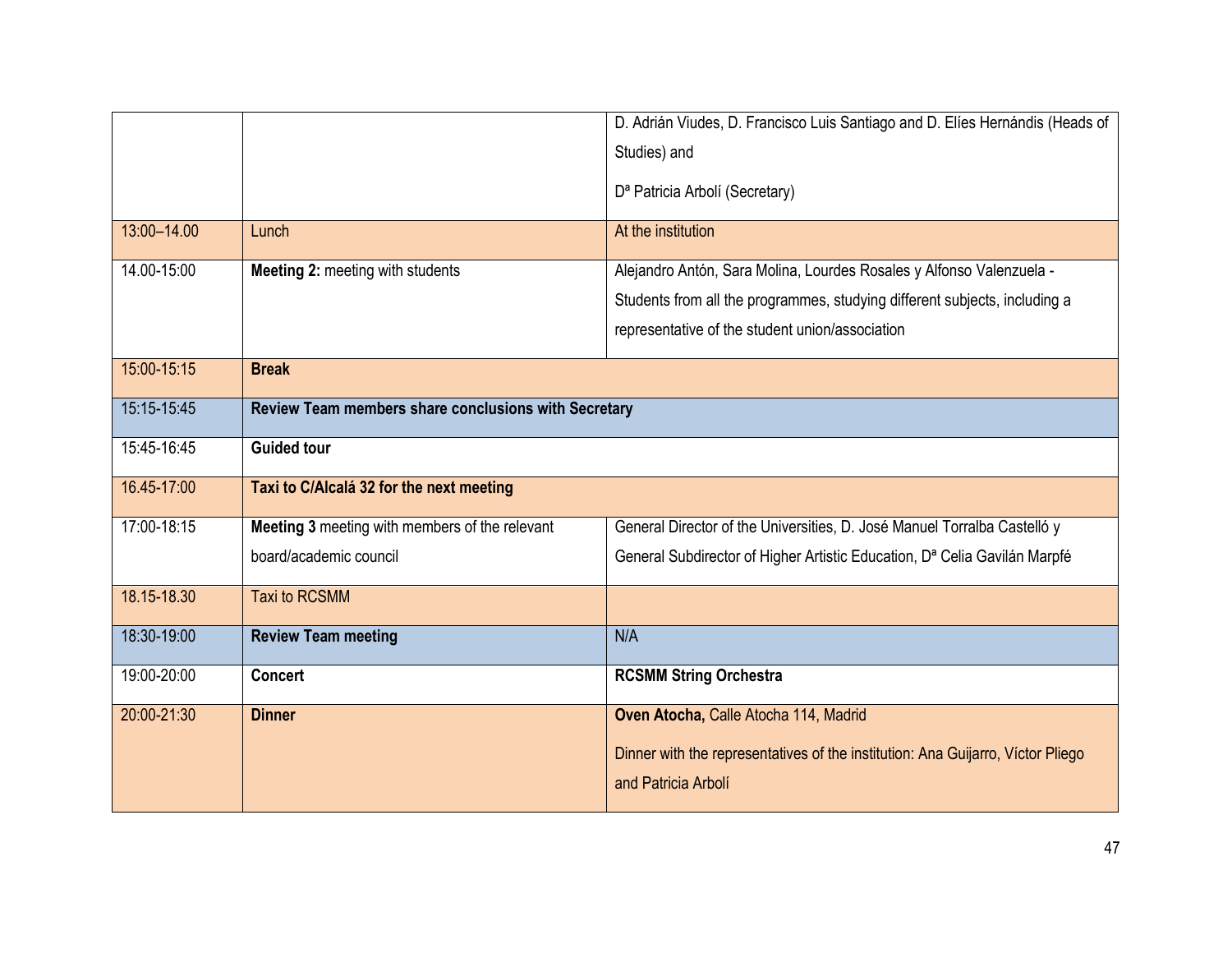| | | |
|---|---|---|
| | | D. Adrián Viudes, D. Francisco Luis Santiago and D. Elíes Hernándis (Heads of Studies) and<br><br>Dª Patricia Arbolí (Secretary) |
| 13:00–14.00 | Lunch | At the institution |
| 14.00-15:00 | **Meeting 2:** meeting with students | Alejandro Antón, Sara Molina, Lourdes Rosales y Alfonso Valenzuela - Students from all the programmes, studying different subjects, including a representative of the student union/association |
| 15:00-15:15 | **Break** | |
| 15:15-15:45 | **Review Team members share conclusions with Secretary** | |
| 15:45-16:45 | **Guided tour** | |
| 16.45-17:00 | **Taxi to C/Alcalá 32 for the next meeting** | |
| 17:00-18:15 | **Meeting 3** meeting with members of the relevant board/academic council | General Director of the Universities, D. José Manuel Torralba Castelló y General Subdirector of Higher Artistic Education, Dª Celia Gavilán Marpfé |
| 18.15-18.30 | Taxi to RCSMM | |
| 18:30-19:00 | **Review Team meeting** | N/A |
| 19:00-20:00 | **Concert** | **RCSMM String Orchestra** |
| 20:00-21:30 | **Dinner** | **Oven Atocha,** Calle Atocha 114, Madrid<br><br>Dinner with the representatives of the institution: Ana Guijarro, Víctor Pliego and Patricia Arbolí |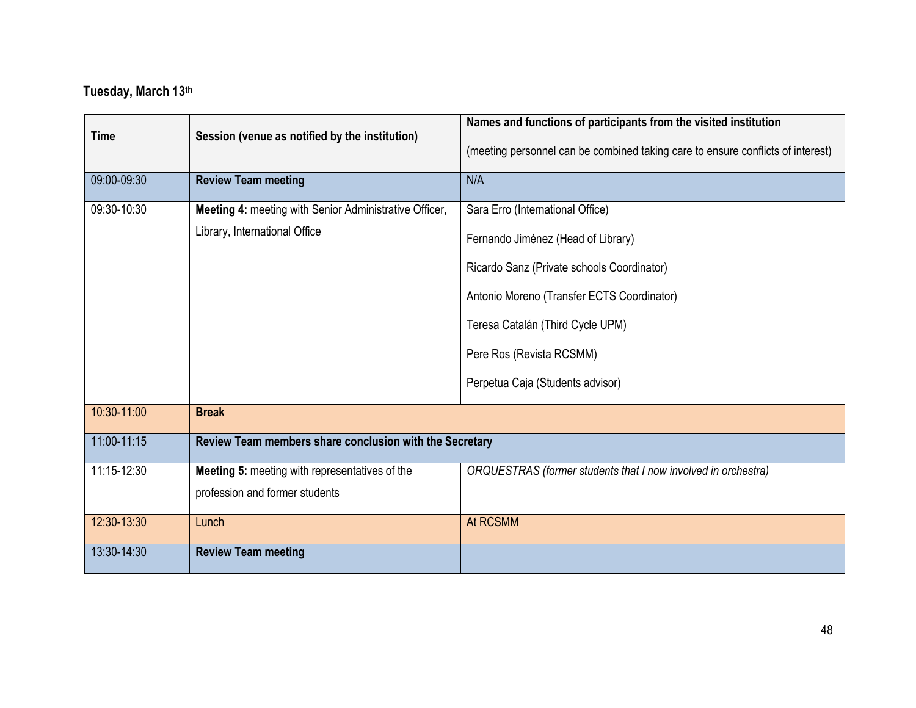**Tuesday, March 13th**

| Time | Session (venue as notified by the institution) | Names and functions of participants from the visited institution<br><br>(meeting personnel can be combined taking care to ensure conflicts of interest) |
|---|---|---|
| 09:00-09:30 | **Review Team meeting** | N/A |
| 09:30-10:30 | **Meeting 4:** meeting with Senior Administrative Officer, Library, International Office | Sara Erro (International Office)<br><br>Fernando Jiménez (Head of Library)<br><br>Ricardo Sanz (Private schools Coordinator)<br><br>Antonio Moreno (Transfer ECTS Coordinator)<br><br>Teresa Catalán (Third Cycle UPM)<br><br>Pere Ros (Revista RCSMM)<br><br>Perpetua Caja (Students advisor) |
| 10:30-11:00 | **Break** | |
| 11:00-11:15 | **Review Team members share conclusion with the Secretary** | |
| 11:15-12:30 | **Meeting 5:** meeting with representatives of the profession and former students | *ORQUESTRAS (former students that I now involved in orchestra)* |
| 12:30-13:30 | Lunch | At RCSMM |
| 13:30-14:30 | **Review Team meeting** | |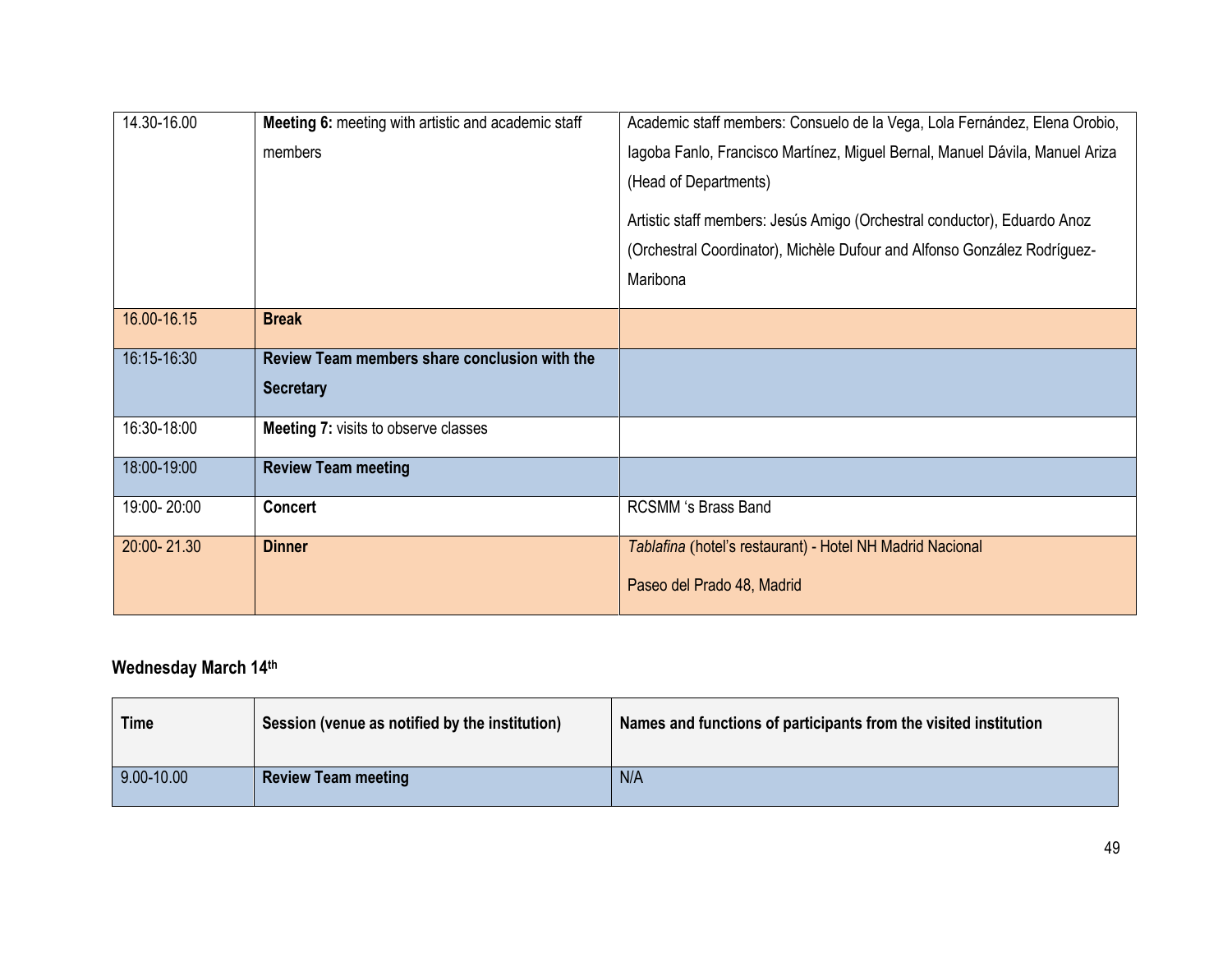| | | |
|---|---|---|
| 14.30-16.00 | **Meeting 6:** meeting with artistic and academic staff members | Academic staff members: Consuelo de la Vega, Lola Fernández, Elena Orobio, Iagoba Fanlo, Francisco Martínez, Miguel Bernal, Manuel Dávila, Manuel Ariza (Head of Departments)<br><br>Artistic staff members: Jesús Amigo (Orchestral conductor), Eduardo Anoz (Orchestral Coordinator), Michèle Dufour and Alfonso González Rodríguez-Maribona |
| 16.00-16.15 | **Break** | |
| 16:15-16:30 | **Review Team members share conclusion with the Secretary** | |
| 16:30-18:00 | **Meeting 7:** visits to observe classes | |
| 18:00-19:00 | **Review Team meeting** | |
| 19:00- 20:00 | **Concert** | RCSMM 's Brass Band |
| 20:00- 21.30 | **Dinner** | *Tablafina* (hotel's restaurant) - Hotel NH Madrid Nacional<br><br>Paseo del Prado 48, Madrid |

**Wednesday March 14th**

| Time | Session (venue as notified by the institution) | Names and functions of participants from the visited institution |
|---|---|---|
| 9.00-10.00 | **Review Team meeting** | N/A |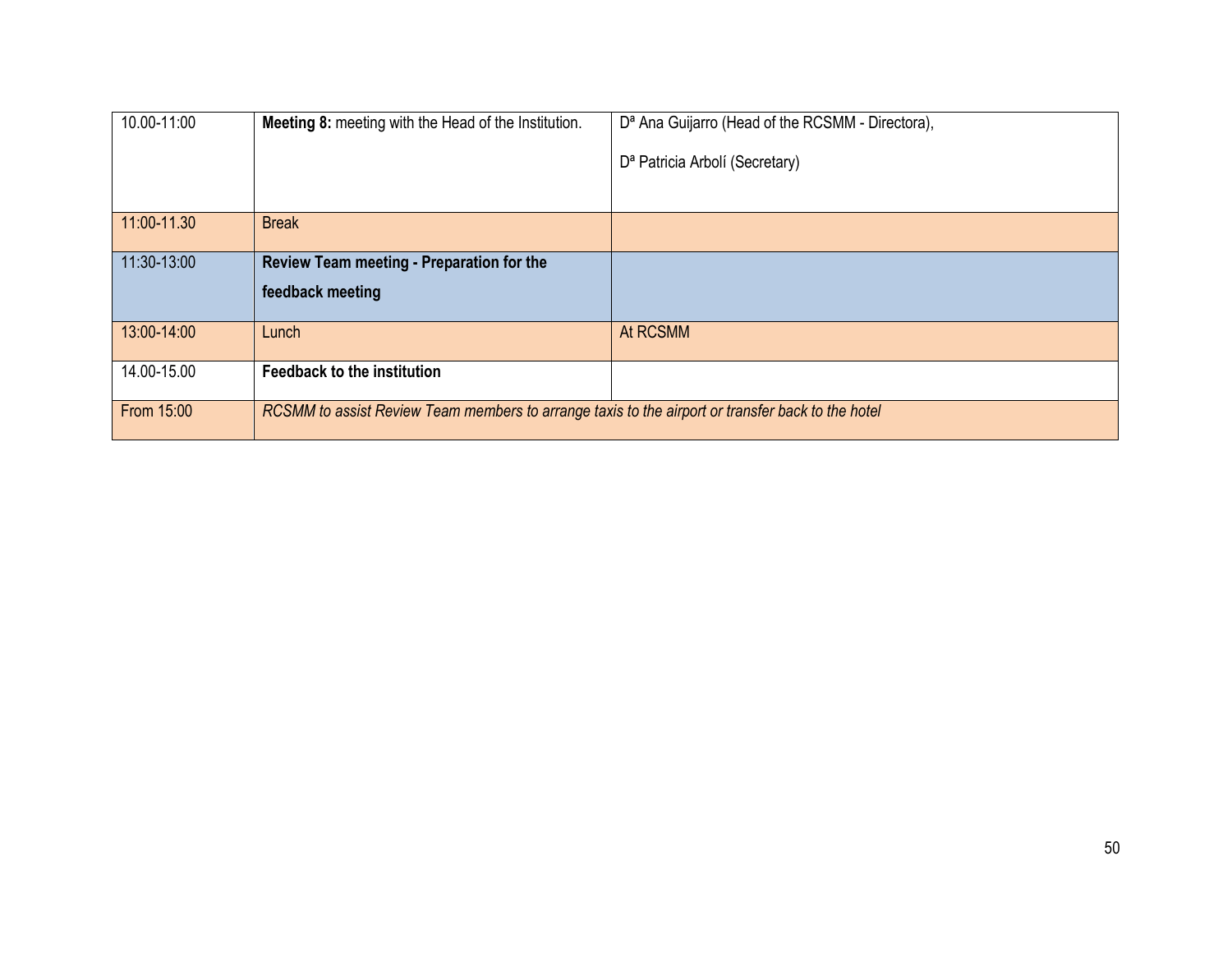| | | |
|---|---|---|
| 10.00-11:00 | **Meeting 8:** meeting with the Head of the Institution. | Dª Ana Guijarro (Head of the RCSMM - Directora),<br><br>Dª Patricia Arbolí (Secretary) |
| 11:00-11.30 | Break | |
| 11:30-13:00 | **Review Team meeting - Preparation for the feedback meeting** | |
| 13:00-14:00 | Lunch | At RCSMM |
| 14.00-15.00 | **Feedback to the institution** | |
| From 15:00 | *RCSMM to assist Review Team members to arrange taxis to the airport or transfer back to the hotel* | |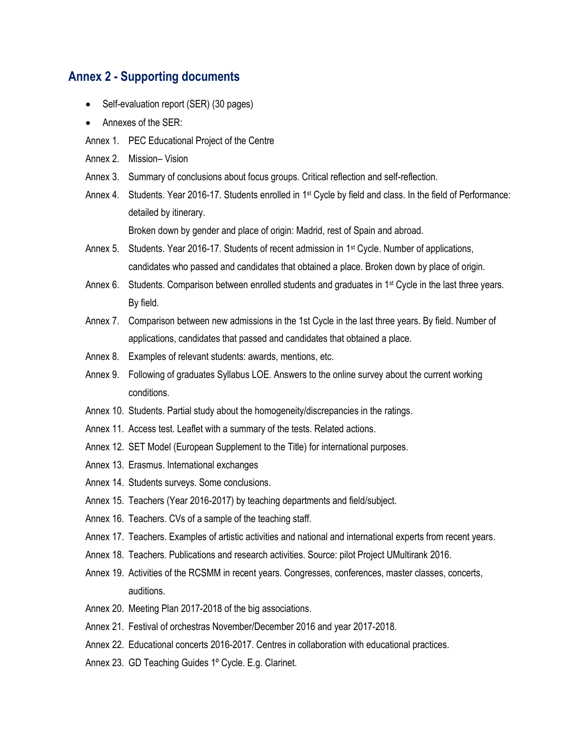## Annex 2 - Supporting documents

- Self-evaluation report (SER) (30 pages)
- Annexes of the SER:

Annex 1. PEC Educational Project of the Centre

Annex 2. Mission– Vision

Annex 3. Summary of conclusions about focus groups. Critical reflection and self-reflection.

Annex 4. Students. Year 2016-17. Students enrolled in 1st Cycle by field and class. In the field of Performance: detailed by itinerary.
Broken down by gender and place of origin: Madrid, rest of Spain and abroad.

Annex 5. Students. Year 2016-17. Students of recent admission in 1st Cycle. Number of applications, candidates who passed and candidates that obtained a place. Broken down by place of origin.

Annex 6. Students. Comparison between enrolled students and graduates in 1st Cycle in the last three years. By field.

Annex 7. Comparison between new admissions in the 1st Cycle in the last three years. By field. Number of applications, candidates that passed and candidates that obtained a place.

Annex 8. Examples of relevant students: awards, mentions, etc.

Annex 9. Following of graduates Syllabus LOE. Answers to the online survey about the current working conditions.

Annex 10. Students. Partial study about the homogeneity/discrepancies in the ratings.

Annex 11. Access test. Leaflet with a summary of the tests. Related actions.

Annex 12. SET Model (European Supplement to the Title) for international purposes.

Annex 13. Erasmus. International exchanges

Annex 14. Students surveys. Some conclusions.

Annex 15. Teachers (Year 2016-2017) by teaching departments and field/subject.

Annex 16. Teachers. CVs of a sample of the teaching staff.

Annex 17. Teachers. Examples of artistic activities and national and international experts from recent years.

Annex 18. Teachers. Publications and research activities. Source: pilot Project UMultirank 2016.

Annex 19. Activities of the RCSMM in recent years. Congresses, conferences, master classes, concerts, auditions.

Annex 20. Meeting Plan 2017-2018 of the big associations.

Annex 21. Festival of orchestras November/December 2016 and year 2017-2018.

Annex 22. Educational concerts 2016-2017. Centres in collaboration with educational practices.

Annex 23. GD Teaching Guides 1º Cycle. E.g. Clarinet.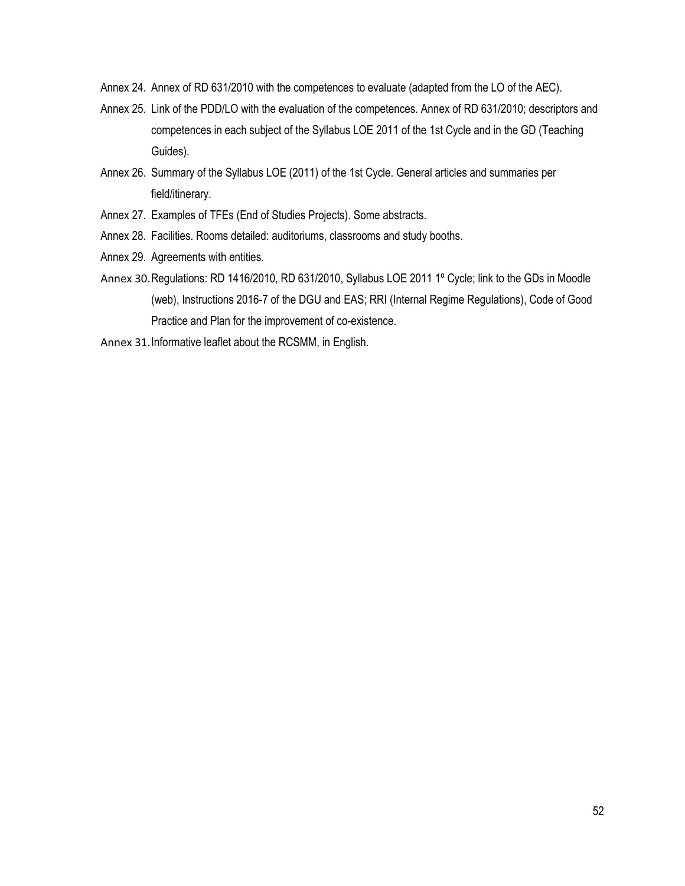Annex 24. Annex of RD 631/2010 with the competences to evaluate (adapted from the LO of the AEC).

Annex 25. Link of the PDD/LO with the evaluation of the competences. Annex of RD 631/2010; descriptors and competences in each subject of the Syllabus LOE 2011 of the 1st Cycle and in the GD (Teaching Guides).

Annex 26. Summary of the Syllabus LOE (2011) of the 1st Cycle. General articles and summaries per field/itinerary.

Annex 27. Examples of TFEs (End of Studies Projects). Some abstracts.

Annex 28. Facilities. Rooms detailed: auditoriums, classrooms and study booths.

Annex 29. Agreements with entities.

Annex 30. Regulations: RD 1416/2010, RD 631/2010, Syllabus LOE 2011 1º Cycle; link to the GDs in Moodle (web), Instructions 2016-7 of the DGU and EAS; RRI (Internal Regime Regulations), Code of Good Practice and Plan for the improvement of co-existence.

Annex 31. Informative leaflet about the RCSMM, in English.